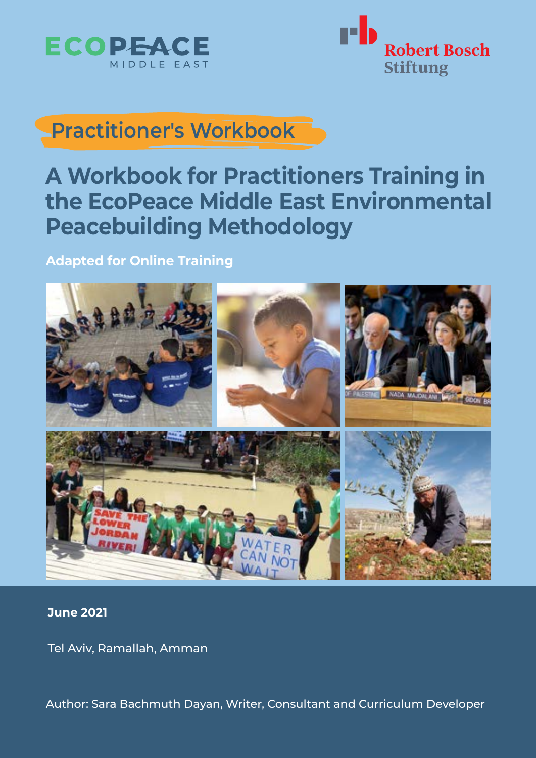ECOPEACE MIDDLE EAST

Robert Bosch Stiftung

Practitioner's Workbook

# A Workbook for Practitioners Training in the EcoPeace Middle East Environmental Peacebuilding Methodology

**Adapted for Online Training**

**June 2021**

Tel Aviv, Ramallah, Amman

Author: Sara Bachmuth Dayan, Writer, Consultant and Curriculum Developer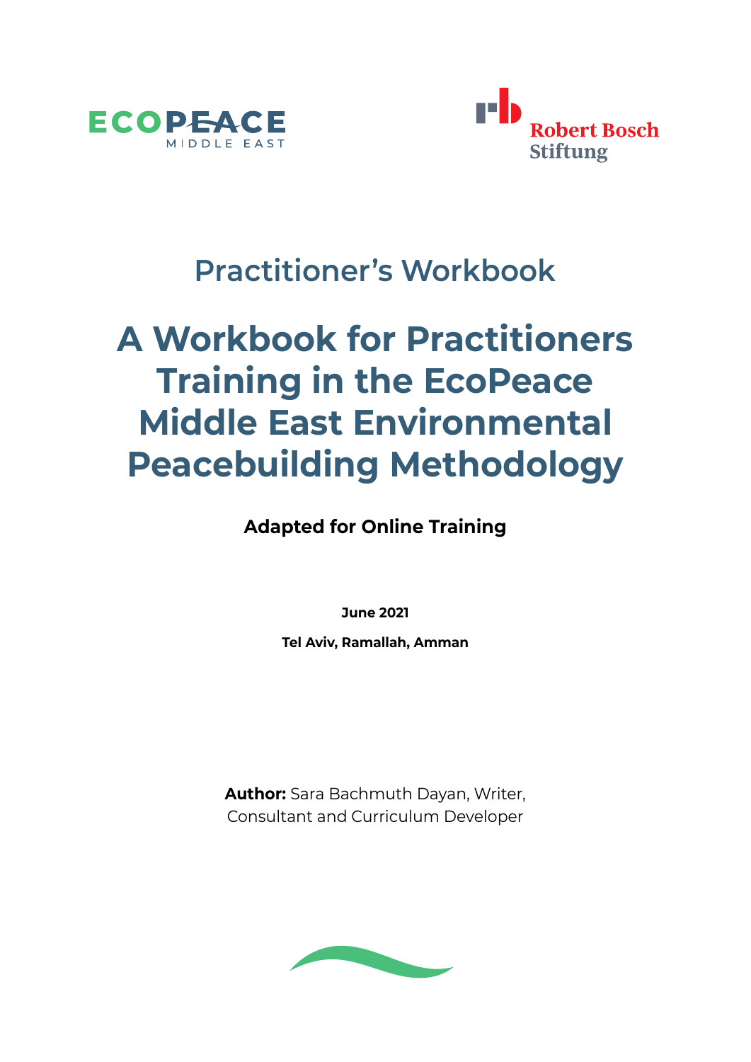ECOPEACE
MIDDLE EAST

Robert Bosch
Stiftung

## Practitioner's Workbook

# A Workbook for Practitioners Training in the EcoPeace Middle East Environmental Peacebuilding Methodology

**Adapted for Online Training**

**June 2021**

**Tel Aviv, Ramallah, Amman**

**Author:** Sara Bachmuth Dayan, Writer, Consultant and Curriculum Developer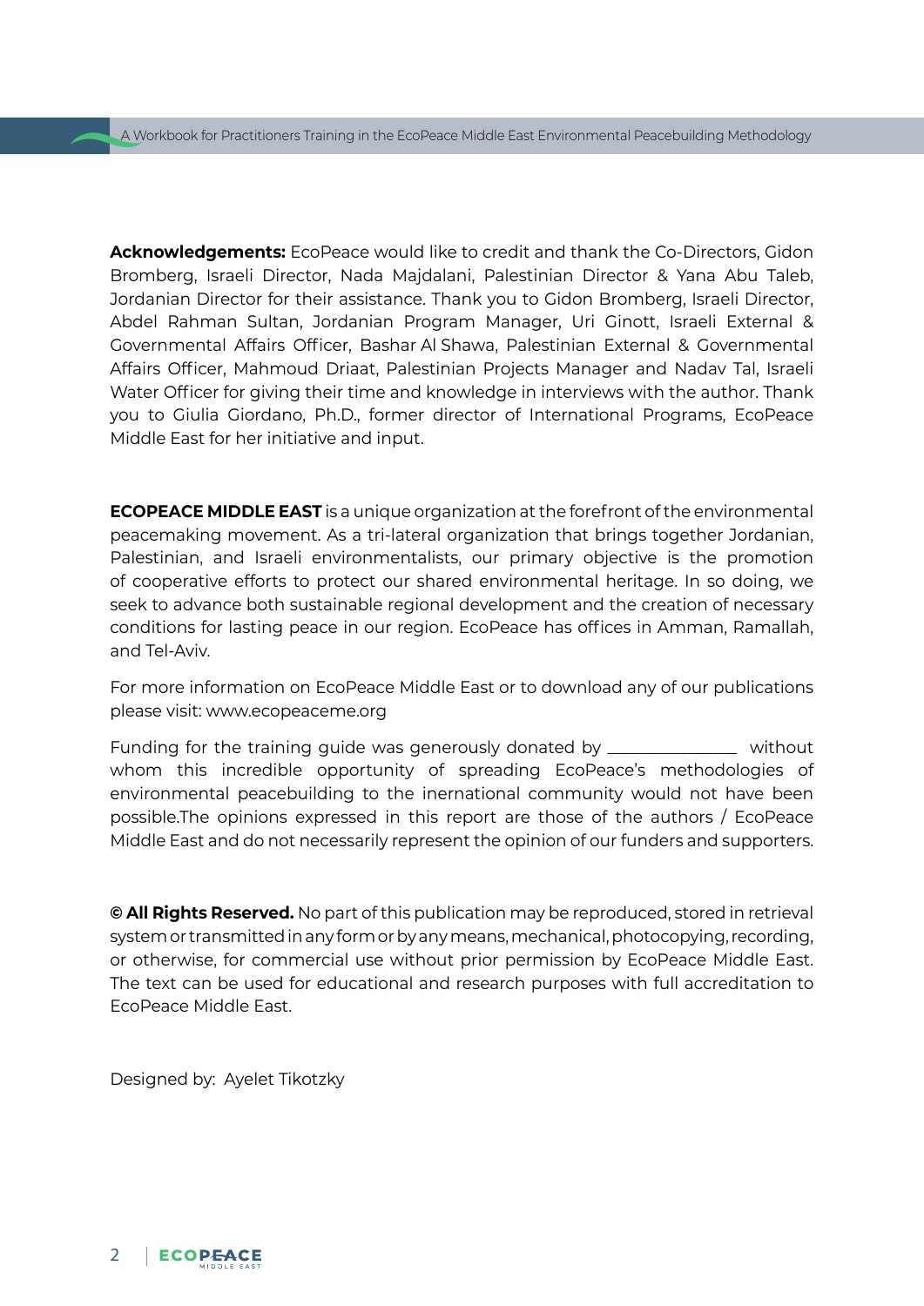**Acknowledgements:** EcoPeace would like to credit and thank the Co-Directors, Gidon Bromberg, Israeli Director, Nada Majdalani, Palestinian Director & Yana Abu Taleb, Jordanian Director for their assistance. Thank you to Gidon Bromberg, Israeli Director, Abdel Rahman Sultan, Jordanian Program Manager, Uri Ginott, Israeli External & Governmental Affairs Officer, Bashar Al Shawa, Palestinian External & Governmental Affairs Officer, Mahmoud Driaat, Palestinian Projects Manager and Nadav Tal, Israeli Water Officer for giving their time and knowledge in interviews with the author. Thank you to Giulia Giordano, Ph.D., former director of International Programs, EcoPeace Middle East for her initiative and input.

**ECOPEACE MIDDLE EAST** is a unique organization at the forefront of the environmental peacemaking movement. As a tri-lateral organization that brings together Jordanian, Palestinian, and Israeli environmentalists, our primary objective is the promotion of cooperative efforts to protect our shared environmental heritage. In so doing, we seek to advance both sustainable regional development and the creation of necessary conditions for lasting peace in our region. EcoPeace has offices in Amman, Ramallah, and Tel-Aviv.

For more information on EcoPeace Middle East or to download any of our publications please visit: www.ecopeaceme.org

Funding for the training guide was generously donated by _______________ without whom this incredible opportunity of spreading EcoPeace's methodologies of environmental peacebuilding to the inernational community would not have been possible.The opinions expressed in this report are those of the authors / EcoPeace Middle East and do not necessarily represent the opinion of our funders and supporters.

**© All Rights Reserved.** No part of this publication may be reproduced, stored in retrieval system or transmitted in any form or by any means, mechanical, photocopying, recording, or otherwise, for commercial use without prior permission by EcoPeace Middle East. The text can be used for educational and research purposes with full accreditation to EcoPeace Middle East.

Designed by: Ayelet Tikotzky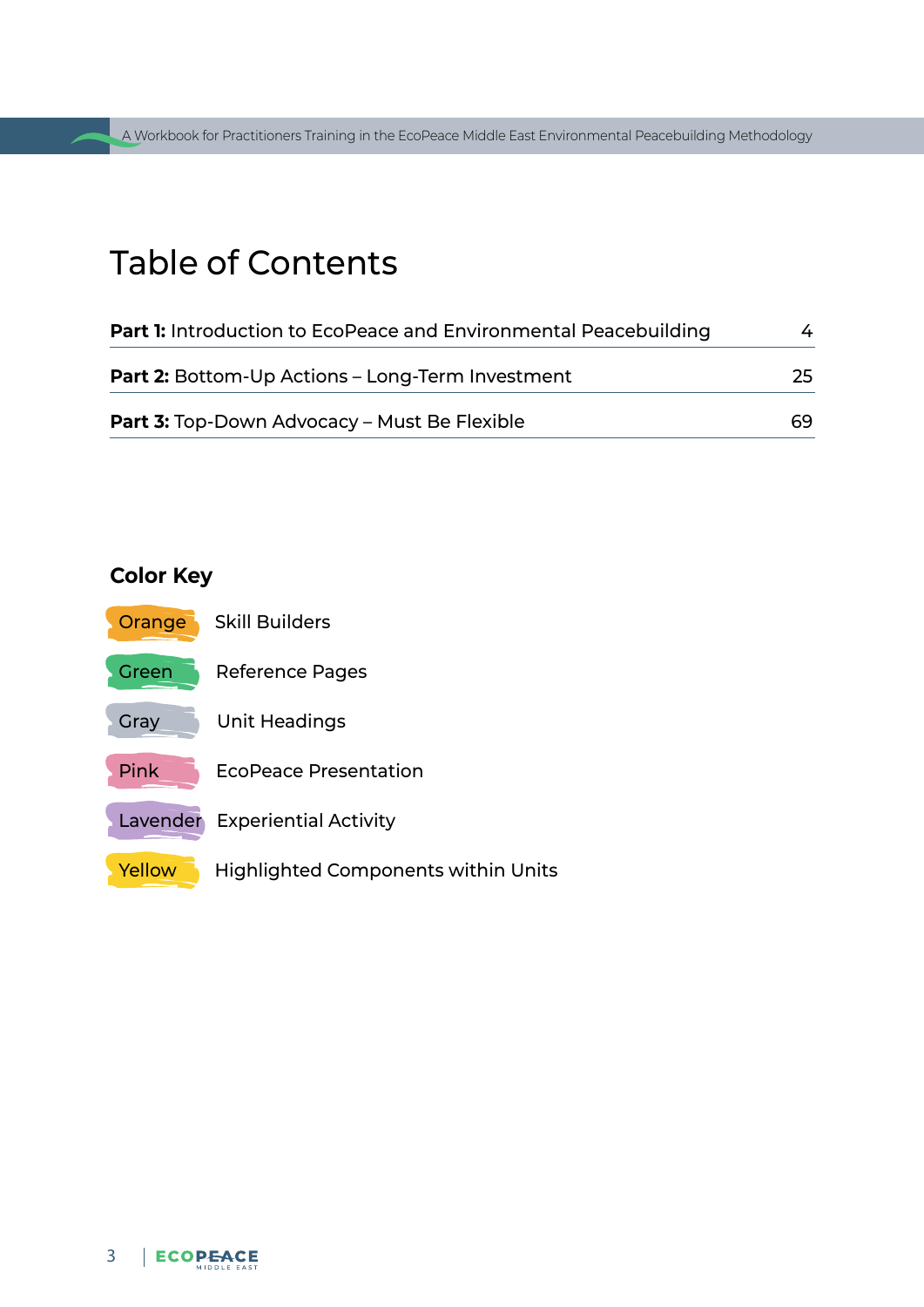# Table of Contents

| | |
|---|---|
| **Part 1:** Introduction to EcoPeace and Environmental Peacebuilding | 4 |
| **Part 2:** Bottom-Up Actions – Long-Term Investment | 25 |
| **Part 3:** Top-Down Advocacy – Must Be Flexible | 69 |

## Color Key

| | |
|---|---|
| Orange | Skill Builders |
| Green | Reference Pages |
| Gray | Unit Headings |
| Pink | EcoPeace Presentation |
| Lavender | Experiential Activity |
| Yellow | Highlighted Components within Units |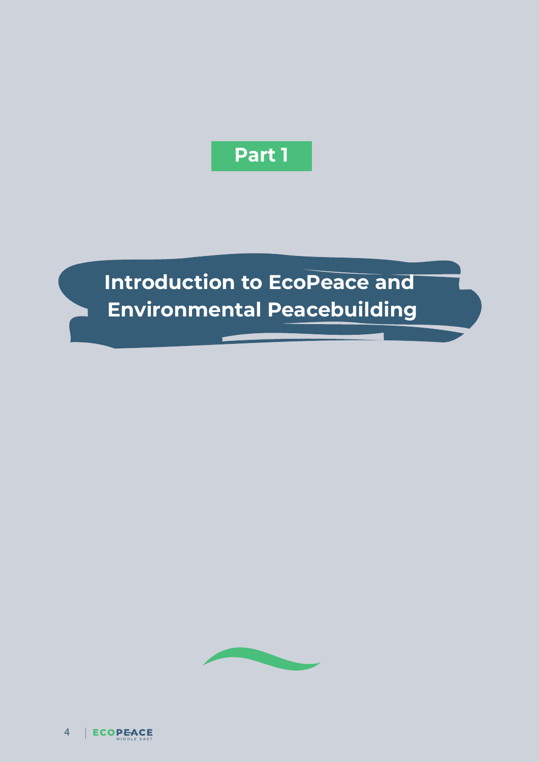# Part 1

# Introduction to EcoPeace and Environmental Peacebuilding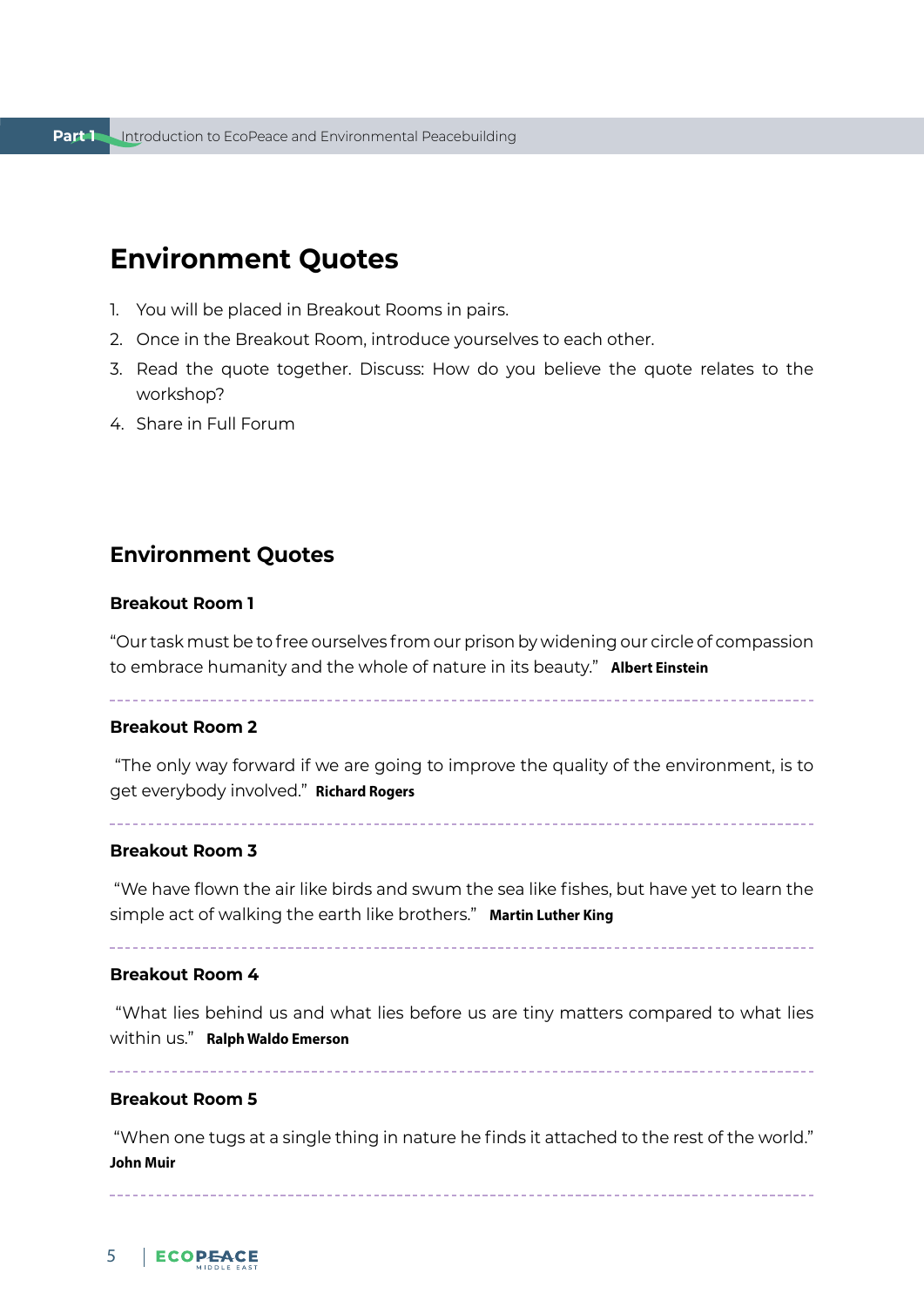# Environment Quotes

1. You will be placed in Breakout Rooms in pairs.
2. Once in the Breakout Room, introduce yourselves to each other.
3. Read the quote together. Discuss: How do you believe the quote relates to the workshop?
4. Share in Full Forum

## Environment Quotes

**Breakout Room 1**

"Our task must be to free ourselves from our prison by widening our circle of compassion to embrace humanity and the whole of nature in its beauty." **Albert Einstein**

---

**Breakout Room 2**

"The only way forward if we are going to improve the quality of the environment, is to get everybody involved." **Richard Rogers**

---

**Breakout Room 3**

"We have flown the air like birds and swum the sea like fishes, but have yet to learn the simple act of walking the earth like brothers." **Martin Luther King**

---

**Breakout Room 4**

"What lies behind us and what lies before us are tiny matters compared to what lies within us." **Ralph Waldo Emerson**

---

**Breakout Room 5**

"When one tugs at a single thing in nature he finds it attached to the rest of the world." **John Muir**

---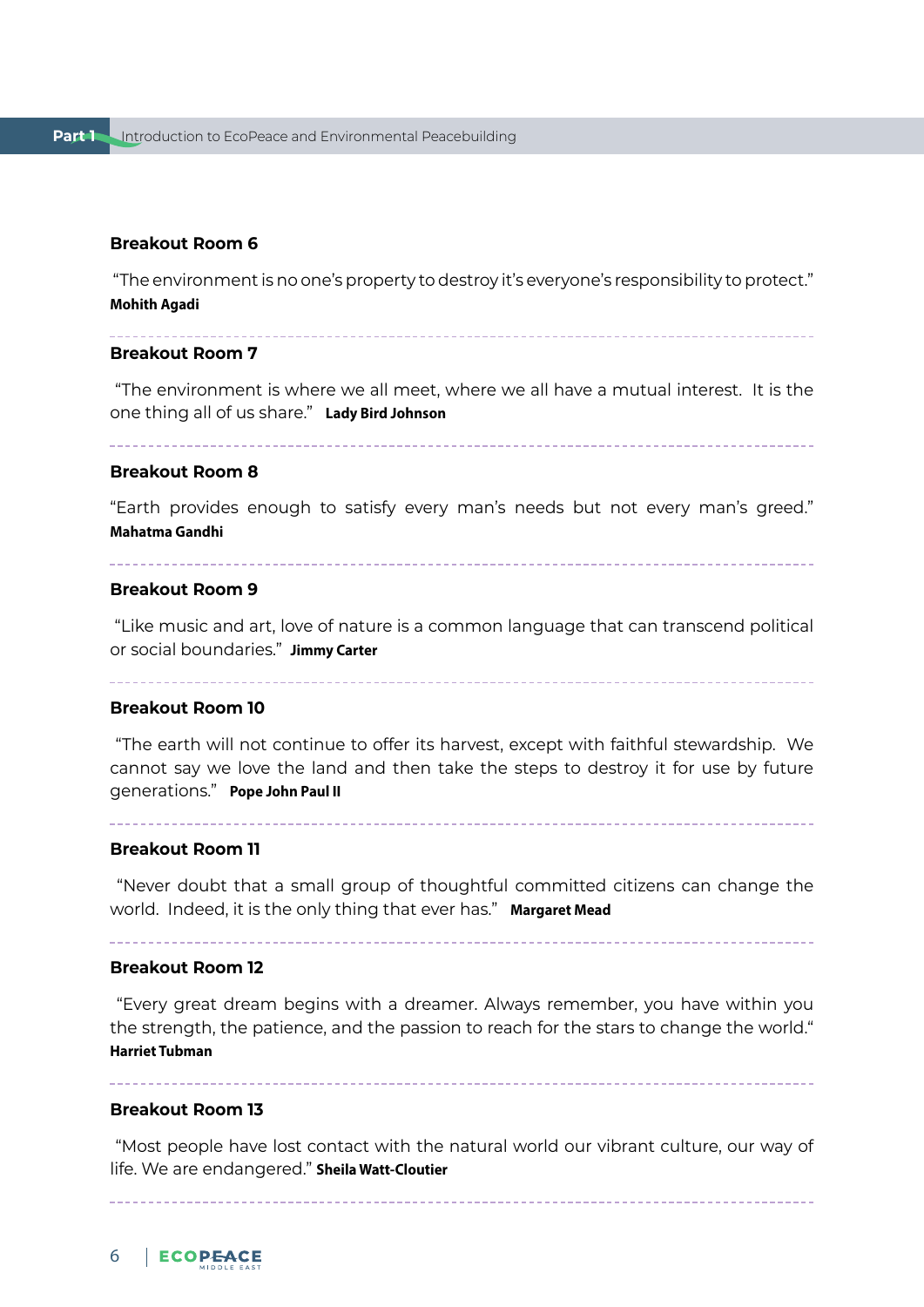### Breakout Room 6

"The environment is no one's property to destroy it's everyone's responsibility to protect." **Mohith Agadi**

---

### Breakout Room 7

"The environment is where we all meet, where we all have a mutual interest. It is the one thing all of us share." **Lady Bird Johnson**

---

### Breakout Room 8

"Earth provides enough to satisfy every man's needs but not every man's greed." **Mahatma Gandhi**

---

### Breakout Room 9

"Like music and art, love of nature is a common language that can transcend political or social boundaries." **Jimmy Carter**

---

### Breakout Room 10

"The earth will not continue to offer its harvest, except with faithful stewardship. We cannot say we love the land and then take the steps to destroy it for use by future generations." **Pope John Paul II**

---

### Breakout Room 11

"Never doubt that a small group of thoughtful committed citizens can change the world. Indeed, it is the only thing that ever has." **Margaret Mead**

---

### Breakout Room 12

"Every great dream begins with a dreamer. Always remember, you have within you the strength, the patience, and the passion to reach for the stars to change the world." **Harriet Tubman**

---

### Breakout Room 13

"Most people have lost contact with the natural world our vibrant culture, our way of life. We are endangered." **Sheila Watt-Cloutier**

---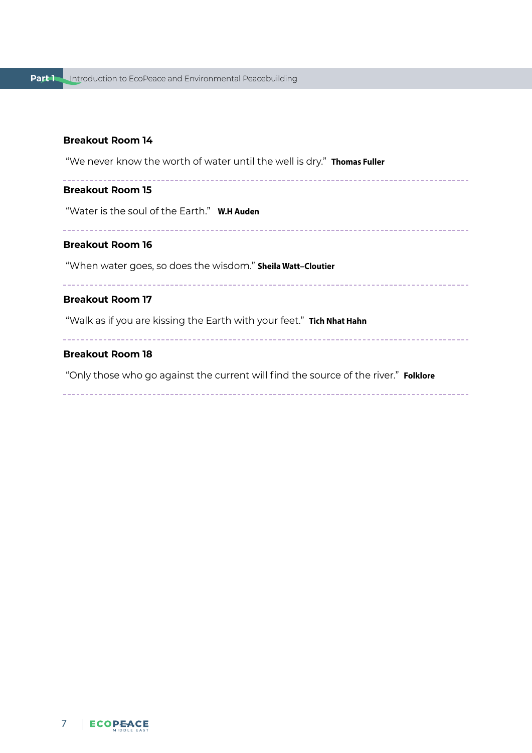**Breakout Room 14**

"We never know the worth of water until the well is dry." **Thomas Fuller**

---

**Breakout Room 15**

"Water is the soul of the Earth." **W.H Auden**

---

**Breakout Room 16**

"When water goes, so does the wisdom." **Sheila Watt–Cloutier**

---

**Breakout Room 17**

"Walk as if you are kissing the Earth with your feet." **Tich Nhat Hahn**

---

**Breakout Room 18**

"Only those who go against the current will find the source of the river." **Folklore**

---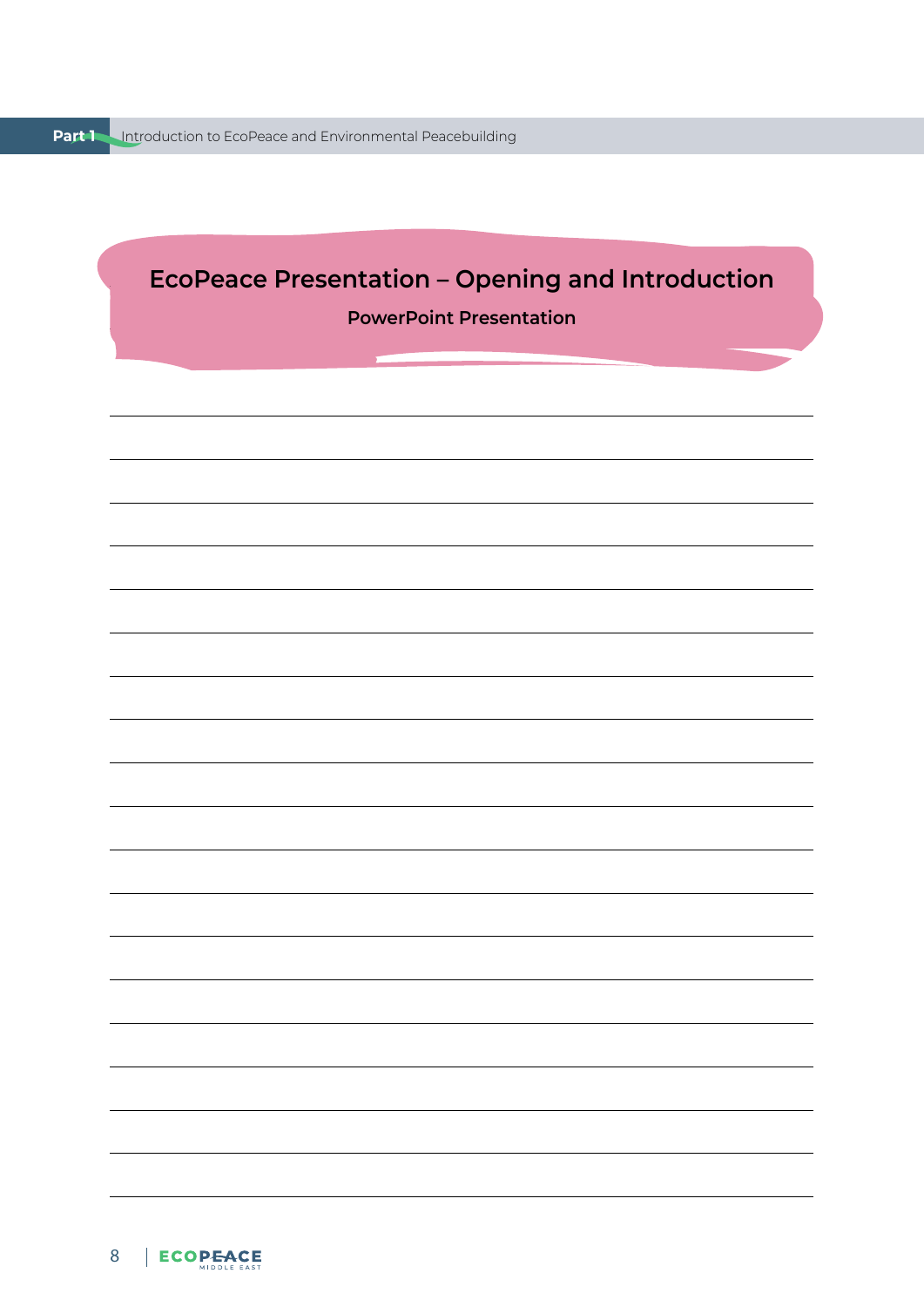## EcoPeace Presentation – Opening and Introduction

**PowerPoint Presentation**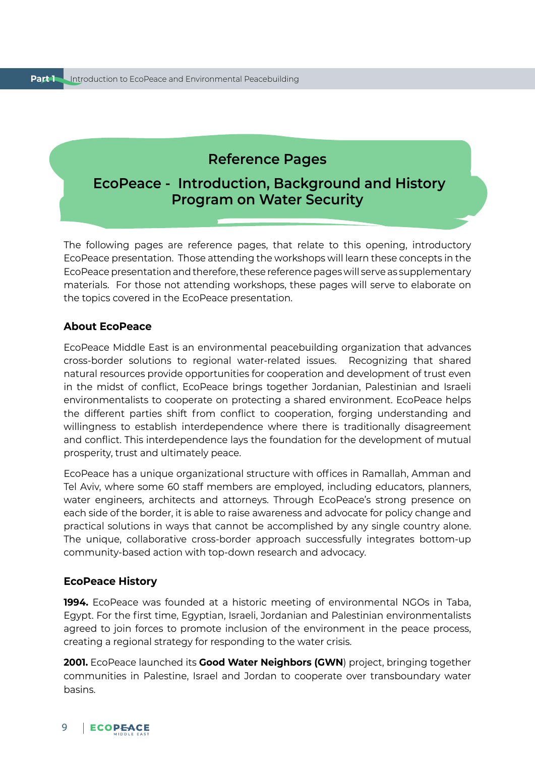## Reference Pages

## EcoPeace - Introduction, Background and History Program on Water Security

The following pages are reference pages, that relate to this opening, introductory EcoPeace presentation. Those attending the workshops will learn these concepts in the EcoPeace presentation and therefore, these reference pages will serve as supplementary materials. For those not attending workshops, these pages will serve to elaborate on the topics covered in the EcoPeace presentation.

### About EcoPeace

EcoPeace Middle East is an environmental peacebuilding organization that advances cross-border solutions to regional water-related issues. Recognizing that shared natural resources provide opportunities for cooperation and development of trust even in the midst of conflict, EcoPeace brings together Jordanian, Palestinian and Israeli environmentalists to cooperate on protecting a shared environment. EcoPeace helps the different parties shift from conflict to cooperation, forging understanding and willingness to establish interdependence where there is traditionally disagreement and conflict. This interdependence lays the foundation for the development of mutual prosperity, trust and ultimately peace.

EcoPeace has a unique organizational structure with offices in Ramallah, Amman and Tel Aviv, where some 60 staff members are employed, including educators, planners, water engineers, architects and attorneys. Through EcoPeace's strong presence on each side of the border, it is able to raise awareness and advocate for policy change and practical solutions in ways that cannot be accomplished by any single country alone. The unique, collaborative cross-border approach successfully integrates bottom-up community-based action with top-down research and advocacy.

### EcoPeace History

**1994.** EcoPeace was founded at a historic meeting of environmental NGOs in Taba, Egypt. For the first time, Egyptian, Israeli, Jordanian and Palestinian environmentalists agreed to join forces to promote inclusion of the environment in the peace process, creating a regional strategy for responding to the water crisis.

**2001.** EcoPeace launched its **Good Water Neighbors (GWN**) project, bringing together communities in Palestine, Israel and Jordan to cooperate over transboundary water basins.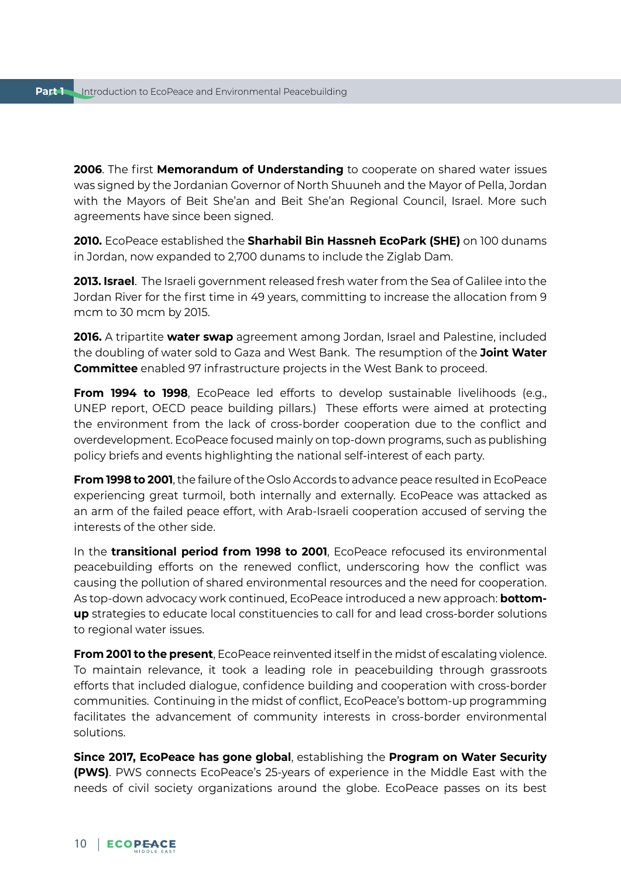**2006**. The first **Memorandum of Understanding** to cooperate on shared water issues was signed by the Jordanian Governor of North Shuuneh and the Mayor of Pella, Jordan with the Mayors of Beit She'an and Beit She'an Regional Council, Israel. More such agreements have since been signed.

**2010.** EcoPeace established the **Sharhabil Bin Hassneh EcoPark (SHE)** on 100 dunams in Jordan, now expanded to 2,700 dunams to include the Ziglab Dam.

**2013. Israel**. The Israeli government released fresh water from the Sea of Galilee into the Jordan River for the first time in 49 years, committing to increase the allocation from 9 mcm to 30 mcm by 2015.

**2016.** A tripartite **water swap** agreement among Jordan, Israel and Palestine, included the doubling of water sold to Gaza and West Bank. The resumption of the **Joint Water Committee** enabled 97 infrastructure projects in the West Bank to proceed.

**From 1994 to 1998**, EcoPeace led efforts to develop sustainable livelihoods (e.g., UNEP report, OECD peace building pillars.) These efforts were aimed at protecting the environment from the lack of cross-border cooperation due to the conflict and overdevelopment. EcoPeace focused mainly on top-down programs, such as publishing policy briefs and events highlighting the national self-interest of each party.

**From 1998 to 2001**, the failure of the Oslo Accords to advance peace resulted in EcoPeace experiencing great turmoil, both internally and externally. EcoPeace was attacked as an arm of the failed peace effort, with Arab-Israeli cooperation accused of serving the interests of the other side.

In the **transitional period from 1998 to 2001**, EcoPeace refocused its environmental peacebuilding efforts on the renewed conflict, underscoring how the conflict was causing the pollution of shared environmental resources and the need for cooperation. As top-down advocacy work continued, EcoPeace introduced a new approach: **bottom-up** strategies to educate local constituencies to call for and lead cross-border solutions to regional water issues.

**From 2001 to the present**, EcoPeace reinvented itself in the midst of escalating violence. To maintain relevance, it took a leading role in peacebuilding through grassroots efforts that included dialogue, confidence building and cooperation with cross-border communities. Continuing in the midst of conflict, EcoPeace's bottom-up programming facilitates the advancement of community interests in cross-border environmental solutions.

**Since 2017, EcoPeace has gone global**, establishing the **Program on Water Security (PWS)**. PWS connects EcoPeace's 25-years of experience in the Middle East with the needs of civil society organizations around the globe. EcoPeace passes on its best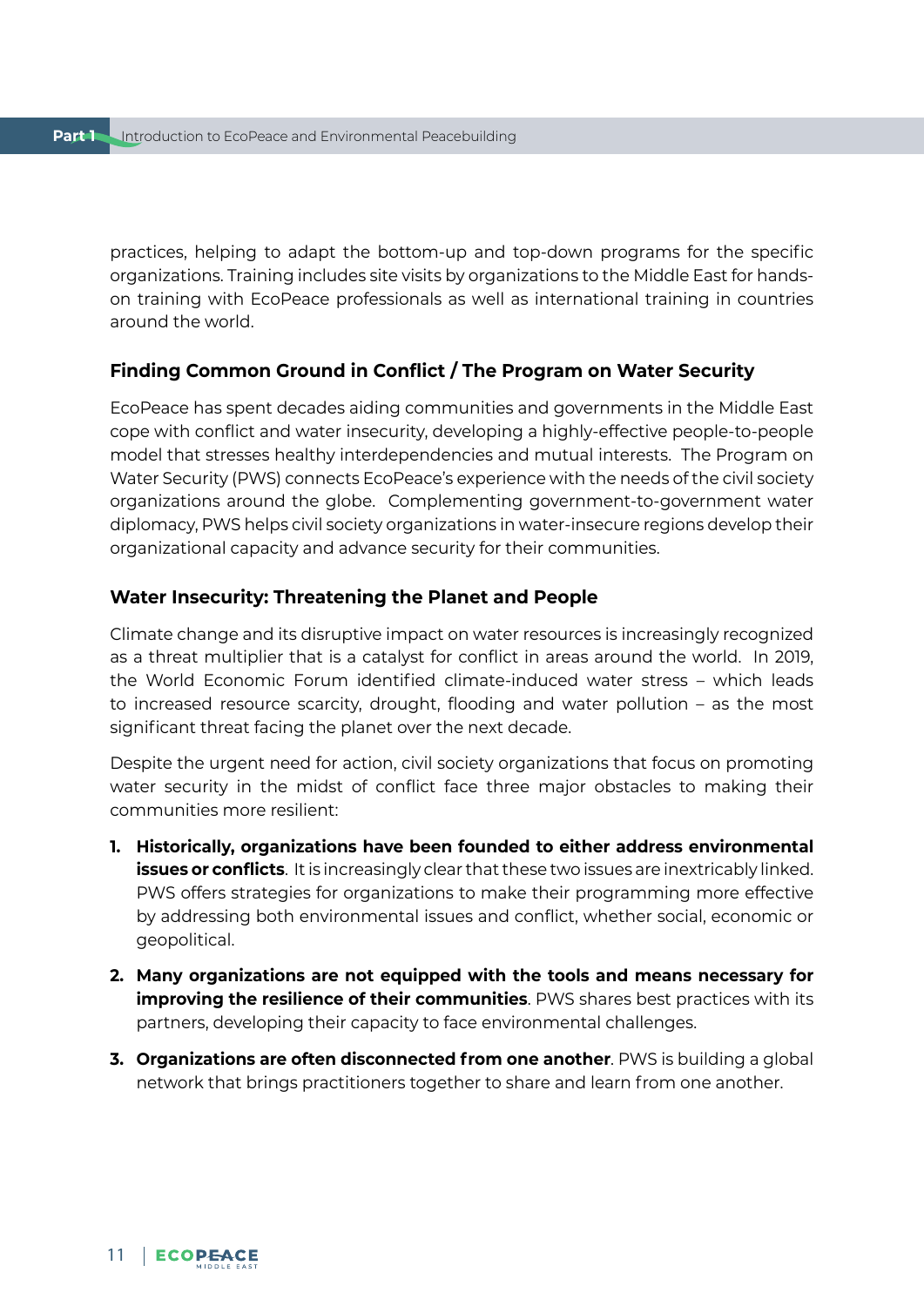practices, helping to adapt the bottom-up and top-down programs for the specific organizations. Training includes site visits by organizations to the Middle East for hands-on training with EcoPeace professionals as well as international training in countries around the world.

### Finding Common Ground in Conflict / The Program on Water Security

EcoPeace has spent decades aiding communities and governments in the Middle East cope with conflict and water insecurity, developing a highly-effective people-to-people model that stresses healthy interdependencies and mutual interests. The Program on Water Security (PWS) connects EcoPeace's experience with the needs of the civil society organizations around the globe. Complementing government-to-government water diplomacy, PWS helps civil society organizations in water-insecure regions develop their organizational capacity and advance security for their communities.

### Water Insecurity: Threatening the Planet and People

Climate change and its disruptive impact on water resources is increasingly recognized as a threat multiplier that is a catalyst for conflict in areas around the world. In 2019, the World Economic Forum identified climate-induced water stress – which leads to increased resource scarcity, drought, flooding and water pollution – as the most significant threat facing the planet over the next decade.

Despite the urgent need for action, civil society organizations that focus on promoting water security in the midst of conflict face three major obstacles to making their communities more resilient:

1. **Historically, organizations have been founded to either address environmental issues or conflicts**. It is increasingly clear that these two issues are inextricably linked. PWS offers strategies for organizations to make their programming more effective by addressing both environmental issues and conflict, whether social, economic or geopolitical.
2. **Many organizations are not equipped with the tools and means necessary for improving the resilience of their communities**. PWS shares best practices with its partners, developing their capacity to face environmental challenges.
3. **Organizations are often disconnected from one another**. PWS is building a global network that brings practitioners together to share and learn from one another.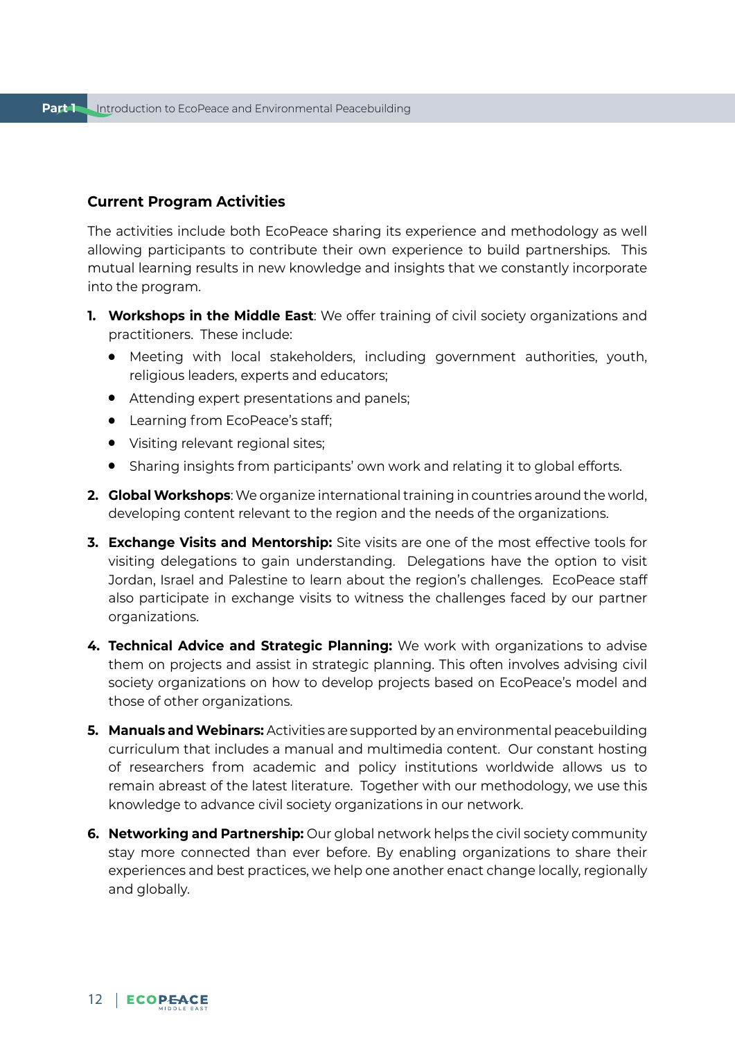### Current Program Activities

The activities include both EcoPeace sharing its experience and methodology as well allowing participants to contribute their own experience to build partnerships. This mutual learning results in new knowledge and insights that we constantly incorporate into the program.

1. **Workshops in the Middle East**: We offer training of civil society organizations and practitioners. These include:
   - Meeting with local stakeholders, including government authorities, youth, religious leaders, experts and educators;
   - Attending expert presentations and panels;
   - Learning from EcoPeace's staff;
   - Visiting relevant regional sites;
   - Sharing insights from participants' own work and relating it to global efforts.
2. **Global Workshops**: We organize international training in countries around the world, developing content relevant to the region and the needs of the organizations.
3. **Exchange Visits and Mentorship:** Site visits are one of the most effective tools for visiting delegations to gain understanding. Delegations have the option to visit Jordan, Israel and Palestine to learn about the region's challenges. EcoPeace staff also participate in exchange visits to witness the challenges faced by our partner organizations.
4. **Technical Advice and Strategic Planning:** We work with organizations to advise them on projects and assist in strategic planning. This often involves advising civil society organizations on how to develop projects based on EcoPeace's model and those of other organizations.
5. **Manuals and Webinars:** Activities are supported by an environmental peacebuilding curriculum that includes a manual and multimedia content. Our constant hosting of researchers from academic and policy institutions worldwide allows us to remain abreast of the latest literature. Together with our methodology, we use this knowledge to advance civil society organizations in our network.
6. **Networking and Partnership:** Our global network helps the civil society community stay more connected than ever before. By enabling organizations to share their experiences and best practices, we help one another enact change locally, regionally and globally.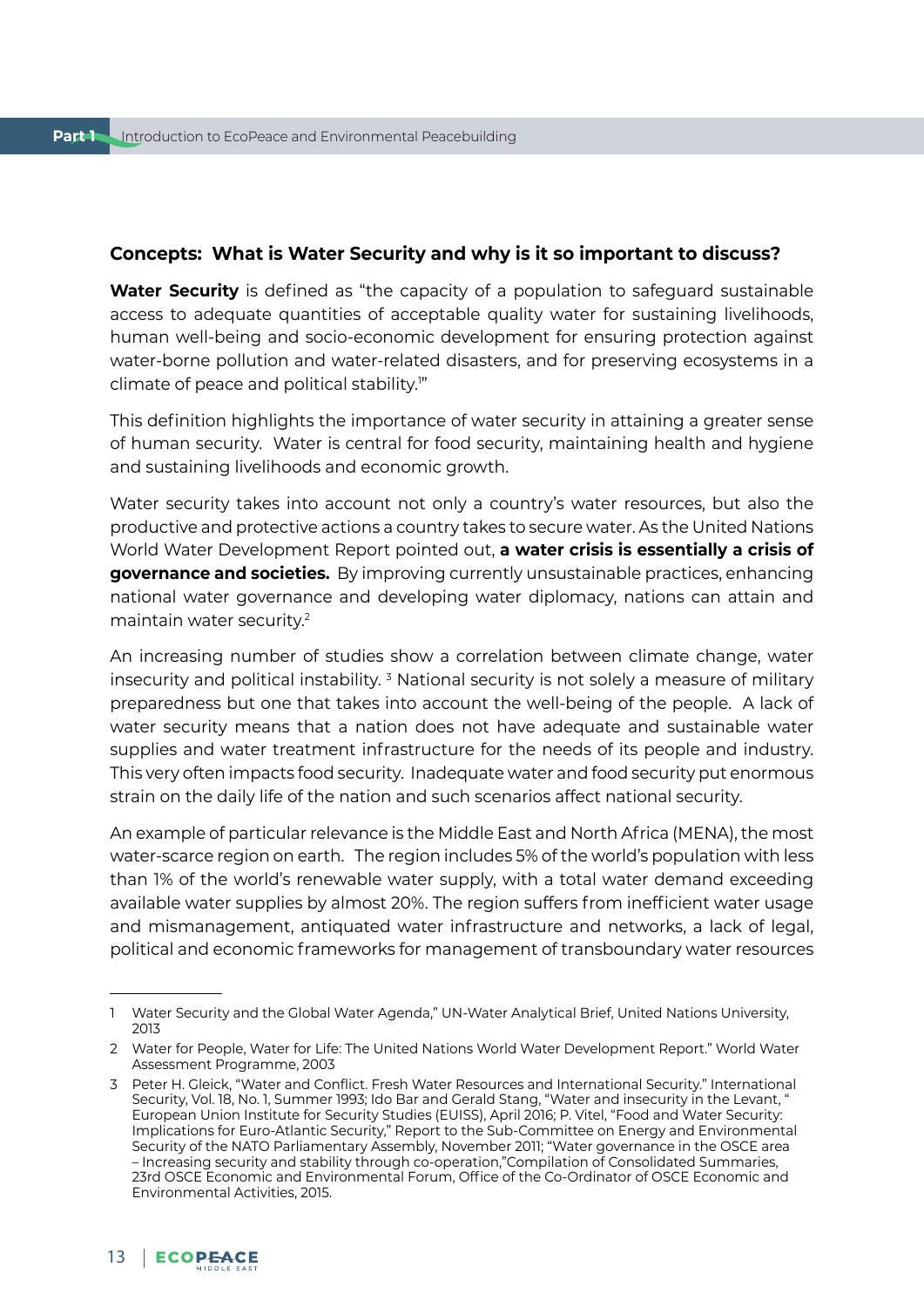**Concepts: What is Water Security and why is it so important to discuss?**

**Water Security** is defined as "the capacity of a population to safeguard sustainable access to adequate quantities of acceptable quality water for sustaining livelihoods, human well-being and socio-economic development for ensuring protection against water-borne pollution and water-related disasters, and for preserving ecosystems in a climate of peace and political stability.[1]"

This definition highlights the importance of water security in attaining a greater sense of human security. Water is central for food security, maintaining health and hygiene and sustaining livelihoods and economic growth.

Water security takes into account not only a country's water resources, but also the productive and protective actions a country takes to secure water. As the United Nations World Water Development Report pointed out, **a water crisis is essentially a crisis of governance and societies.** By improving currently unsustainable practices, enhancing national water governance and developing water diplomacy, nations can attain and maintain water security.[2]

An increasing number of studies show a correlation between climate change, water insecurity and political instability. [3] National security is not solely a measure of military preparedness but one that takes into account the well-being of the people. A lack of water security means that a nation does not have adequate and sustainable water supplies and water treatment infrastructure for the needs of its people and industry. This very often impacts food security. Inadequate water and food security put enormous strain on the daily life of the nation and such scenarios affect national security.

An example of particular relevance is the Middle East and North Africa (MENA), the most water-scarce region on earth. The region includes 5% of the world's population with less than 1% of the world's renewable water supply, with a total water demand exceeding available water supplies by almost 20%. The region suffers from inefficient water usage and mismanagement, antiquated water infrastructure and networks, a lack of legal, political and economic frameworks for management of transboundary water resources

---

1 Water Security and the Global Water Agenda," UN-Water Analytical Brief, United Nations University, 2013

2 Water for People, Water for Life: The United Nations World Water Development Report." World Water Assessment Programme, 2003

3 Peter H. Gleick, "Water and Conflict. Fresh Water Resources and International Security." International Security, Vol. 18, No. 1, Summer 1993; Ido Bar and Gerald Stang, "Water and insecurity in the Levant, " European Union Institute for Security Studies (EUISS), April 2016; P. Vitel, "Food and Water Security: Implications for Euro-Atlantic Security," Report to the Sub-Committee on Energy and Environmental Security of the NATO Parliamentary Assembly, November 2011; "Water governance in the OSCE area – Increasing security and stability through co-operation,"Compilation of Consolidated Summaries, 23rd OSCE Economic and Environmental Forum, Office of the Co-Ordinator of OSCE Economic and Environmental Activities, 2015.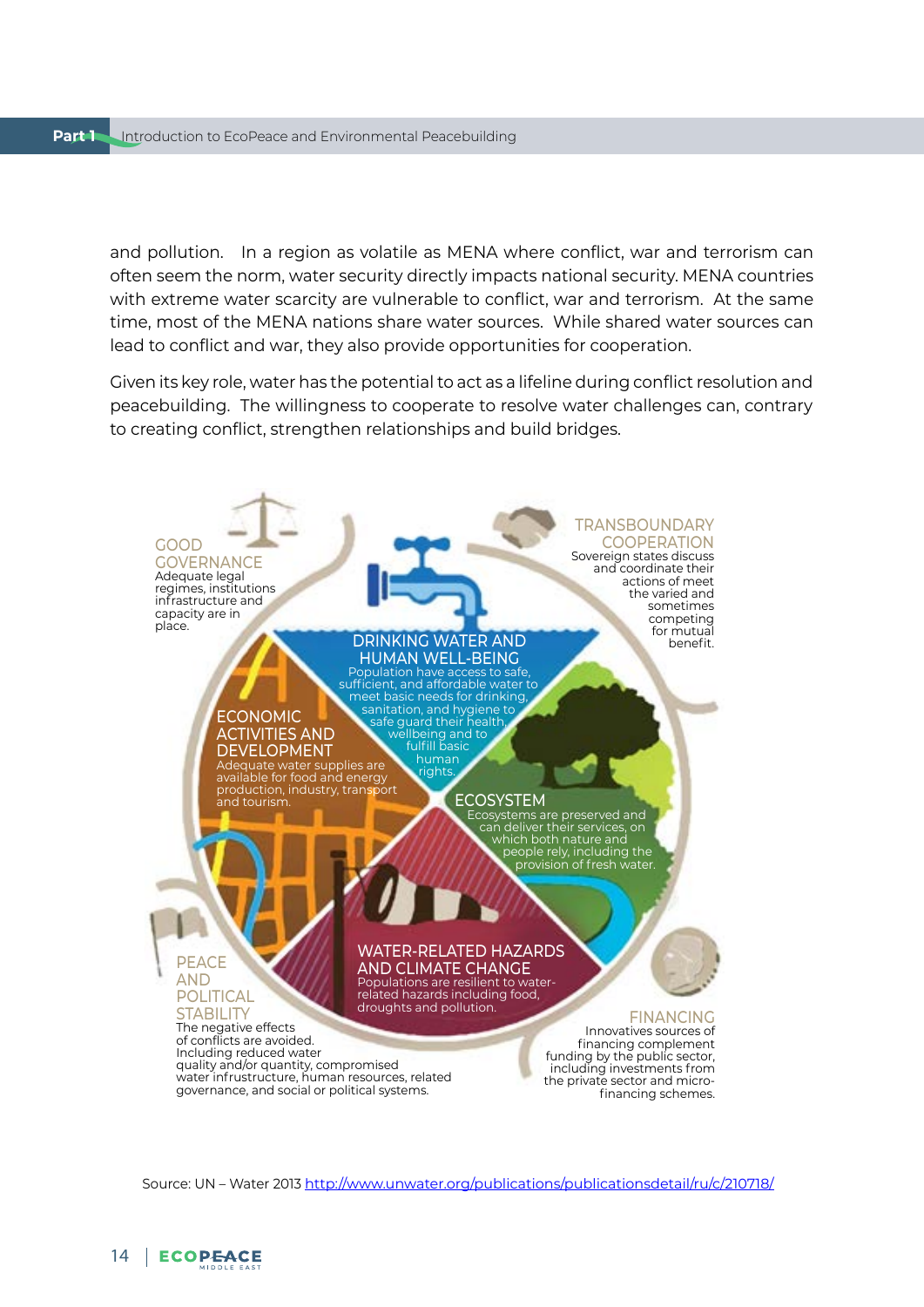and pollution.  In a region as volatile as MENA where conflict, war and terrorism can often seem the norm, water security directly impacts national security. MENA countries with extreme water scarcity are vulnerable to conflict, war and terrorism.  At the same time, most of the MENA nations share water sources.  While shared water sources can lead to conflict and war, they also provide opportunities for cooperation.

Given its key role, water has the potential to act as a lifeline during conflict resolution and peacebuilding.  The willingness to cooperate to resolve water challenges can, contrary to creating conflict, strengthen relationships and build bridges.

**GOOD GOVERNANCE**
Adequate legal regimes, institutions infrastructure and capacity are in place.

**TRANSBOUNDARY COOPERATION**
Sovereign states discuss and coordinate their actions of meet the varied and sometimes competing for mutual benefit.

**DRINKING WATER AND HUMAN WELL-BEING**
Population have access to safe, sufficient, and affordable water to meet basic needs for drinking, sanitation, and hygiene to safe guard their health, wellbeing and to fulfill basic human rights.

**ECONOMIC ACTIVITIES AND DEVELOPMENT**
Adequate water supplies are available for food and energy production, industry, transport and tourism.

**ECOSYSTEM**
Ecosystems are preserved and can deliver their services, on which both nature and people rely, including the provision of fresh water.

**WATER-RELATED HAZARDS AND CLIMATE CHANGE**
Populations are resilient to water-related hazards including food, droughts and pollution.

**PEACE AND POLITICAL STABILITY**
The negative effects of conflicts are avoided. Including reduced water quality and/or quantity, compromised water infrustructure, human resources, related governance, and social or political systems.

**FINANCING**
Innovatives sources of financing complement funding by the public sector, including investments from the private sector and micro-financing schemes.

Source: UN – Water 2013 http://www.unwater.org/publications/publicationsdetail/ru/c/210718/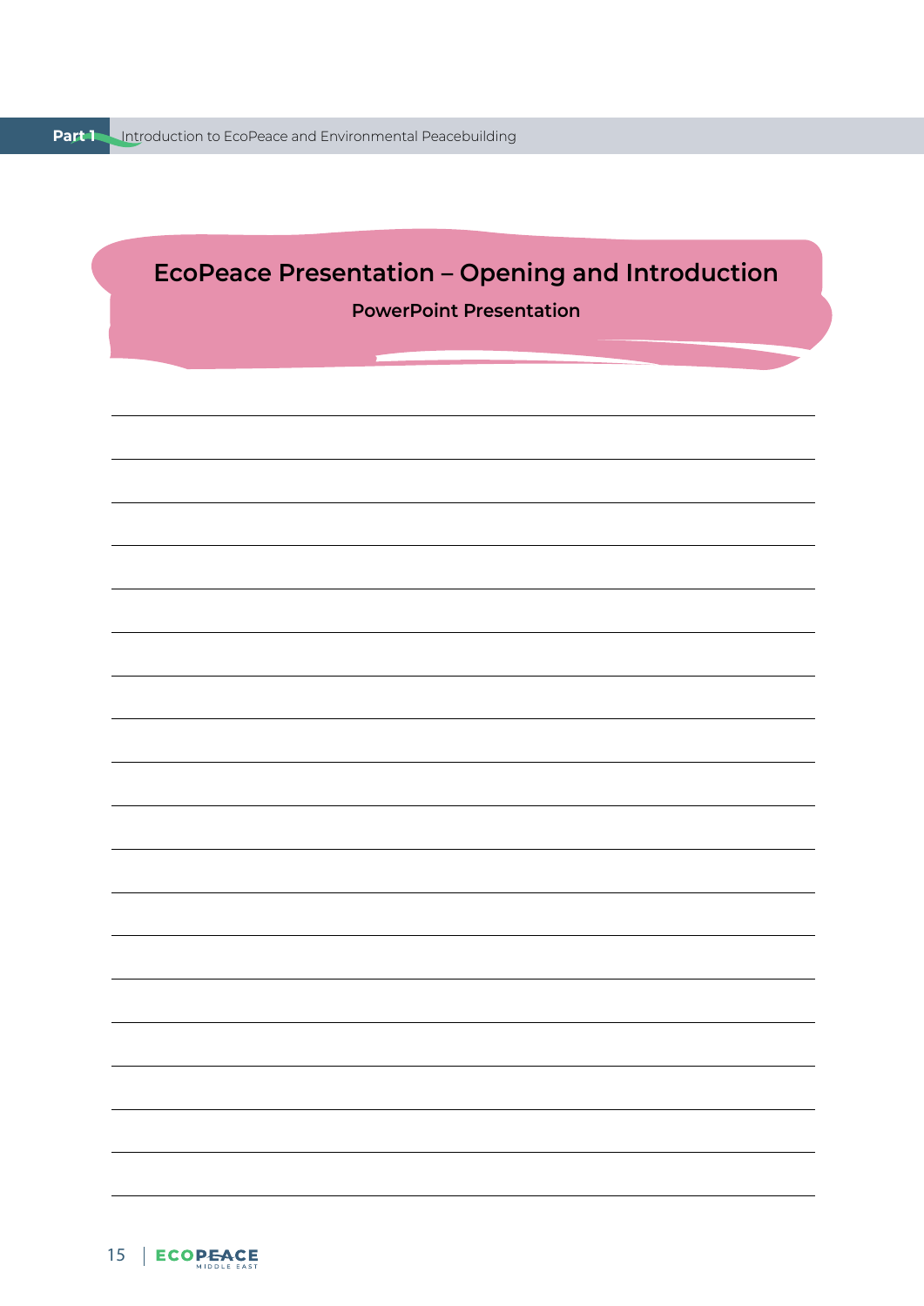## EcoPeace Presentation – Opening and Introduction

**PowerPoint Presentation**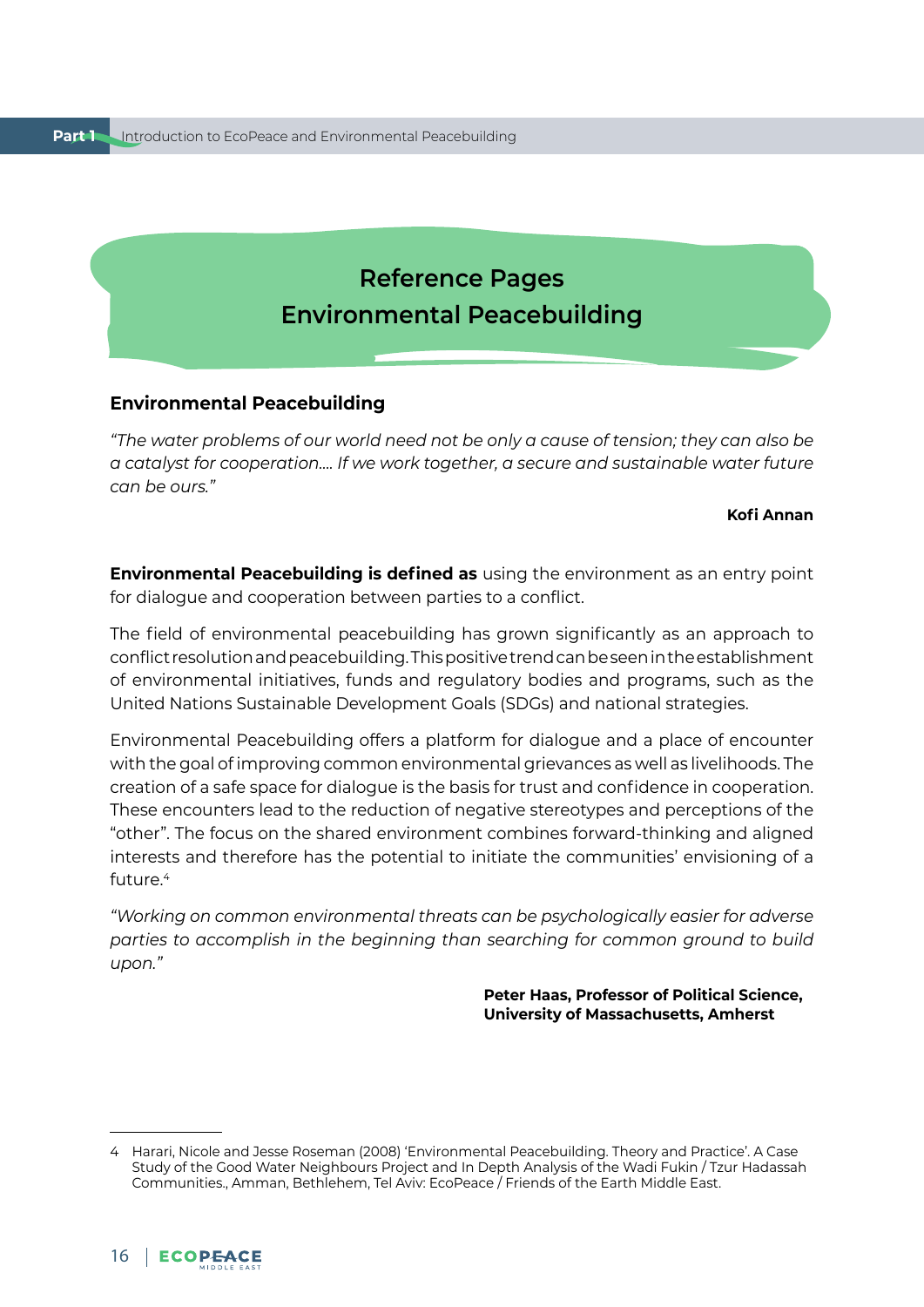# Reference Pages
# Environmental Peacebuilding

## Environmental Peacebuilding

*"The water problems of our world need not be only a cause of tension; they can also be a catalyst for cooperation.... If we work together, a secure and sustainable water future can be ours."*

**Kofi Annan**

**Environmental Peacebuilding is defined as** using the environment as an entry point for dialogue and cooperation between parties to a conflict.

The field of environmental peacebuilding has grown significantly as an approach to conflict resolution and peacebuilding. This positive trend can be seen in the establishment of environmental initiatives, funds and regulatory bodies and programs, such as the United Nations Sustainable Development Goals (SDGs) and national strategies.

Environmental Peacebuilding offers a platform for dialogue and a place of encounter with the goal of improving common environmental grievances as well as livelihoods. The creation of a safe space for dialogue is the basis for trust and confidence in cooperation. These encounters lead to the reduction of negative stereotypes and perceptions of the "other". The focus on the shared environment combines forward-thinking and aligned interests and therefore has the potential to initiate the communities' envisioning of a future.[4]

*"Working on common environmental threats can be psychologically easier for adverse parties to accomplish in the beginning than searching for common ground to build upon."*

**Peter Haas, Professor of Political Science, University of Massachusetts, Amherst**

---

4 Harari, Nicole and Jesse Roseman (2008) 'Environmental Peacebuilding. Theory and Practice'. A Case Study of the Good Water Neighbours Project and In Depth Analysis of the Wadi Fukin / Tzur Hadassah Communities., Amman, Bethlehem, Tel Aviv: EcoPeace / Friends of the Earth Middle East.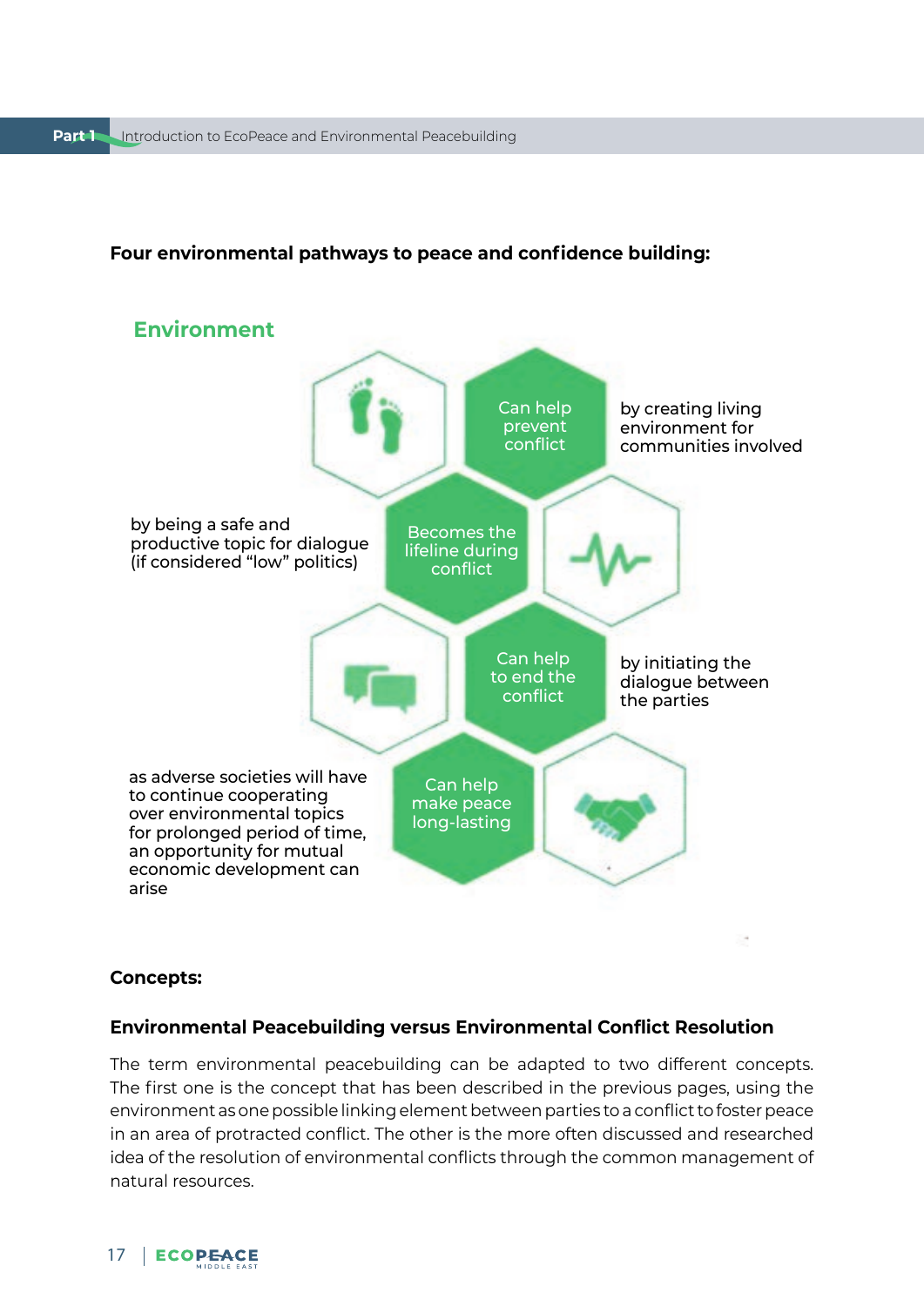**Four environmental pathways to peace and confidence building:**

**Environment**

- **Can help prevent conflict** — by creating living environment for communities involved
- **Becomes the lifeline during conflict** — by being a safe and productive topic for dialogue (if considered "low" politics)
- **Can help to end the conflict** — by initiating the dialogue between the parties
- **Can help make peace long-lasting** — as adverse societies will have to continue cooperating over environmental topics for prolonged period of time, an opportunity for mutual economic development can arise

**Concepts:**

**Environmental Peacebuilding versus Environmental Conflict Resolution**

The term environmental peacebuilding can be adapted to two different concepts. The first one is the concept that has been described in the previous pages, using the environment as one possible linking element between parties to a conflict to foster peace in an area of protracted conflict. The other is the more often discussed and researched idea of the resolution of environmental conflicts through the common management of natural resources.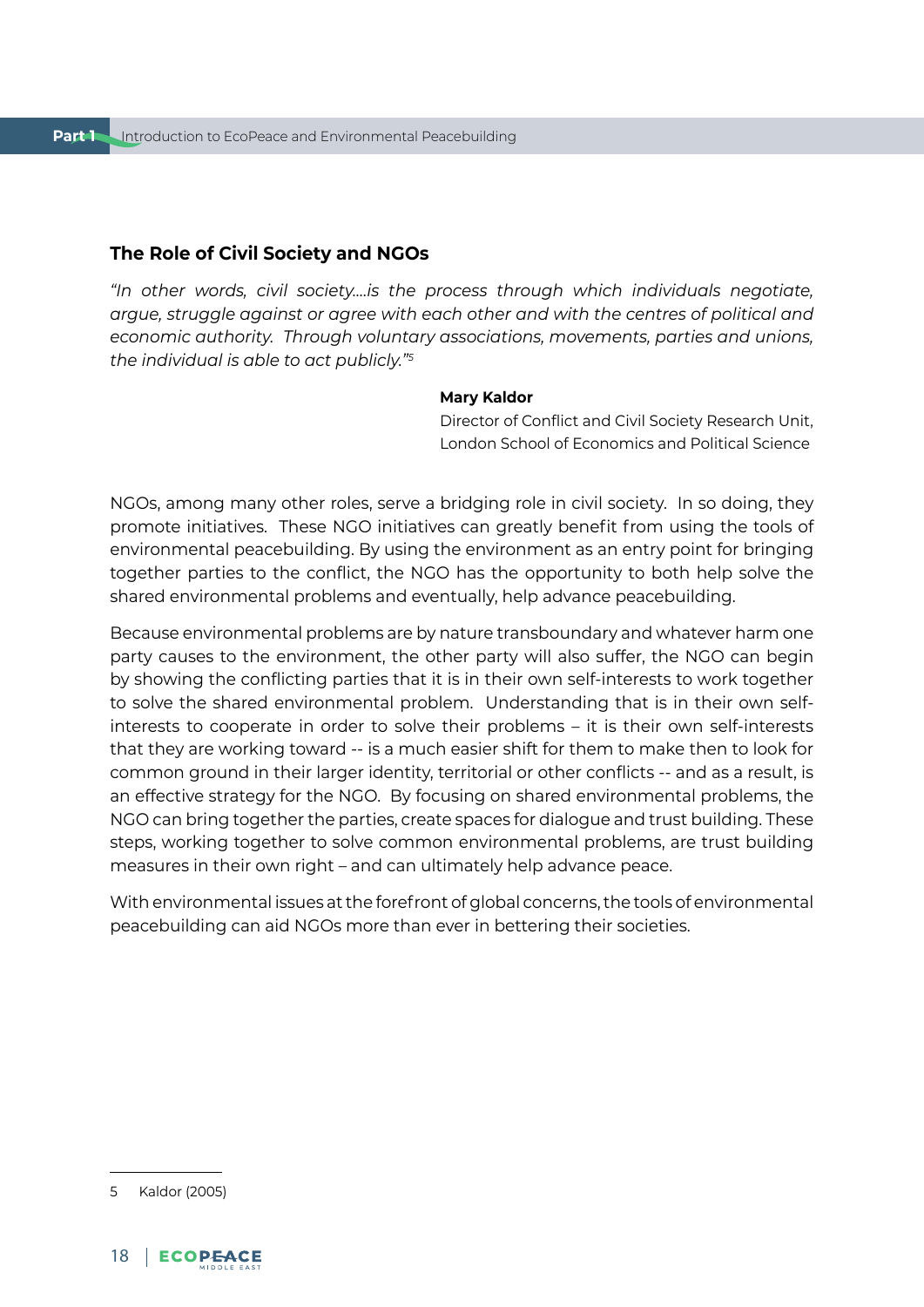## The Role of Civil Society and NGOs

*"In other words, civil society....is the process through which individuals negotiate, argue, struggle against or agree with each other and with the centres of political and economic authority. Through voluntary associations, movements, parties and unions, the individual is able to act publicly."*[5]

**Mary Kaldor**
Director of Conflict and Civil Society Research Unit, London School of Economics and Political Science

NGOs, among many other roles, serve a bridging role in civil society. In so doing, they promote initiatives. These NGO initiatives can greatly benefit from using the tools of environmental peacebuilding. By using the environment as an entry point for bringing together parties to the conflict, the NGO has the opportunity to both help solve the shared environmental problems and eventually, help advance peacebuilding.

Because environmental problems are by nature transboundary and whatever harm one party causes to the environment, the other party will also suffer, the NGO can begin by showing the conflicting parties that it is in their own self-interests to work together to solve the shared environmental problem. Understanding that is in their own self-interests to cooperate in order to solve their problems – it is their own self-interests that they are working toward -- is a much easier shift for them to make then to look for common ground in their larger identity, territorial or other conflicts -- and as a result, is an effective strategy for the NGO. By focusing on shared environmental problems, the NGO can bring together the parties, create spaces for dialogue and trust building. These steps, working together to solve common environmental problems, are trust building measures in their own right – and can ultimately help advance peace.

With environmental issues at the forefront of global concerns, the tools of environmental peacebuilding can aid NGOs more than ever in bettering their societies.

---

5 Kaldor (2005)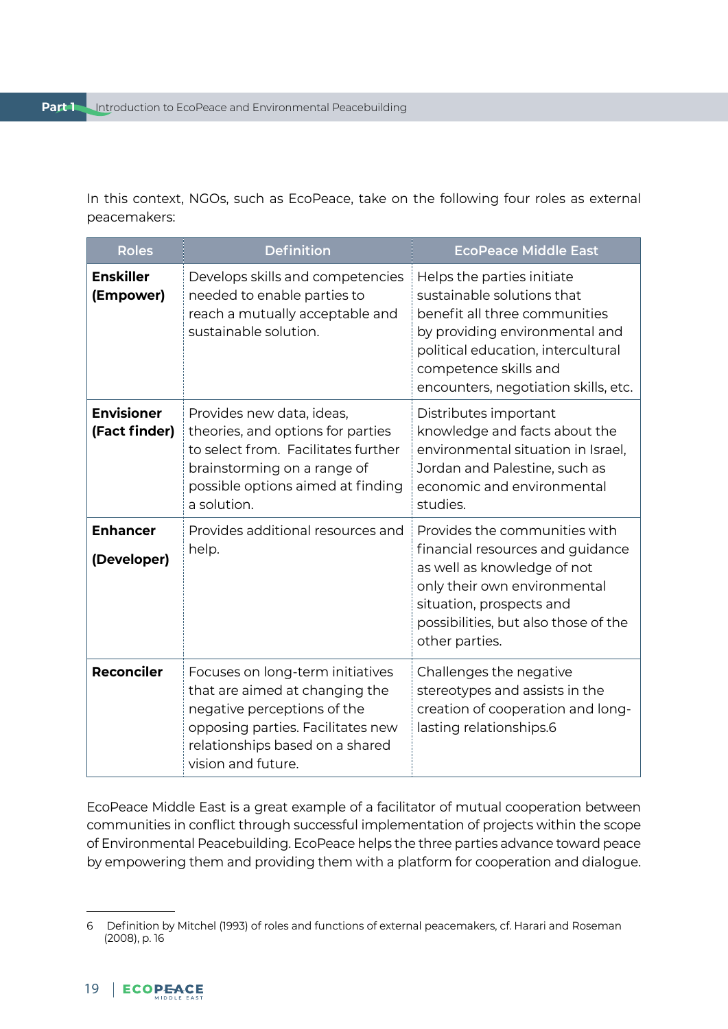In this context, NGOs, such as EcoPeace, take on the following four roles as external peacemakers:

| Roles | Definition | EcoPeace Middle East |
|---|---|---|
| **Enskiller (Empower)** | Develops skills and competencies needed to enable parties to reach a mutually acceptable and sustainable solution. | Helps the parties initiate sustainable solutions that benefit all three communities by providing environmental and political education, intercultural competence skills and encounters, negotiation skills, etc. |
| **Envisioner (Fact finder)** | Provides new data, ideas, theories, and options for parties to select from. Facilitates further brainstorming on a range of possible options aimed at finding a solution. | Distributes important knowledge and facts about the environmental situation in Israel, Jordan and Palestine, such as economic and environmental studies. |
| **Enhancer (Developer)** | Provides additional resources and help. | Provides the communities with financial resources and guidance as well as knowledge of not only their own environmental situation, prospects and possibilities, but also those of the other parties. |
| **Reconciler** | Focuses on long-term initiatives that are aimed at changing the negative perceptions of the opposing parties. Facilitates new relationships based on a shared vision and future. | Challenges the negative stereotypes and assists in the creation of cooperation and long-lasting relationships.[6] |

EcoPeace Middle East is a great example of a facilitator of mutual cooperation between communities in conflict through successful implementation of projects within the scope of Environmental Peacebuilding. EcoPeace helps the three parties advance toward peace by empowering them and providing them with a platform for cooperation and dialogue.

---

6 Definition by Mitchel (1993) of roles and functions of external peacemakers, cf. Harari and Roseman (2008), p. 16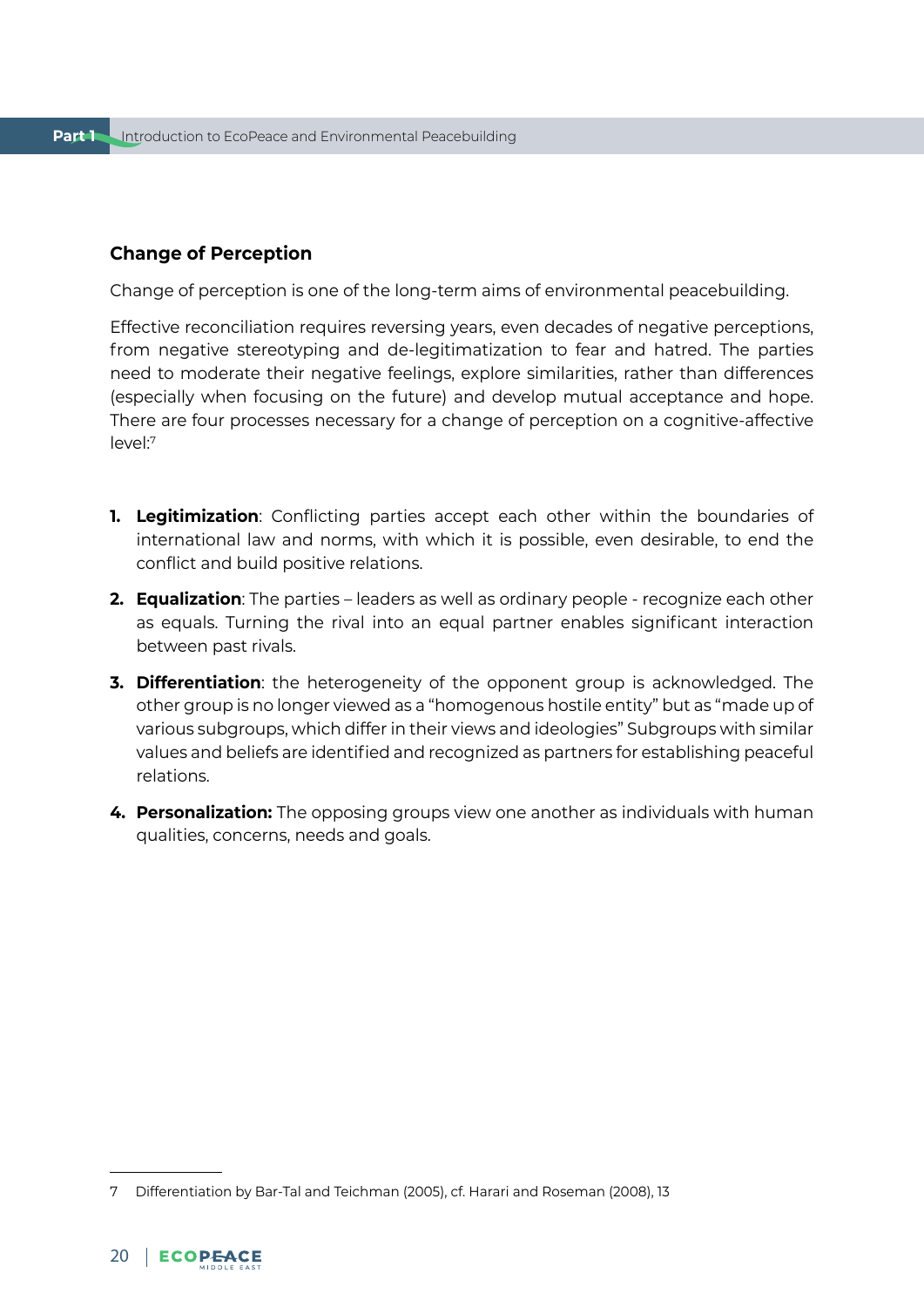## Change of Perception

Change of perception is one of the long-term aims of environmental peacebuilding.

Effective reconciliation requires reversing years, even decades of negative perceptions, from negative stereotyping and de-legitimatization to fear and hatred. The parties need to moderate their negative feelings, explore similarities, rather than differences (especially when focusing on the future) and develop mutual acceptance and hope. There are four processes necessary for a change of perception on a cognitive-affective level:[7]

1. **Legitimization**: Conflicting parties accept each other within the boundaries of international law and norms, with which it is possible, even desirable, to end the conflict and build positive relations.
2. **Equalization**: The parties – leaders as well as ordinary people - recognize each other as equals. Turning the rival into an equal partner enables significant interaction between past rivals.
3. **Differentiation**: the heterogeneity of the opponent group is acknowledged. The other group is no longer viewed as a "homogenous hostile entity" but as "made up of various subgroups, which differ in their views and ideologies" Subgroups with similar values and beliefs are identified and recognized as partners for establishing peaceful relations.
4. **Personalization:** The opposing groups view one another as individuals with human qualities, concerns, needs and goals.

---

7 Differentiation by Bar-Tal and Teichman (2005), cf. Harari and Roseman (2008), 13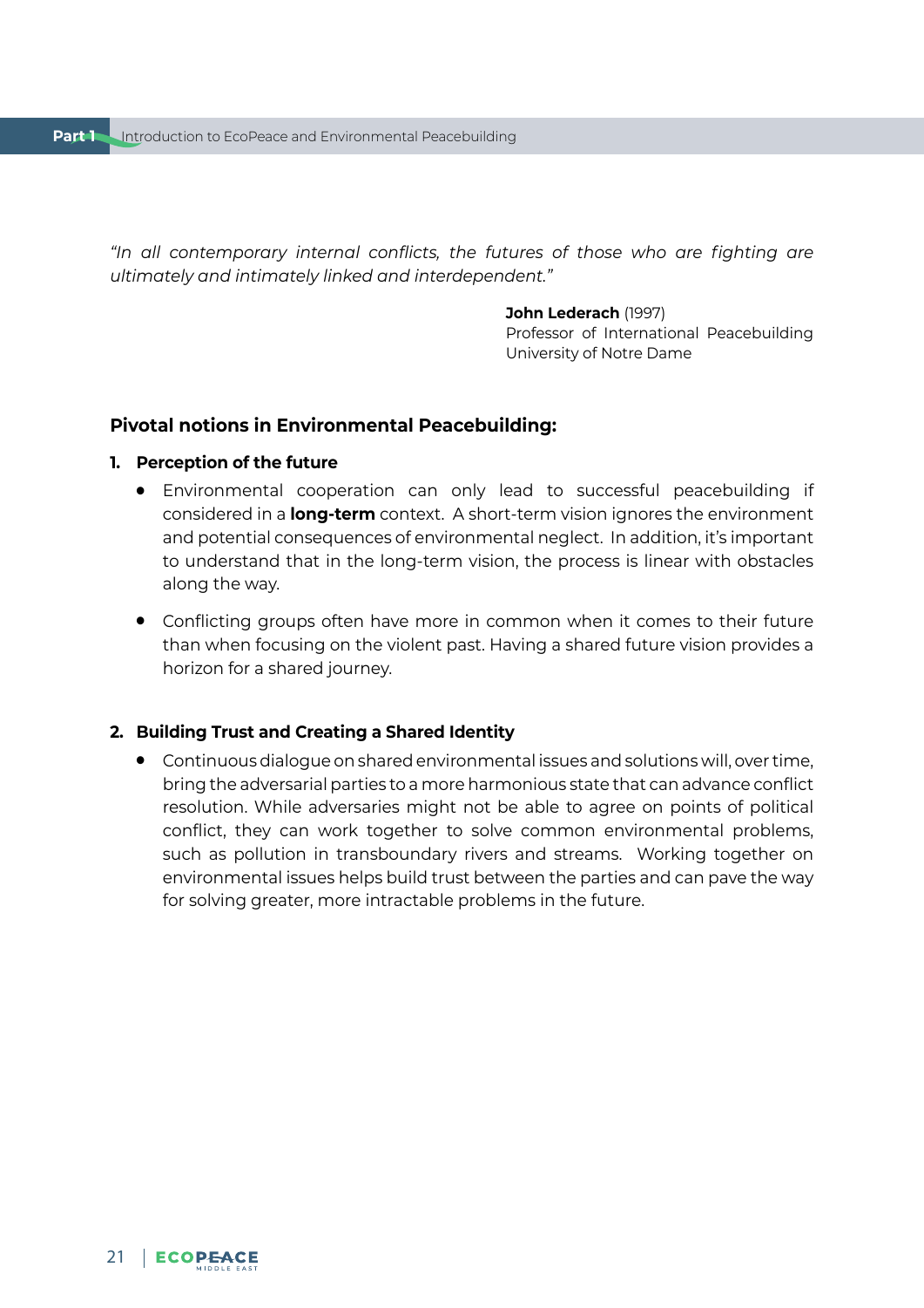*"In all contemporary internal conflicts, the futures of those who are fighting are ultimately and intimately linked and interdependent."*

**John Lederach** (1997)
Professor of International Peacebuilding
University of Notre Dame

### Pivotal notions in Environmental Peacebuilding:

1. **Perception of the future**
   - Environmental cooperation can only lead to successful peacebuilding if considered in a **long-term** context. A short-term vision ignores the environment and potential consequences of environmental neglect. In addition, it's important to understand that in the long-term vision, the process is linear with obstacles along the way.
   - Conflicting groups often have more in common when it comes to their future than when focusing on the violent past. Having a shared future vision provides a horizon for a shared journey.

2. **Building Trust and Creating a Shared Identity**
   - Continuous dialogue on shared environmental issues and solutions will, over time, bring the adversarial parties to a more harmonious state that can advance conflict resolution. While adversaries might not be able to agree on points of political conflict, they can work together to solve common environmental problems, such as pollution in transboundary rivers and streams. Working together on environmental issues helps build trust between the parties and can pave the way for solving greater, more intractable problems in the future.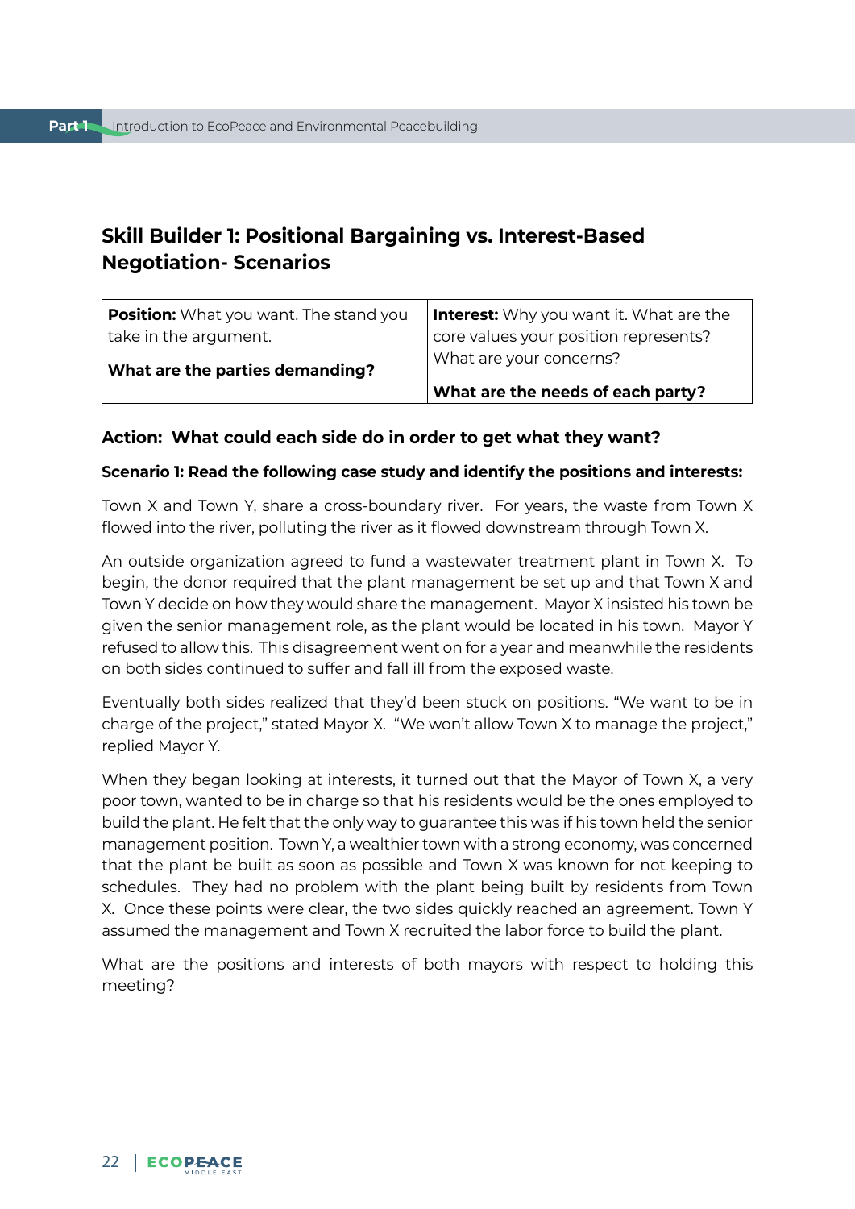## Skill Builder 1: Positional Bargaining vs. Interest-Based Negotiation- Scenarios

| **Position:** What you want. The stand you take in the argument.<br><br>**What are the parties demanding?** | **Interest:** Why you want it. What are the core values your position represents? What are your concerns?<br><br>**What are the needs of each party?** |
|---|---|

**Action: What could each side do in order to get what they want?**

**Scenario 1: Read the following case study and identify the positions and interests:**

Town X and Town Y, share a cross-boundary river. For years, the waste from Town X flowed into the river, polluting the river as it flowed downstream through Town X.

An outside organization agreed to fund a wastewater treatment plant in Town X. To begin, the donor required that the plant management be set up and that Town X and Town Y decide on how they would share the management. Mayor X insisted his town be given the senior management role, as the plant would be located in his town. Mayor Y refused to allow this. This disagreement went on for a year and meanwhile the residents on both sides continued to suffer and fall ill from the exposed waste.

Eventually both sides realized that they'd been stuck on positions. "We want to be in charge of the project," stated Mayor X. "We won't allow Town X to manage the project," replied Mayor Y.

When they began looking at interests, it turned out that the Mayor of Town X, a very poor town, wanted to be in charge so that his residents would be the ones employed to build the plant. He felt that the only way to guarantee this was if his town held the senior management position. Town Y, a wealthier town with a strong economy, was concerned that the plant be built as soon as possible and Town X was known for not keeping to schedules. They had no problem with the plant being built by residents from Town X. Once these points were clear, the two sides quickly reached an agreement. Town Y assumed the management and Town X recruited the labor force to build the plant.

What are the positions and interests of both mayors with respect to holding this meeting?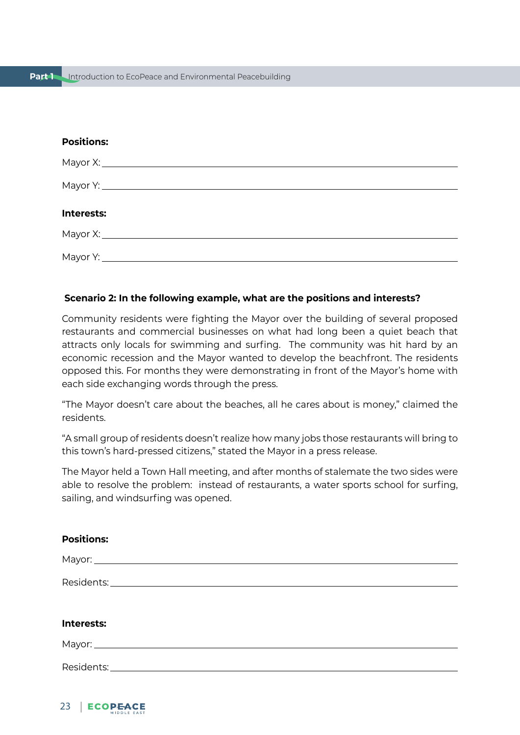**Positions:**

Mayor X: \_\_\_\_\_\_\_\_\_\_\_\_\_\_\_\_\_\_\_\_\_\_\_\_\_\_\_\_\_\_\_\_\_\_\_\_\_\_\_\_

Mayor Y: \_\_\_\_\_\_\_\_\_\_\_\_\_\_\_\_\_\_\_\_\_\_\_\_\_\_\_\_\_\_\_\_\_\_\_\_\_\_\_\_

**Interests:**

Mayor X: \_\_\_\_\_\_\_\_\_\_\_\_\_\_\_\_\_\_\_\_\_\_\_\_\_\_\_\_\_\_\_\_\_\_\_\_\_\_\_\_

Mayor Y: \_\_\_\_\_\_\_\_\_\_\_\_\_\_\_\_\_\_\_\_\_\_\_\_\_\_\_\_\_\_\_\_\_\_\_\_\_\_\_\_

**Scenario 2: In the following example, what are the positions and interests?**

Community residents were fighting the Mayor over the building of several proposed restaurants and commercial businesses on what had long been a quiet beach that attracts only locals for swimming and surfing. The community was hit hard by an economic recession and the Mayor wanted to develop the beachfront. The residents opposed this. For months they were demonstrating in front of the Mayor's home with each side exchanging words through the press.

"The Mayor doesn't care about the beaches, all he cares about is money," claimed the residents.

"A small group of residents doesn't realize how many jobs those restaurants will bring to this town's hard-pressed citizens," stated the Mayor in a press release.

The Mayor held a Town Hall meeting, and after months of stalemate the two sides were able to resolve the problem: instead of restaurants, a water sports school for surfing, sailing, and windsurfing was opened.

**Positions:**

Mayor: \_\_\_\_\_\_\_\_\_\_\_\_\_\_\_\_\_\_\_\_\_\_\_\_\_\_\_\_\_\_\_\_\_\_\_\_\_\_\_\_

Residents: \_\_\_\_\_\_\_\_\_\_\_\_\_\_\_\_\_\_\_\_\_\_\_\_\_\_\_\_\_\_\_\_\_\_\_\_\_\_\_\_

**Interests:**

Mayor: \_\_\_\_\_\_\_\_\_\_\_\_\_\_\_\_\_\_\_\_\_\_\_\_\_\_\_\_\_\_\_\_\_\_\_\_\_\_\_\_

Residents: \_\_\_\_\_\_\_\_\_\_\_\_\_\_\_\_\_\_\_\_\_\_\_\_\_\_\_\_\_\_\_\_\_\_\_\_\_\_\_\_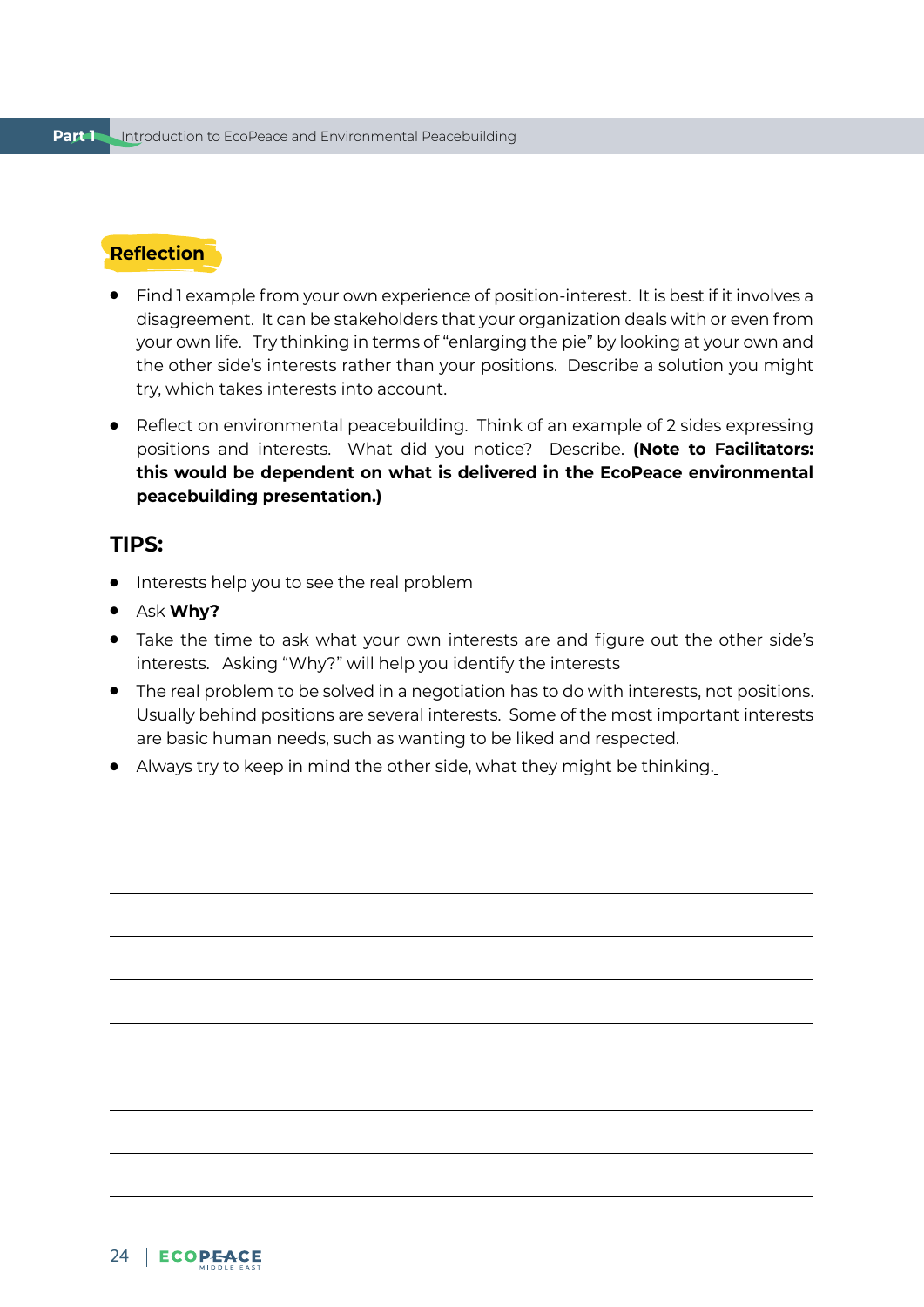## Reflection

- Find 1 example from your own experience of position-interest. It is best if it involves a disagreement. It can be stakeholders that your organization deals with or even from your own life. Try thinking in terms of "enlarging the pie" by looking at your own and the other side's interests rather than your positions. Describe a solution you might try, which takes interests into account.
- Reflect on environmental peacebuilding. Think of an example of 2 sides expressing positions and interests. What did you notice? Describe. **(Note to Facilitators: this would be dependent on what is delivered in the EcoPeace environmental peacebuilding presentation.)**

## TIPS:

- Interests help you to see the real problem
- Ask **Why?**
- Take the time to ask what your own interests are and figure out the other side's interests. Asking "Why?" will help you identify the interests
- The real problem to be solved in a negotiation has to do with interests, not positions. Usually behind positions are several interests. Some of the most important interests are basic human needs, such as wanting to be liked and respected.
- Always try to keep in mind the other side, what they might be thinking.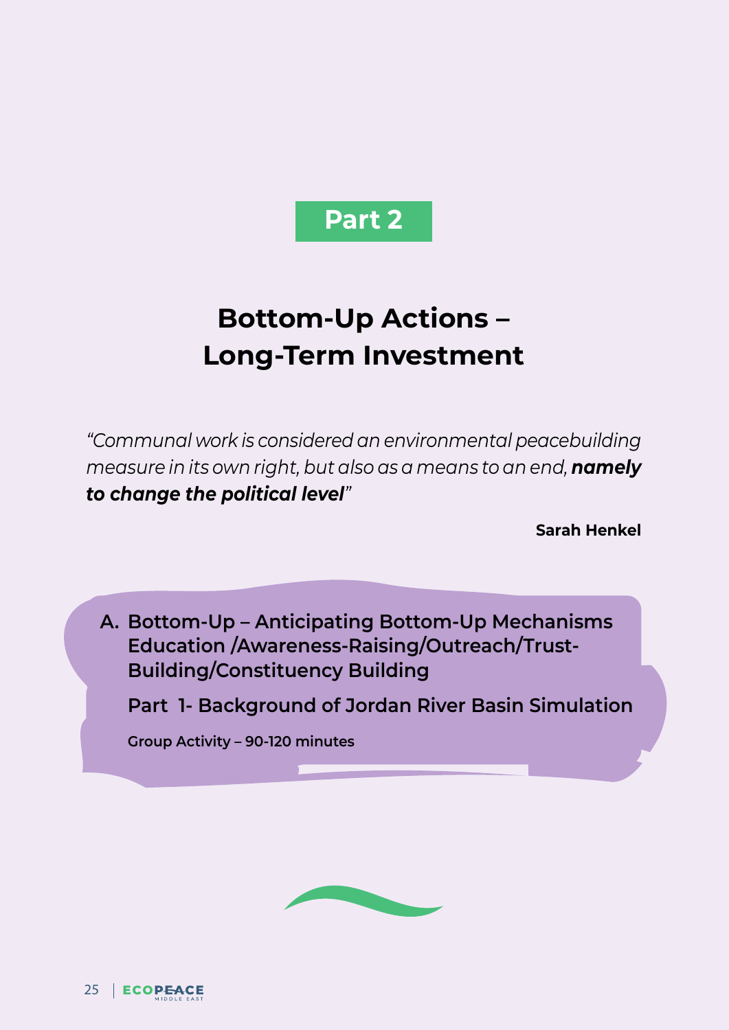# Part 2

# Bottom-Up Actions – Long-Term Investment

*"Communal work is considered an environmental peacebuilding measure in its own right, but also as a means to an end, **namely to change the political level**"*

**Sarah Henkel**

## A. Bottom-Up – Anticipating Bottom-Up Mechanisms Education /Awareness-Raising/Outreach/Trust-Building/Constituency Building

### Part 1- Background of Jordan River Basin Simulation

**Group Activity – 90-120 minutes**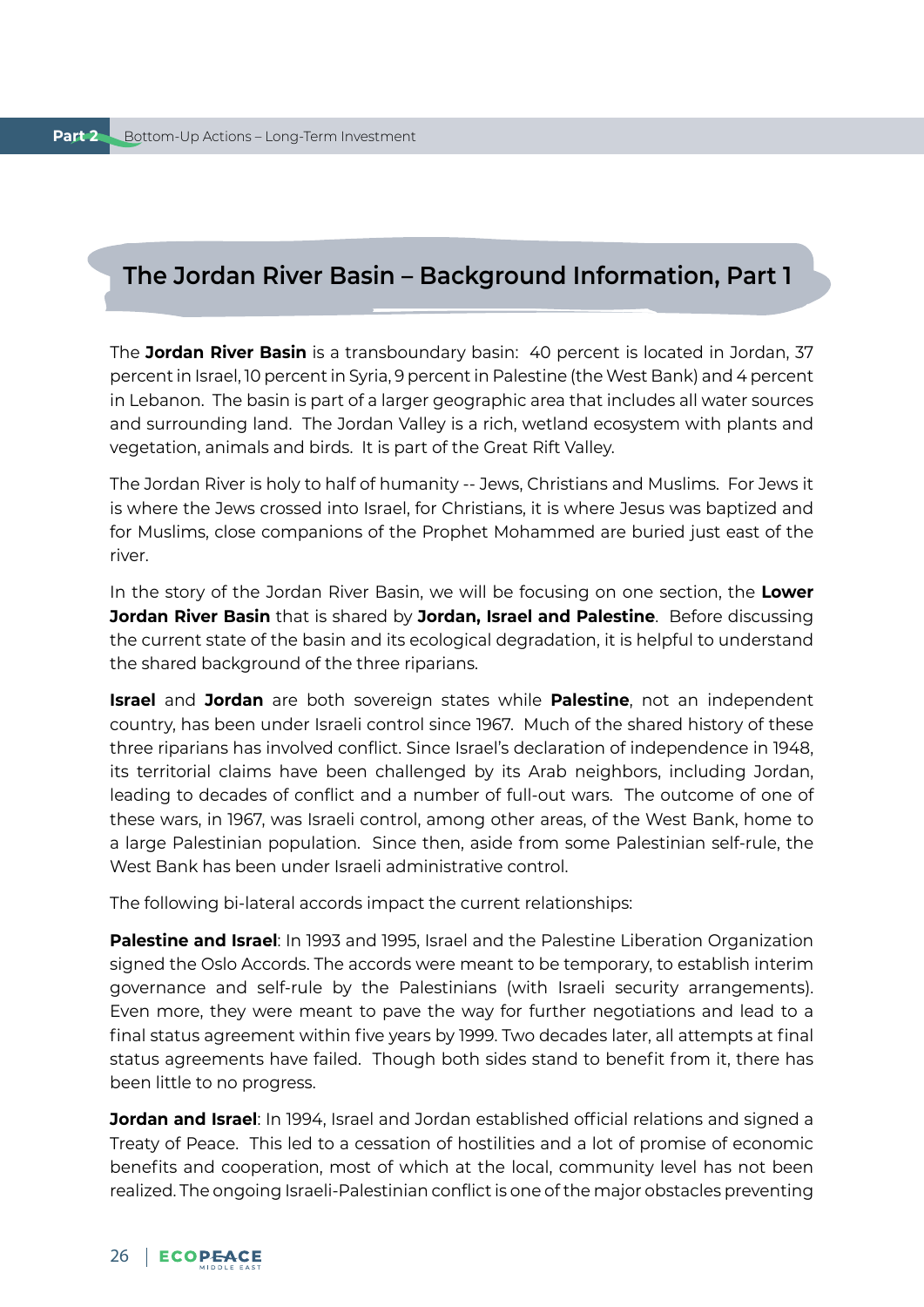## The Jordan River Basin – Background Information, Part 1

The **Jordan River Basin** is a transboundary basin: 40 percent is located in Jordan, 37 percent in Israel, 10 percent in Syria, 9 percent in Palestine (the West Bank) and 4 percent in Lebanon. The basin is part of a larger geographic area that includes all water sources and surrounding land. The Jordan Valley is a rich, wetland ecosystem with plants and vegetation, animals and birds. It is part of the Great Rift Valley.

The Jordan River is holy to half of humanity -- Jews, Christians and Muslims. For Jews it is where the Jews crossed into Israel, for Christians, it is where Jesus was baptized and for Muslims, close companions of the Prophet Mohammed are buried just east of the river.

In the story of the Jordan River Basin, we will be focusing on one section, the **Lower Jordan River Basin** that is shared by **Jordan, Israel and Palestine**. Before discussing the current state of the basin and its ecological degradation, it is helpful to understand the shared background of the three riparians.

**Israel** and **Jordan** are both sovereign states while **Palestine**, not an independent country, has been under Israeli control since 1967. Much of the shared history of these three riparians has involved conflict. Since Israel's declaration of independence in 1948, its territorial claims have been challenged by its Arab neighbors, including Jordan, leading to decades of conflict and a number of full-out wars. The outcome of one of these wars, in 1967, was Israeli control, among other areas, of the West Bank, home to a large Palestinian population. Since then, aside from some Palestinian self-rule, the West Bank has been under Israeli administrative control.

The following bi-lateral accords impact the current relationships:

**Palestine and Israel**: In 1993 and 1995, Israel and the Palestine Liberation Organization signed the Oslo Accords. The accords were meant to be temporary, to establish interim governance and self-rule by the Palestinians (with Israeli security arrangements). Even more, they were meant to pave the way for further negotiations and lead to a final status agreement within five years by 1999. Two decades later, all attempts at final status agreements have failed. Though both sides stand to benefit from it, there has been little to no progress.

**Jordan and Israel**: In 1994, Israel and Jordan established official relations and signed a Treaty of Peace. This led to a cessation of hostilities and a lot of promise of economic benefits and cooperation, most of which at the local, community level has not been realized. The ongoing Israeli-Palestinian conflict is one of the major obstacles preventing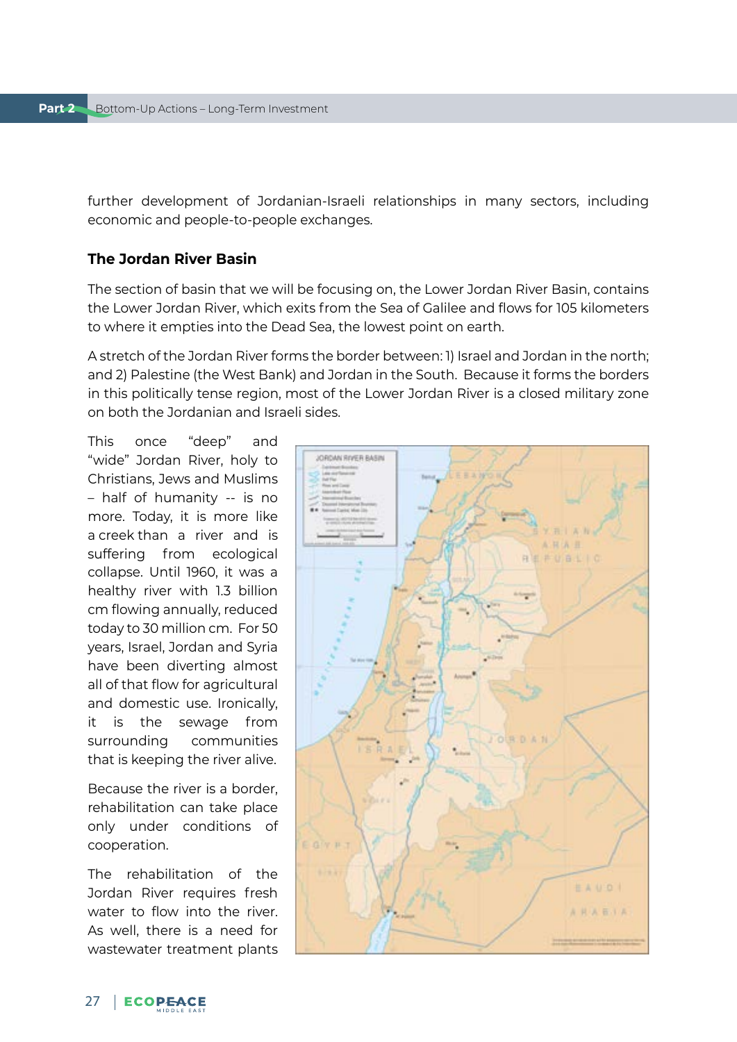further development of Jordanian-Israeli relationships in many sectors, including economic and people-to-people exchanges.

### The Jordan River Basin

The section of basin that we will be focusing on, the Lower Jordan River Basin, contains the Lower Jordan River, which exits from the Sea of Galilee and flows for 105 kilometers to where it empties into the Dead Sea, the lowest point on earth.

A stretch of the Jordan River forms the border between: 1) Israel and Jordan in the north; and 2) Palestine (the West Bank) and Jordan in the South. Because it forms the borders in this politically tense region, most of the Lower Jordan River is a closed military zone on both the Jordanian and Israeli sides.

This once "deep" and "wide" Jordan River, holy to Christians, Jews and Muslims – half of humanity -- is no more. Today, it is more like a creek than a river and is suffering from ecological collapse. Until 1960, it was a healthy river with 1.3 billion cm flowing annually, reduced today to 30 million cm. For 50 years, Israel, Jordan and Syria have been diverting almost all of that flow for agricultural and domestic use. Ironically, it is the sewage from surrounding communities that is keeping the river alive.

Because the river is a border, rehabilitation can take place only under conditions of cooperation.

The rehabilitation of the Jordan River requires fresh water to flow into the river. As well, there is a need for wastewater treatment plants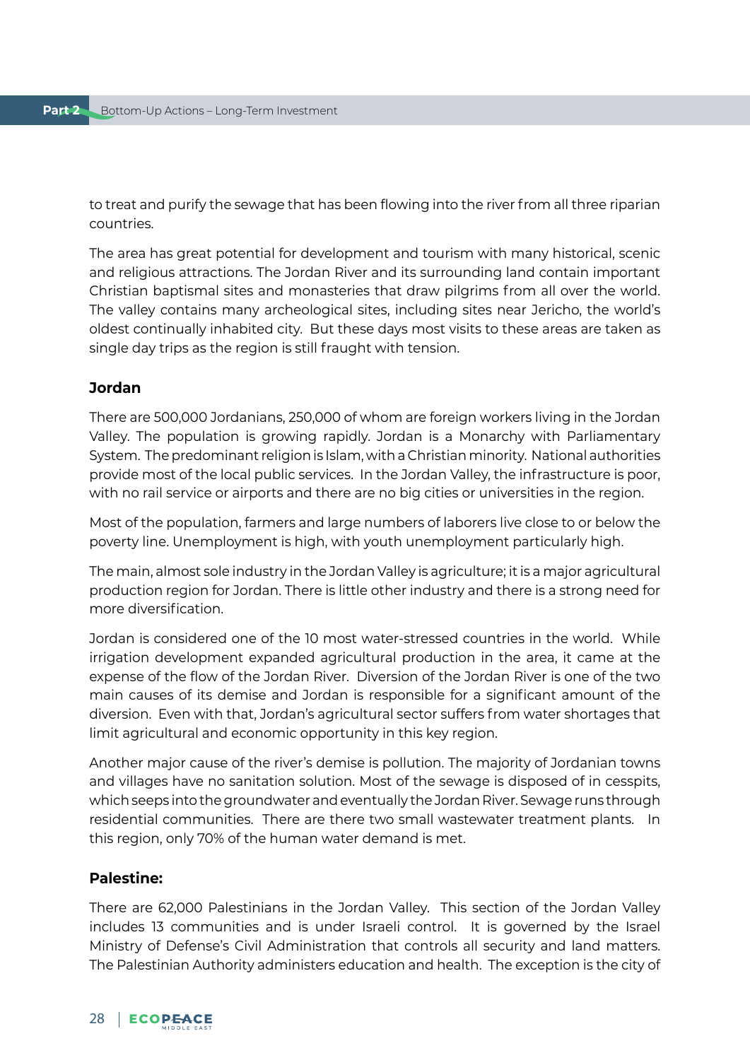to treat and purify the sewage that has been flowing into the river from all three riparian countries.

The area has great potential for development and tourism with many historical, scenic and religious attractions. The Jordan River and its surrounding land contain important Christian baptismal sites and monasteries that draw pilgrims from all over the world. The valley contains many archeological sites, including sites near Jericho, the world's oldest continually inhabited city. But these days most visits to these areas are taken as single day trips as the region is still fraught with tension.

### Jordan

There are 500,000 Jordanians, 250,000 of whom are foreign workers living in the Jordan Valley. The population is growing rapidly. Jordan is a Monarchy with Parliamentary System. The predominant religion is Islam, with a Christian minority. National authorities provide most of the local public services. In the Jordan Valley, the infrastructure is poor, with no rail service or airports and there are no big cities or universities in the region.

Most of the population, farmers and large numbers of laborers live close to or below the poverty line. Unemployment is high, with youth unemployment particularly high.

The main, almost sole industry in the Jordan Valley is agriculture; it is a major agricultural production region for Jordan. There is little other industry and there is a strong need for more diversification.

Jordan is considered one of the 10 most water-stressed countries in the world. While irrigation development expanded agricultural production in the area, it came at the expense of the flow of the Jordan River. Diversion of the Jordan River is one of the two main causes of its demise and Jordan is responsible for a significant amount of the diversion. Even with that, Jordan's agricultural sector suffers from water shortages that limit agricultural and economic opportunity in this key region.

Another major cause of the river's demise is pollution. The majority of Jordanian towns and villages have no sanitation solution. Most of the sewage is disposed of in cesspits, which seeps into the groundwater and eventually the Jordan River. Sewage runs through residential communities. There are there two small wastewater treatment plants. In this region, only 70% of the human water demand is met.

### Palestine:

There are 62,000 Palestinians in the Jordan Valley. This section of the Jordan Valley includes 13 communities and is under Israeli control. It is governed by the Israel Ministry of Defense's Civil Administration that controls all security and land matters. The Palestinian Authority administers education and health. The exception is the city of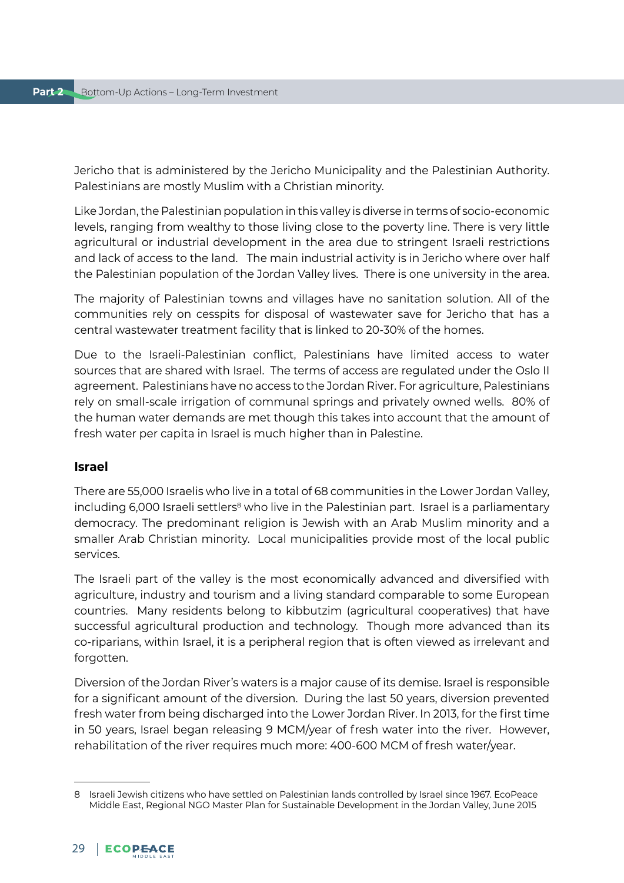Jericho that is administered by the Jericho Municipality and the Palestinian Authority. Palestinians are mostly Muslim with a Christian minority.

Like Jordan, the Palestinian population in this valley is diverse in terms of socio-economic levels, ranging from wealthy to those living close to the poverty line. There is very little agricultural or industrial development in the area due to stringent Israeli restrictions and lack of access to the land. The main industrial activity is in Jericho where over half the Palestinian population of the Jordan Valley lives. There is one university in the area.

The majority of Palestinian towns and villages have no sanitation solution. All of the communities rely on cesspits for disposal of wastewater save for Jericho that has a central wastewater treatment facility that is linked to 20-30% of the homes.

Due to the Israeli-Palestinian conflict, Palestinians have limited access to water sources that are shared with Israel. The terms of access are regulated under the Oslo II agreement. Palestinians have no access to the Jordan River. For agriculture, Palestinians rely on small-scale irrigation of communal springs and privately owned wells. 80% of the human water demands are met though this takes into account that the amount of fresh water per capita in Israel is much higher than in Palestine.

### Israel

There are 55,000 Israelis who live in a total of 68 communities in the Lower Jordan Valley, including 6,000 Israeli settlers[8] who live in the Palestinian part. Israel is a parliamentary democracy. The predominant religion is Jewish with an Arab Muslim minority and a smaller Arab Christian minority. Local municipalities provide most of the local public services.

The Israeli part of the valley is the most economically advanced and diversified with agriculture, industry and tourism and a living standard comparable to some European countries. Many residents belong to kibbutzim (agricultural cooperatives) that have successful agricultural production and technology. Though more advanced than its co-riparians, within Israel, it is a peripheral region that is often viewed as irrelevant and forgotten.

Diversion of the Jordan River's waters is a major cause of its demise. Israel is responsible for a significant amount of the diversion. During the last 50 years, diversion prevented fresh water from being discharged into the Lower Jordan River. In 2013, for the first time in 50 years, Israel began releasing 9 MCM/year of fresh water into the river. However, rehabilitation of the river requires much more: 400-600 MCM of fresh water/year.

---

8 Israeli Jewish citizens who have settled on Palestinian lands controlled by Israel since 1967. EcoPeace Middle East, Regional NGO Master Plan for Sustainable Development in the Jordan Valley, June 2015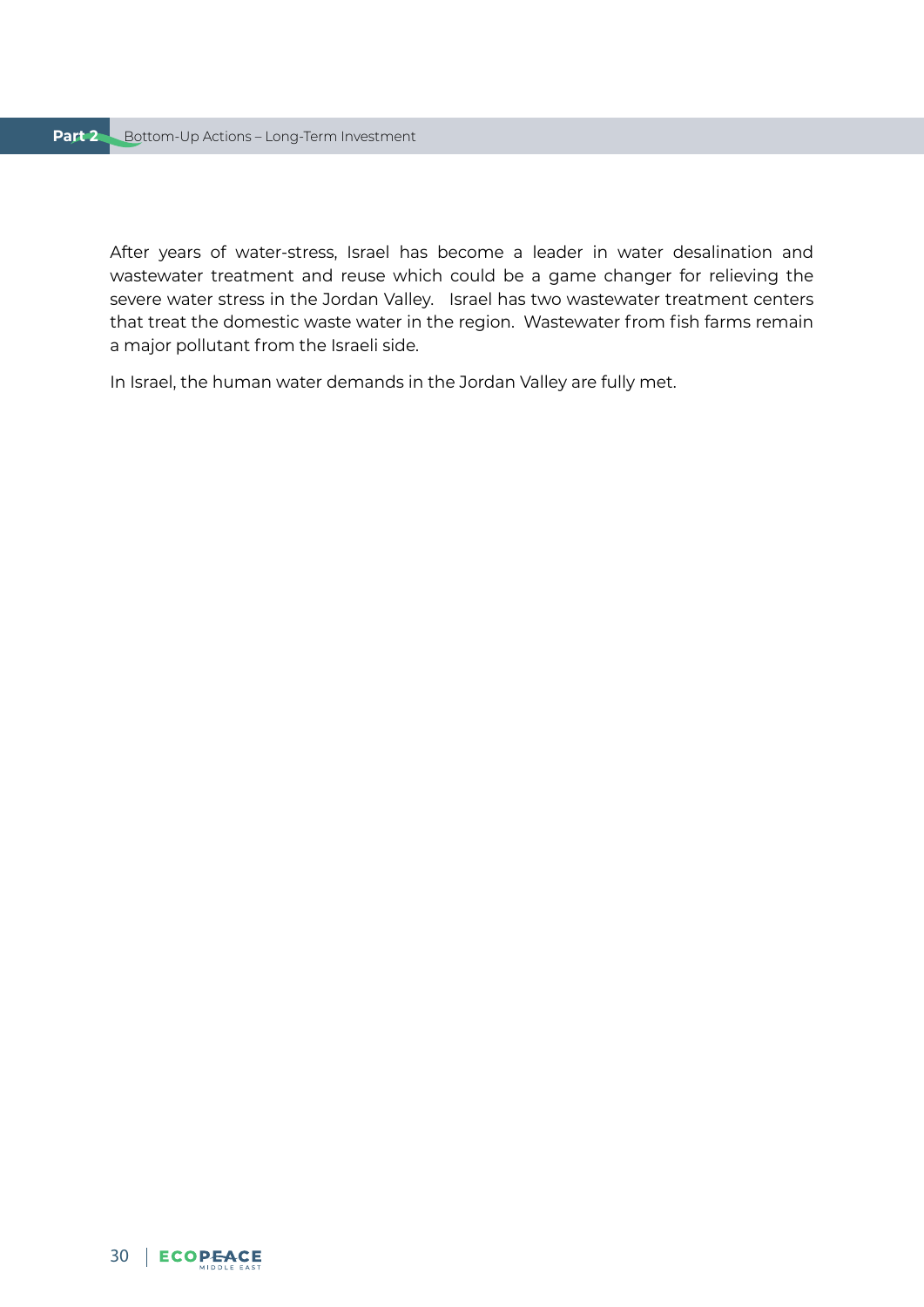After years of water-stress, Israel has become a leader in water desalination and wastewater treatment and reuse which could be a game changer for relieving the severe water stress in the Jordan Valley. Israel has two wastewater treatment centers that treat the domestic waste water in the region. Wastewater from fish farms remain a major pollutant from the Israeli side.

In Israel, the human water demands in the Jordan Valley are fully met.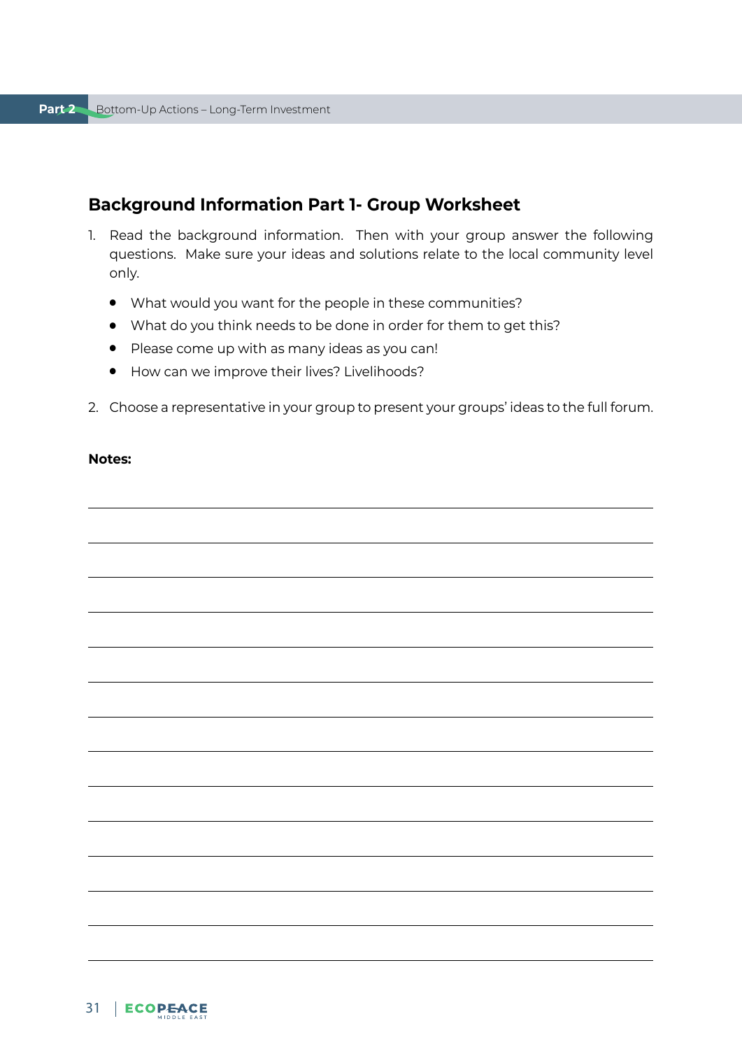## Background Information Part 1- Group Worksheet

1. Read the background information. Then with your group answer the following questions. Make sure your ideas and solutions relate to the local community level only.

   - What would you want for the people in these communities?
   - What do you think needs to be done in order for them to get this?
   - Please come up with as many ideas as you can!
   - How can we improve their lives? Livelihoods?

2. Choose a representative in your group to present your groups' ideas to the full forum.

**Notes:**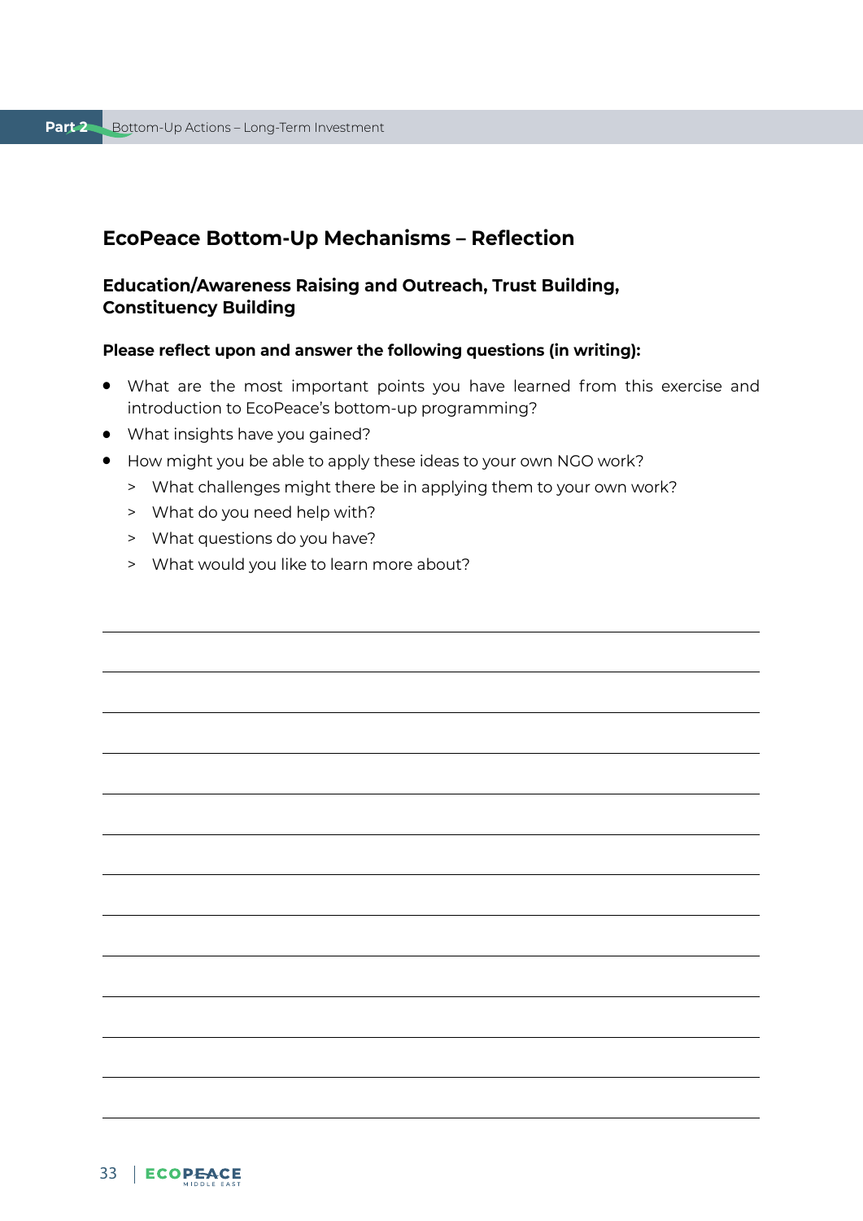## EcoPeace Bottom-Up Mechanisms – Reflection

### Education/Awareness Raising and Outreach, Trust Building, Constituency Building

**Please reflect upon and answer the following questions (in writing):**

- What are the most important points you have learned from this exercise and introduction to EcoPeace's bottom-up programming?
- What insights have you gained?
- How might you be able to apply these ideas to your own NGO work?
  - > What challenges might there be in applying them to your own work?
  - > What do you need help with?
  - > What questions do you have?
  - > What would you like to learn more about?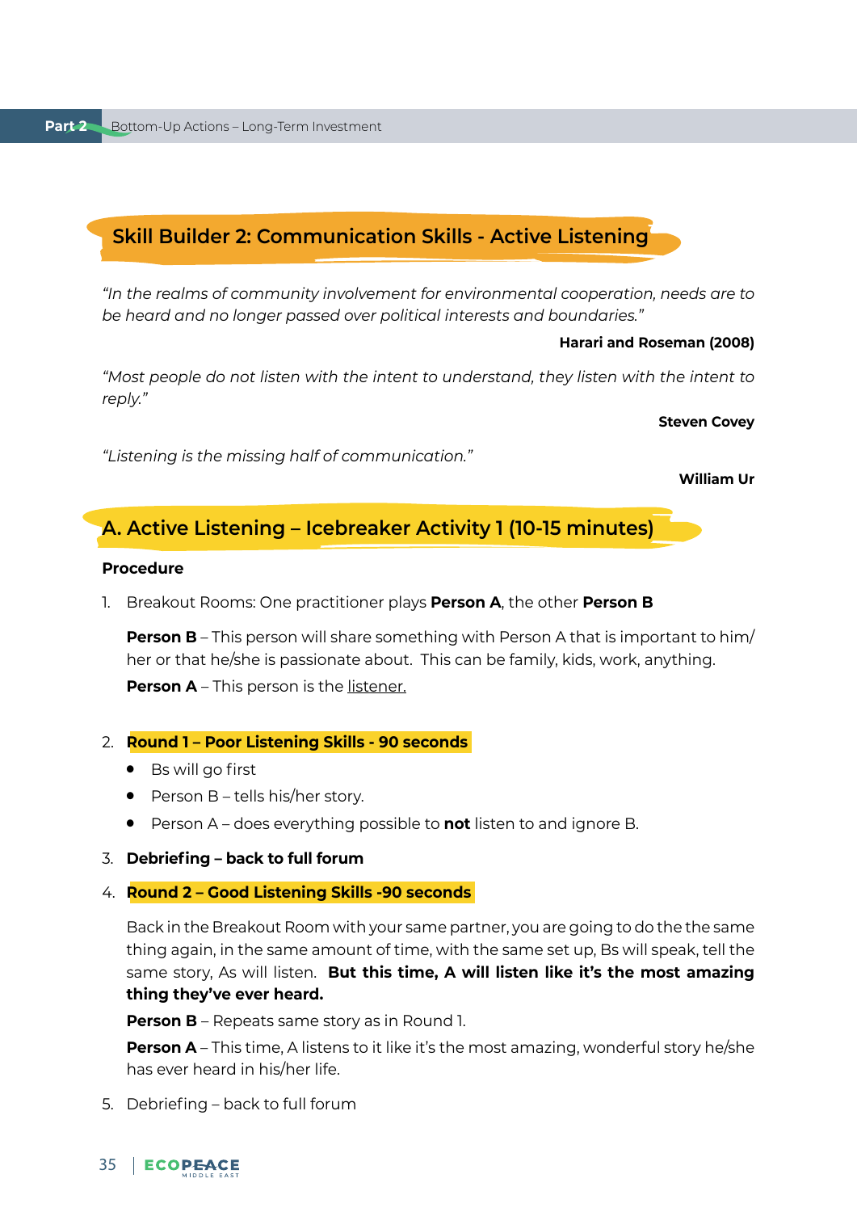## Skill Builder 2: Communication Skills - Active Listening

*"In the realms of community involvement for environmental cooperation, needs are to be heard and no longer passed over political interests and boundaries."*

**Harari and Roseman (2008)**

*"Most people do not listen with the intent to understand, they listen with the intent to reply."*

**Steven Covey**

*"Listening is the missing half of communication."*

**William Ur**

### A. Active Listening – Icebreaker Activity 1 (10-15 minutes)

**Procedure**

1. Breakout Rooms: One practitioner plays **Person A**, the other **Person B**

   **Person B** – This person will share something with Person A that is important to him/her or that he/she is passionate about. This can be family, kids, work, anything.

   **Person A** – This person is the listener.

2. **Round 1 – Poor Listening Skills - 90 seconds**
   - Bs will go first
   - Person B – tells his/her story.
   - Person A – does everything possible to **not** listen to and ignore B.

3. **Debriefing – back to full forum**

4. **Round 2 – Good Listening Skills -90 seconds**

   Back in the Breakout Room with your same partner, you are going to do the the same thing again, in the same amount of time, with the same set up, Bs will speak, tell the same story, As will listen. **But this time, A will listen like it's the most amazing thing they've ever heard.**

   **Person B** – Repeats same story as in Round 1.

   **Person A** – This time, A listens to it like it's the most amazing, wonderful story he/she has ever heard in his/her life.

5. Debriefing – back to full forum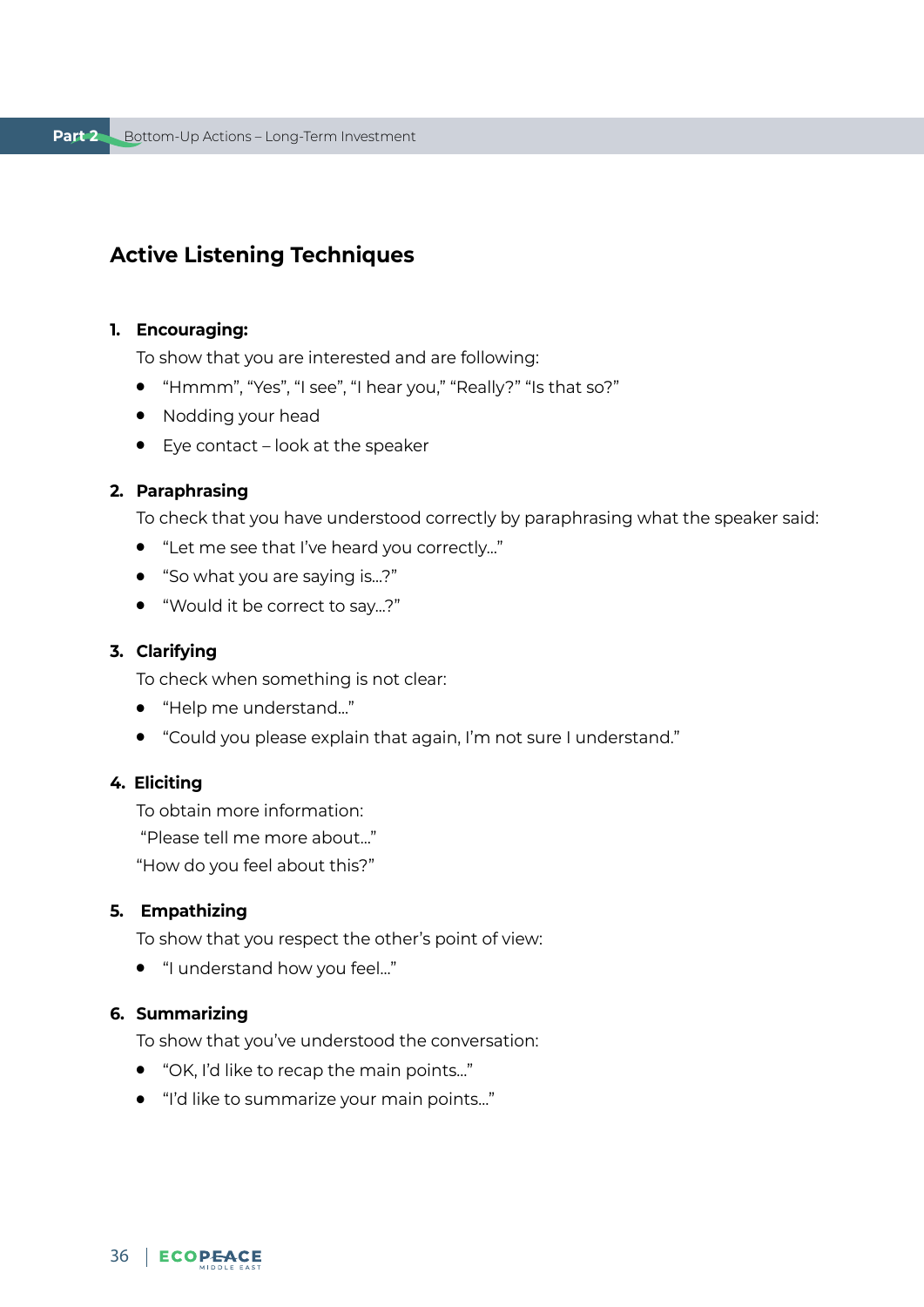## Active Listening Techniques

1. **Encouraging:**

   To show that you are interested and are following:

   - "Hmmm", "Yes", "I see", "I hear you," "Really?" "Is that so?"
   - Nodding your head
   - Eye contact – look at the speaker

2. **Paraphrasing**

   To check that you have understood correctly by paraphrasing what the speaker said:

   - "Let me see that I've heard you correctly..."
   - "So what you are saying is...?"
   - "Would it be correct to say...?"

3. **Clarifying**

   To check when something is not clear:

   - "Help me understand..."
   - "Could you please explain that again, I'm not sure I understand."

4. **Eliciting**

   To obtain more information:

   "Please tell me more about..."

   "How do you feel about this?"

5. **Empathizing**

   To show that you respect the other's point of view:

   - "I understand how you feel..."

6. **Summarizing**

   To show that you've understood the conversation:

   - "OK, I'd like to recap the main points..."
   - "I'd like to summarize your main points..."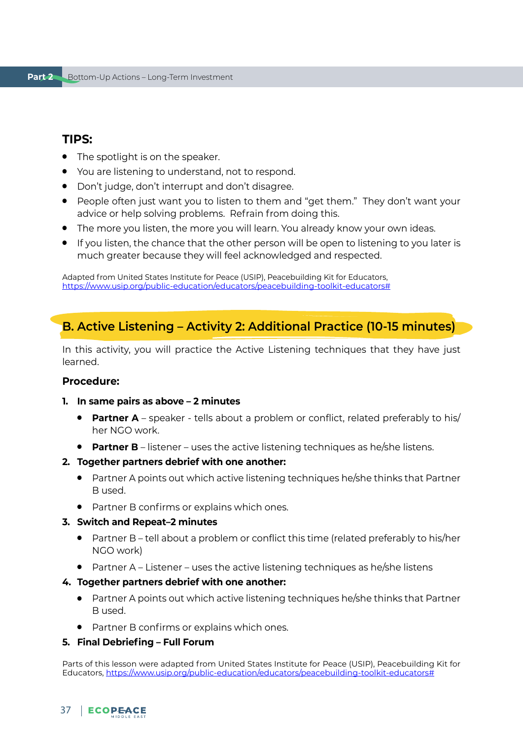## TIPS:

- The spotlight is on the speaker.
- You are listening to understand, not to respond.
- Don't judge, don't interrupt and don't disagree.
- People often just want you to listen to them and "get them." They don't want your advice or help solving problems. Refrain from doing this.
- The more you listen, the more you will learn. You already know your own ideas.
- If you listen, the chance that the other person will be open to listening to you later is much greater because they will feel acknowledged and respected.

Adapted from United States Institute for Peace (USIP), Peacebuilding Kit for Educators, https://www.usip.org/public-education/educators/peacebuilding-toolkit-educators#

## B. Active Listening – Activity 2: Additional Practice (10-15 minutes)

In this activity, you will practice the Active Listening techniques that they have just learned.

**Procedure:**

1. **In same pairs as above – 2 minutes**
   - **Partner A** – speaker - tells about a problem or conflict, related preferably to his/her NGO work.
   - **Partner B** – listener – uses the active listening techniques as he/she listens.
2. **Together partners debrief with one another:**
   - Partner A points out which active listening techniques he/she thinks that Partner B used.
   - Partner B confirms or explains which ones.
3. **Switch and Repeat–2 minutes**
   - Partner B – tell about a problem or conflict this time (related preferably to his/her NGO work)
   - Partner A – Listener – uses the active listening techniques as he/she listens
4. **Together partners debrief with one another:**
   - Partner A points out which active listening techniques he/she thinks that Partner B used.
   - Partner B confirms or explains which ones.
5. **Final Debriefing – Full Forum**

Parts of this lesson were adapted from United States Institute for Peace (USIP), Peacebuilding Kit for Educators, https://www.usip.org/public-education/educators/peacebuilding-toolkit-educators#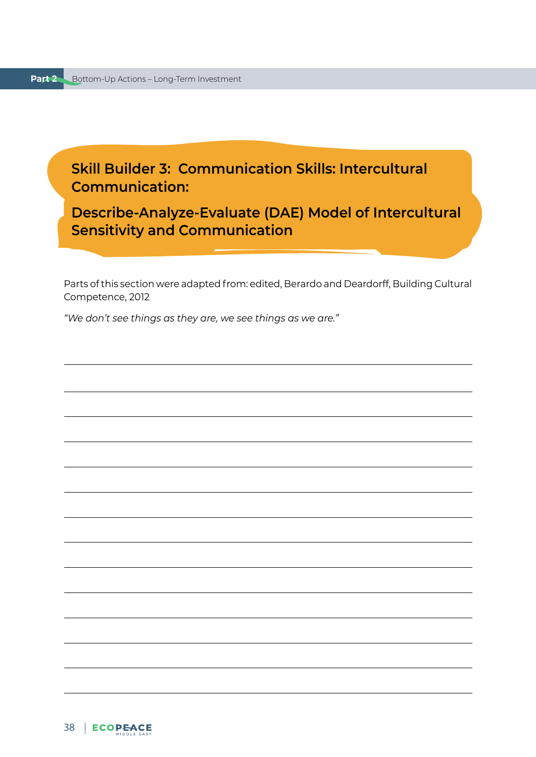## Skill Builder 3: Communication Skills: Intercultural Communication:

## Describe-Analyze-Evaluate (DAE) Model of Intercultural Sensitivity and Communication

Parts of this section were adapted from: edited, Berardo and Deardorff, Building Cultural Competence, 2012

*"We don't see things as they are, we see things as we are."*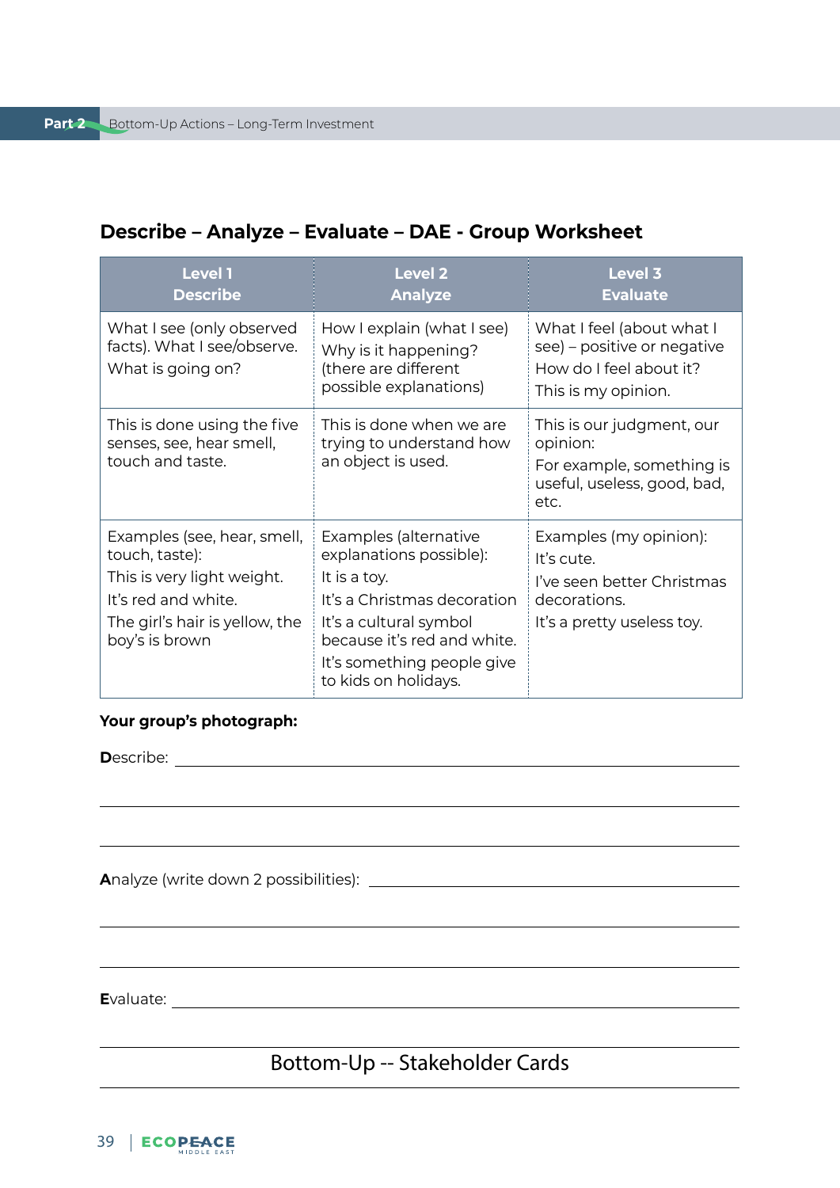## Describe – Analyze – Evaluate – DAE - Group Worksheet

| Level 1<br>Describe | Level 2<br>Analyze | Level 3<br>Evaluate |
|---|---|---|
| What I see (only observed facts). What I see/observe.<br>What is going on? | How I explain (what I see)<br>Why is it happening?<br>(there are different possible explanations) | What I feel (about what I see) – positive or negative<br>How do I feel about it?<br>This is my opinion. |
| This is done using the five senses, see, hear smell, touch and taste. | This is done when we are trying to understand how an object is used. | This is our judgment, our opinion:<br>For example, something is useful, useless, good, bad, etc. |
| Examples (see, hear, smell, touch, taste):<br>This is very light weight.<br>It's red and white.<br>The girl's hair is yellow, the boy's is brown | Examples (alternative explanations possible):<br>It is a toy.<br>It's a Christmas decoration<br>It's a cultural symbol because it's red and white.<br>It's something people give to kids on holidays. | Examples (my opinion):<br>It's cute.<br>I've seen better Christmas decorations.<br>It's a pretty useless toy. |

**Your group's photograph:**

**D**escribe: ______________________________________________

______________________________________________

______________________________________________

**A**nalyze (write down 2 possibilities): ______________________________________________

______________________________________________

______________________________________________

**E**valuate: ______________________________________________

______________________________________________

Bottom-Up -- Stakeholder Cards

______________________________________________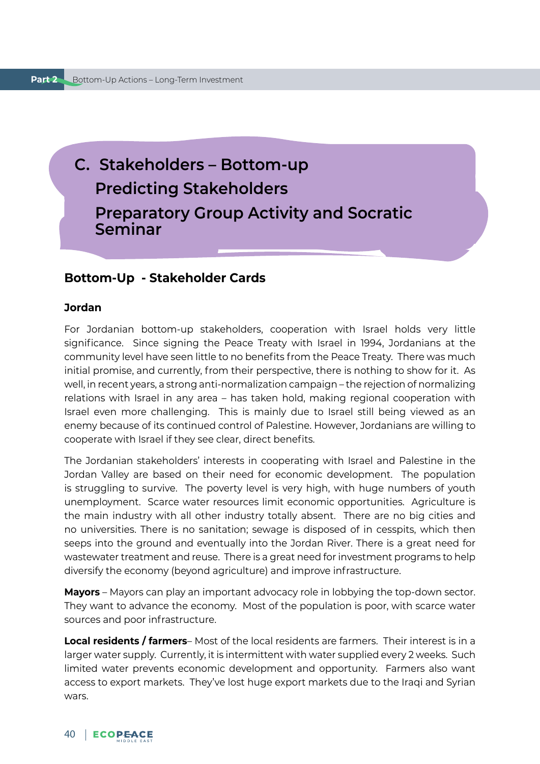# C. Stakeholders – Bottom-up

## Predicting Stakeholders

## Preparatory Group Activity and Socratic Seminar

### Bottom-Up - Stakeholder Cards

#### Jordan

For Jordanian bottom-up stakeholders, cooperation with Israel holds very little significance. Since signing the Peace Treaty with Israel in 1994, Jordanians at the community level have seen little to no benefits from the Peace Treaty. There was much initial promise, and currently, from their perspective, there is nothing to show for it. As well, in recent years, a strong anti-normalization campaign – the rejection of normalizing relations with Israel in any area – has taken hold, making regional cooperation with Israel even more challenging. This is mainly due to Israel still being viewed as an enemy because of its continued control of Palestine. However, Jordanians are willing to cooperate with Israel if they see clear, direct benefits.

The Jordanian stakeholders' interests in cooperating with Israel and Palestine in the Jordan Valley are based on their need for economic development. The population is struggling to survive. The poverty level is very high, with huge numbers of youth unemployment. Scarce water resources limit economic opportunities. Agriculture is the main industry with all other industry totally absent. There are no big cities and no universities. There is no sanitation; sewage is disposed of in cesspits, which then seeps into the ground and eventually into the Jordan River. There is a great need for wastewater treatment and reuse. There is a great need for investment programs to help diversify the economy (beyond agriculture) and improve infrastructure.

**Mayors** – Mayors can play an important advocacy role in lobbying the top-down sector. They want to advance the economy. Most of the population is poor, with scarce water sources and poor infrastructure.

**Local residents / farmers**– Most of the local residents are farmers. Their interest is in a larger water supply. Currently, it is intermittent with water supplied every 2 weeks. Such limited water prevents economic development and opportunity. Farmers also want access to export markets. They've lost huge export markets due to the Iraqi and Syrian wars.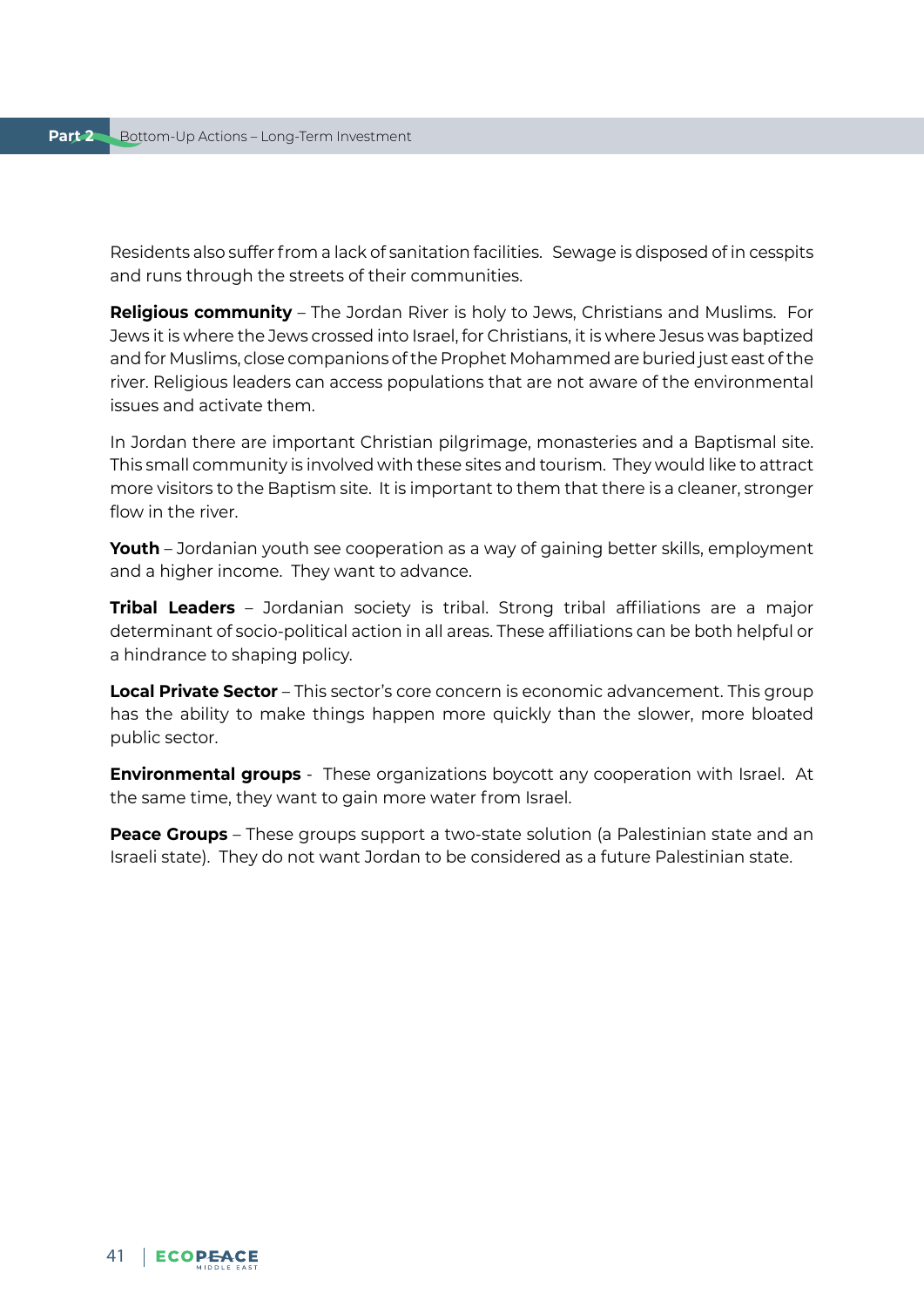Residents also suffer from a lack of sanitation facilities. Sewage is disposed of in cesspits and runs through the streets of their communities.

**Religious community** – The Jordan River is holy to Jews, Christians and Muslims. For Jews it is where the Jews crossed into Israel, for Christians, it is where Jesus was baptized and for Muslims, close companions of the Prophet Mohammed are buried just east of the river. Religious leaders can access populations that are not aware of the environmental issues and activate them.

In Jordan there are important Christian pilgrimage, monasteries and a Baptismal site. This small community is involved with these sites and tourism. They would like to attract more visitors to the Baptism site. It is important to them that there is a cleaner, stronger flow in the river.

**Youth** – Jordanian youth see cooperation as a way of gaining better skills, employment and a higher income. They want to advance.

**Tribal Leaders** – Jordanian society is tribal. Strong tribal affiliations are a major determinant of socio-political action in all areas. These affiliations can be both helpful or a hindrance to shaping policy.

**Local Private Sector** – This sector's core concern is economic advancement. This group has the ability to make things happen more quickly than the slower, more bloated public sector.

**Environmental groups** - These organizations boycott any cooperation with Israel. At the same time, they want to gain more water from Israel.

**Peace Groups** – These groups support a two-state solution (a Palestinian state and an Israeli state). They do not want Jordan to be considered as a future Palestinian state.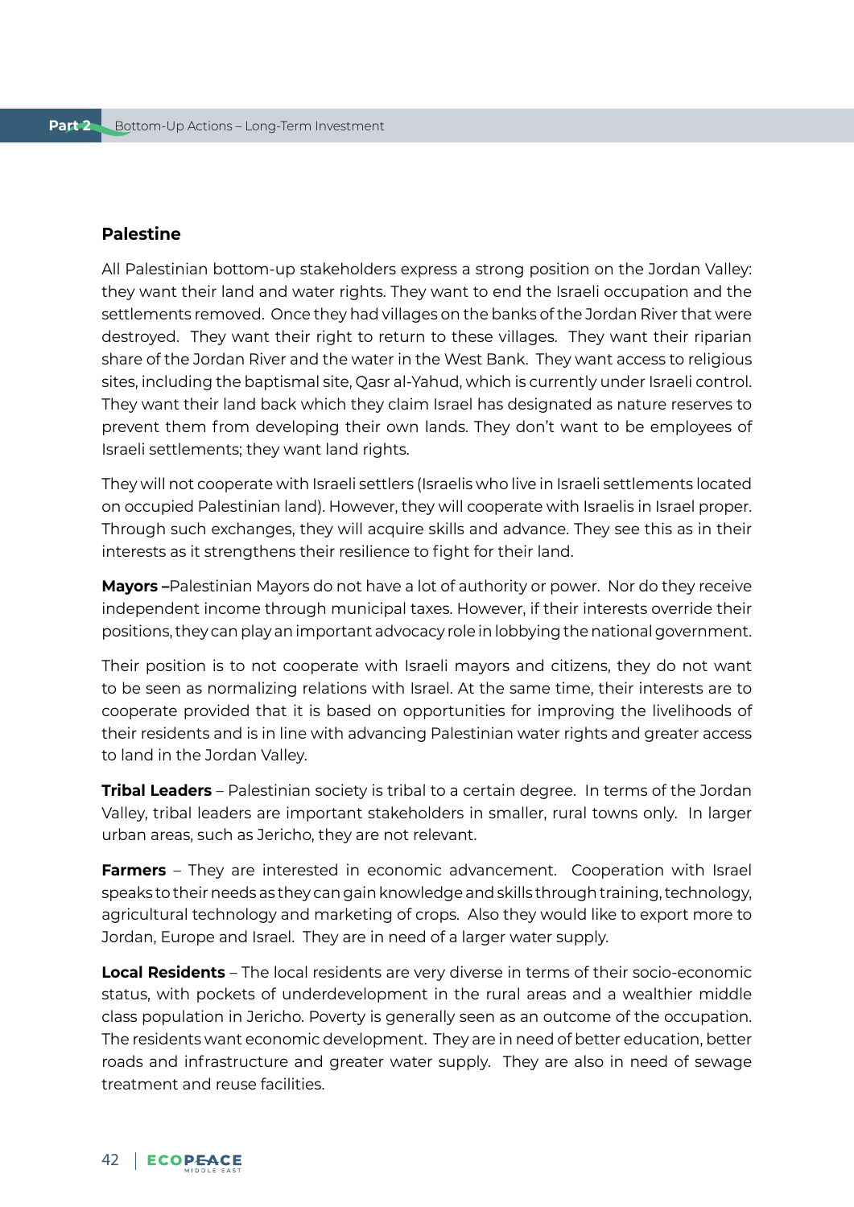## Palestine

All Palestinian bottom-up stakeholders express a strong position on the Jordan Valley: they want their land and water rights. They want to end the Israeli occupation and the settlements removed. Once they had villages on the banks of the Jordan River that were destroyed. They want their right to return to these villages. They want their riparian share of the Jordan River and the water in the West Bank. They want access to religious sites, including the baptismal site, Qasr al-Yahud, which is currently under Israeli control. They want their land back which they claim Israel has designated as nature reserves to prevent them from developing their own lands. They don't want to be employees of Israeli settlements; they want land rights.

They will not cooperate with Israeli settlers (Israelis who live in Israeli settlements located on occupied Palestinian land). However, they will cooperate with Israelis in Israel proper. Through such exchanges, they will acquire skills and advance. They see this as in their interests as it strengthens their resilience to fight for their land.

**Mayors –** Palestinian Mayors do not have a lot of authority or power. Nor do they receive independent income through municipal taxes. However, if their interests override their positions, they can play an important advocacy role in lobbying the national government.

Their position is to not cooperate with Israeli mayors and citizens, they do not want to be seen as normalizing relations with Israel. At the same time, their interests are to cooperate provided that it is based on opportunities for improving the livelihoods of their residents and is in line with advancing Palestinian water rights and greater access to land in the Jordan Valley.

**Tribal Leaders** – Palestinian society is tribal to a certain degree. In terms of the Jordan Valley, tribal leaders are important stakeholders in smaller, rural towns only. In larger urban areas, such as Jericho, they are not relevant.

**Farmers** – They are interested in economic advancement. Cooperation with Israel speaks to their needs as they can gain knowledge and skills through training, technology, agricultural technology and marketing of crops. Also they would like to export more to Jordan, Europe and Israel. They are in need of a larger water supply.

**Local Residents** – The local residents are very diverse in terms of their socio-economic status, with pockets of underdevelopment in the rural areas and a wealthier middle class population in Jericho. Poverty is generally seen as an outcome of the occupation. The residents want economic development. They are in need of better education, better roads and infrastructure and greater water supply. They are also in need of sewage treatment and reuse facilities.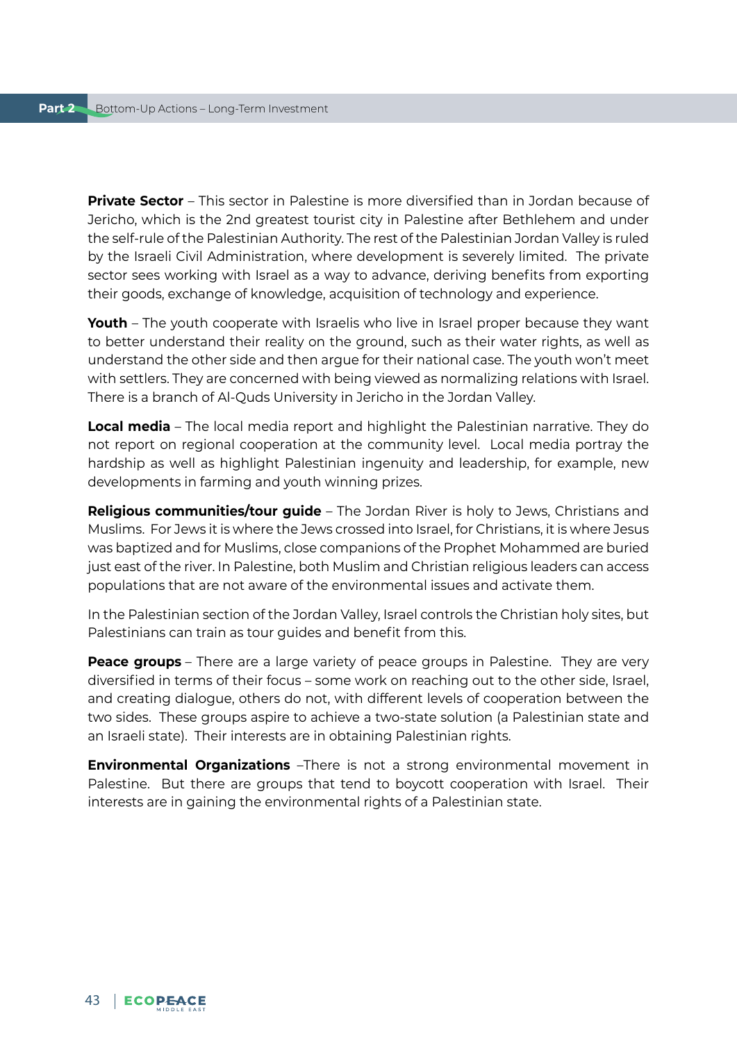**Private Sector** – This sector in Palestine is more diversified than in Jordan because of Jericho, which is the 2nd greatest tourist city in Palestine after Bethlehem and under the self-rule of the Palestinian Authority. The rest of the Palestinian Jordan Valley is ruled by the Israeli Civil Administration, where development is severely limited. The private sector sees working with Israel as a way to advance, deriving benefits from exporting their goods, exchange of knowledge, acquisition of technology and experience.

**Youth** – The youth cooperate with Israelis who live in Israel proper because they want to better understand their reality on the ground, such as their water rights, as well as understand the other side and then argue for their national case. The youth won't meet with settlers. They are concerned with being viewed as normalizing relations with Israel. There is a branch of Al-Quds University in Jericho in the Jordan Valley.

**Local media** – The local media report and highlight the Palestinian narrative. They do not report on regional cooperation at the community level. Local media portray the hardship as well as highlight Palestinian ingenuity and leadership, for example, new developments in farming and youth winning prizes.

**Religious communities/tour guide** – The Jordan River is holy to Jews, Christians and Muslims. For Jews it is where the Jews crossed into Israel, for Christians, it is where Jesus was baptized and for Muslims, close companions of the Prophet Mohammed are buried just east of the river. In Palestine, both Muslim and Christian religious leaders can access populations that are not aware of the environmental issues and activate them.

In the Palestinian section of the Jordan Valley, Israel controls the Christian holy sites, but Palestinians can train as tour guides and benefit from this.

**Peace groups** – There are a large variety of peace groups in Palestine. They are very diversified in terms of their focus – some work on reaching out to the other side, Israel, and creating dialogue, others do not, with different levels of cooperation between the two sides. These groups aspire to achieve a two-state solution (a Palestinian state and an Israeli state). Their interests are in obtaining Palestinian rights.

**Environmental Organizations** –There is not a strong environmental movement in Palestine. But there are groups that tend to boycott cooperation with Israel. Their interests are in gaining the environmental rights of a Palestinian state.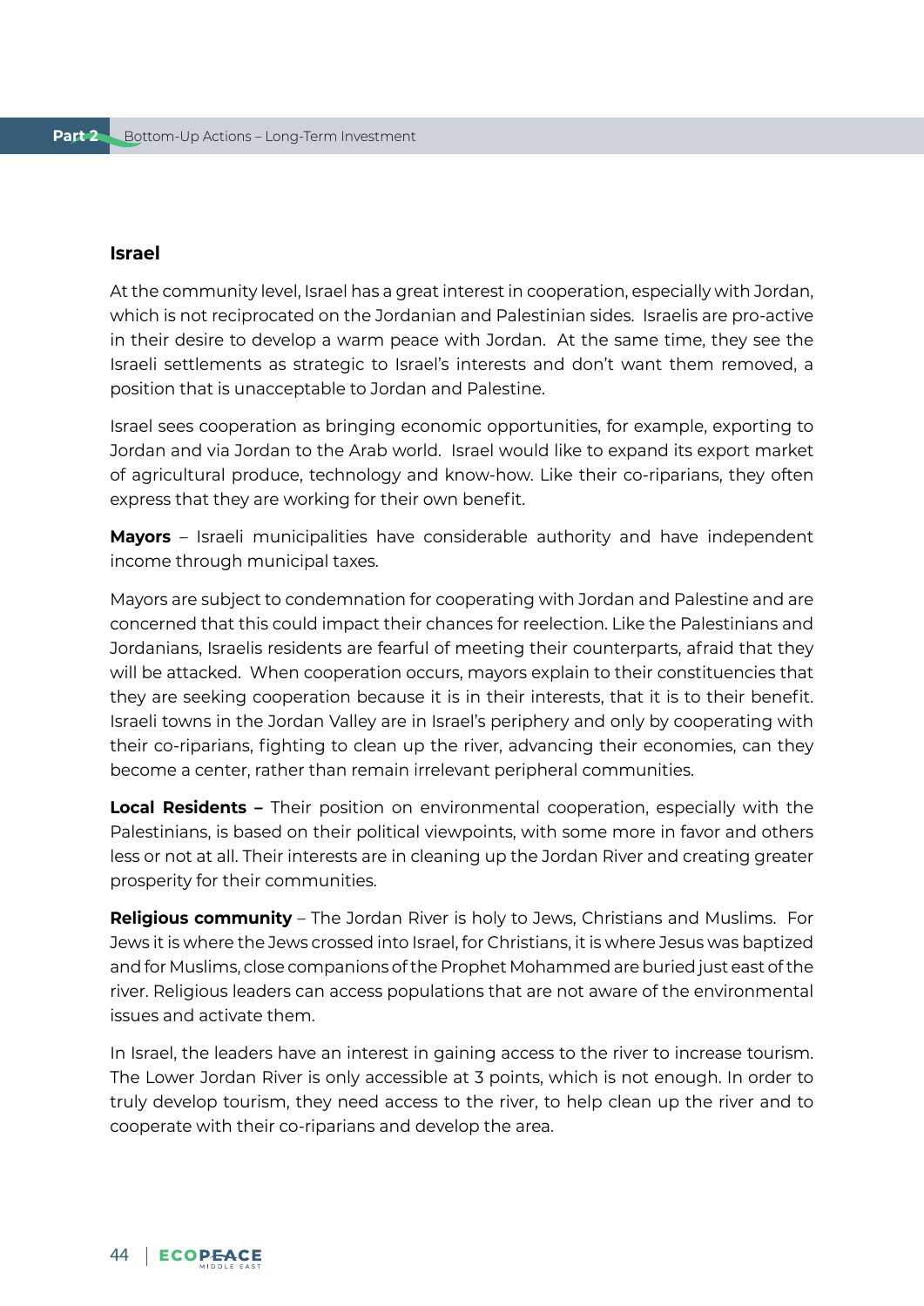## Israel

At the community level, Israel has a great interest in cooperation, especially with Jordan, which is not reciprocated on the Jordanian and Palestinian sides. Israelis are pro-active in their desire to develop a warm peace with Jordan. At the same time, they see the Israeli settlements as strategic to Israel's interests and don't want them removed, a position that is unacceptable to Jordan and Palestine.

Israel sees cooperation as bringing economic opportunities, for example, exporting to Jordan and via Jordan to the Arab world. Israel would like to expand its export market of agricultural produce, technology and know-how. Like their co-riparians, they often express that they are working for their own benefit.

**Mayors** – Israeli municipalities have considerable authority and have independent income through municipal taxes.

Mayors are subject to condemnation for cooperating with Jordan and Palestine and are concerned that this could impact their chances for reelection. Like the Palestinians and Jordanians, Israelis residents are fearful of meeting their counterparts, afraid that they will be attacked. When cooperation occurs, mayors explain to their constituencies that they are seeking cooperation because it is in their interests, that it is to their benefit. Israeli towns in the Jordan Valley are in Israel's periphery and only by cooperating with their co-riparians, fighting to clean up the river, advancing their economies, can they become a center, rather than remain irrelevant peripheral communities.

**Local Residents –** Their position on environmental cooperation, especially with the Palestinians, is based on their political viewpoints, with some more in favor and others less or not at all. Their interests are in cleaning up the Jordan River and creating greater prosperity for their communities.

**Religious community** – The Jordan River is holy to Jews, Christians and Muslims. For Jews it is where the Jews crossed into Israel, for Christians, it is where Jesus was baptized and for Muslims, close companions of the Prophet Mohammed are buried just east of the river. Religious leaders can access populations that are not aware of the environmental issues and activate them.

In Israel, the leaders have an interest in gaining access to the river to increase tourism. The Lower Jordan River is only accessible at 3 points, which is not enough. In order to truly develop tourism, they need access to the river, to help clean up the river and to cooperate with their co-riparians and develop the area.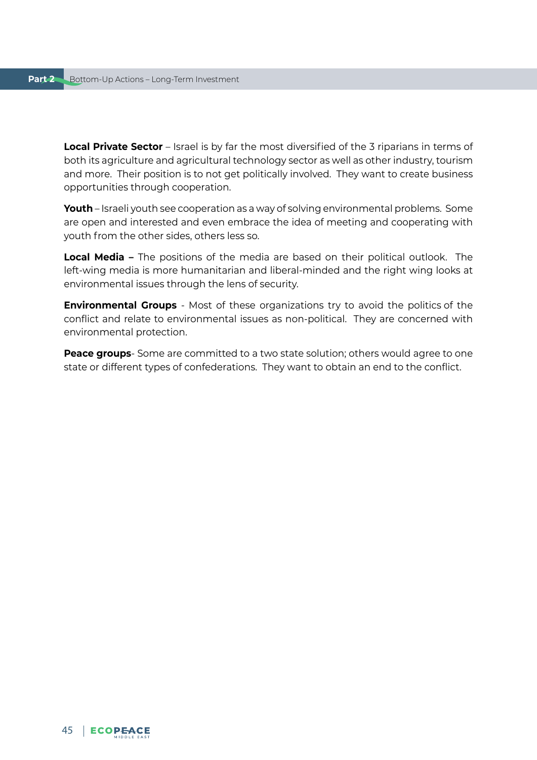**Local Private Sector** – Israel is by far the most diversified of the 3 riparians in terms of both its agriculture and agricultural technology sector as well as other industry, tourism and more. Their position is to not get politically involved. They want to create business opportunities through cooperation.

**Youth** – Israeli youth see cooperation as a way of solving environmental problems. Some are open and interested and even embrace the idea of meeting and cooperating with youth from the other sides, others less so.

**Local Media –** The positions of the media are based on their political outlook. The left-wing media is more humanitarian and liberal-minded and the right wing looks at environmental issues through the lens of security.

**Environmental Groups** - Most of these organizations try to avoid the politics of the conflict and relate to environmental issues as non-political. They are concerned with environmental protection.

**Peace groups**- Some are committed to a two state solution; others would agree to one state or different types of confederations. They want to obtain an end to the conflict.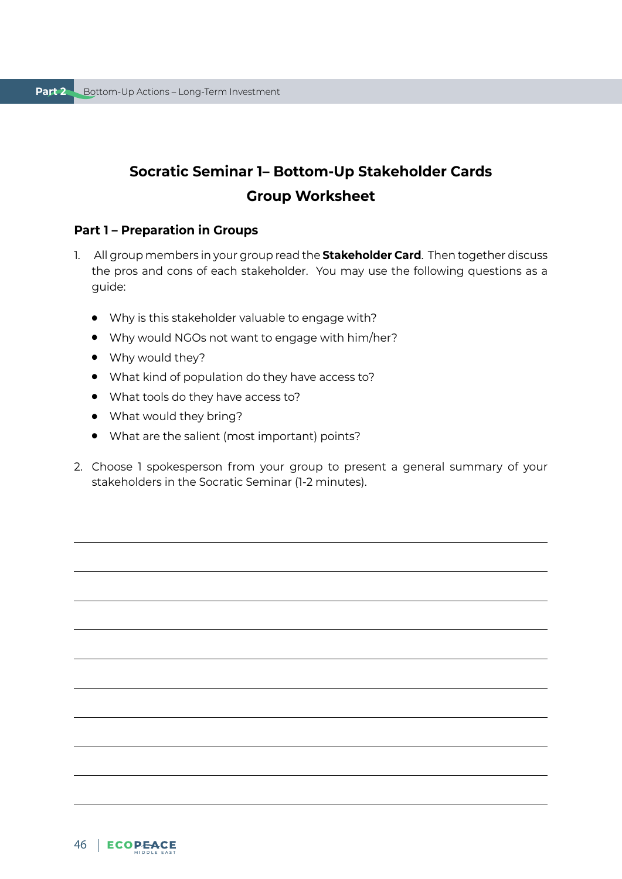## Socratic Seminar 1– Bottom-Up Stakeholder Cards
## Group Worksheet

### Part 1 – Preparation in Groups

1. All group members in your group read the **Stakeholder Card**. Then together discuss the pros and cons of each stakeholder. You may use the following questions as a guide:

    - Why is this stakeholder valuable to engage with?
    - Why would NGOs not want to engage with him/her?
    - Why would they?
    - What kind of population do they have access to?
    - What tools do they have access to?
    - What would they bring?
    - What are the salient (most important) points?

2. Choose 1 spokesperson from your group to present a general summary of your stakeholders in the Socratic Seminar (1-2 minutes).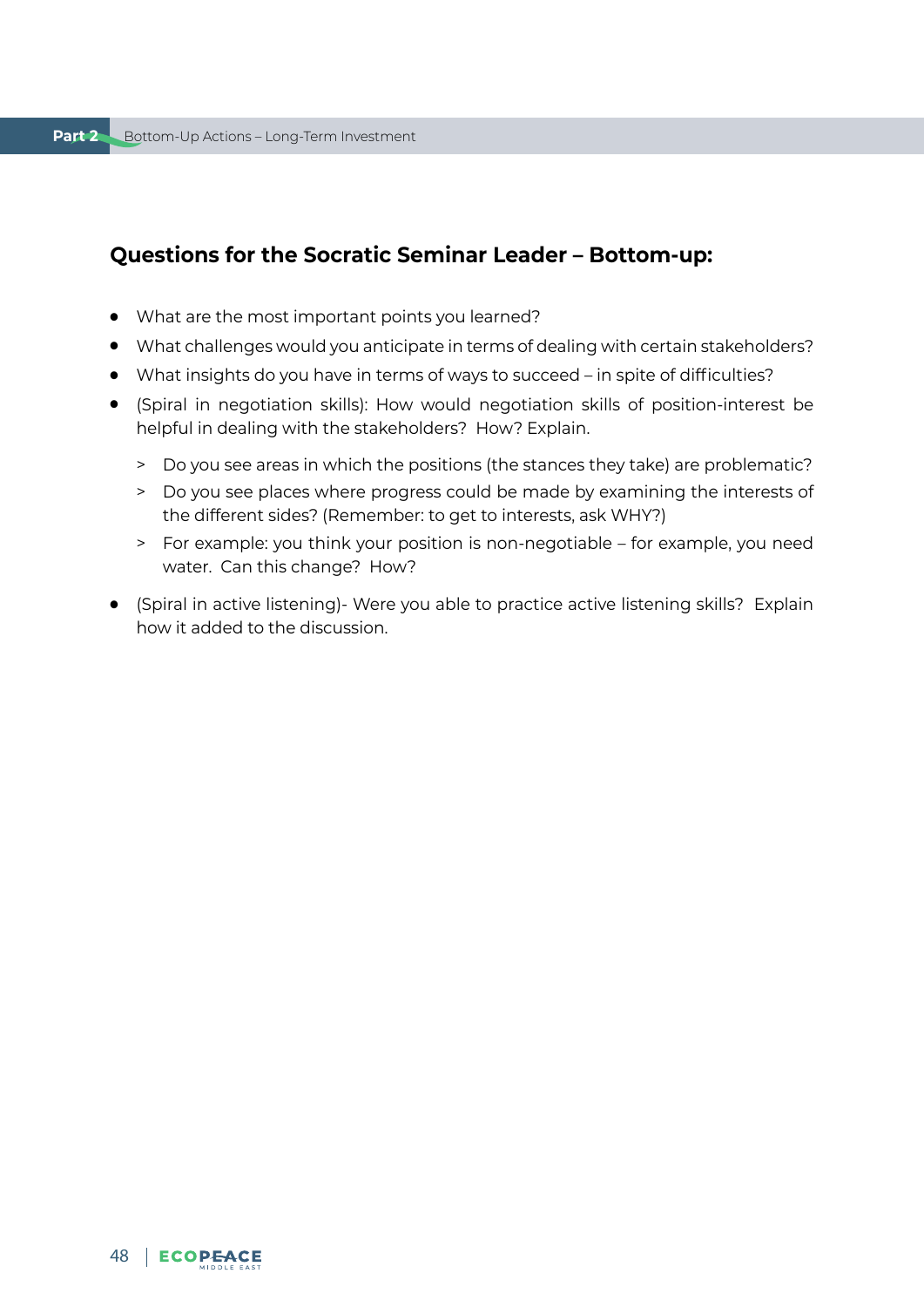## Questions for the Socratic Seminar Leader – Bottom-up:

- What are the most important points you learned?
- What challenges would you anticipate in terms of dealing with certain stakeholders?
- What insights do you have in terms of ways to succeed – in spite of difficulties?
- (Spiral in negotiation skills): How would negotiation skills of position-interest be helpful in dealing with the stakeholders? How? Explain.
  - Do you see areas in which the positions (the stances they take) are problematic?
  - Do you see places where progress could be made by examining the interests of the different sides? (Remember: to get to interests, ask WHY?)
  - For example: you think your position is non-negotiable – for example, you need water. Can this change? How?
- (Spiral in active listening)- Were you able to practice active listening skills? Explain how it added to the discussion.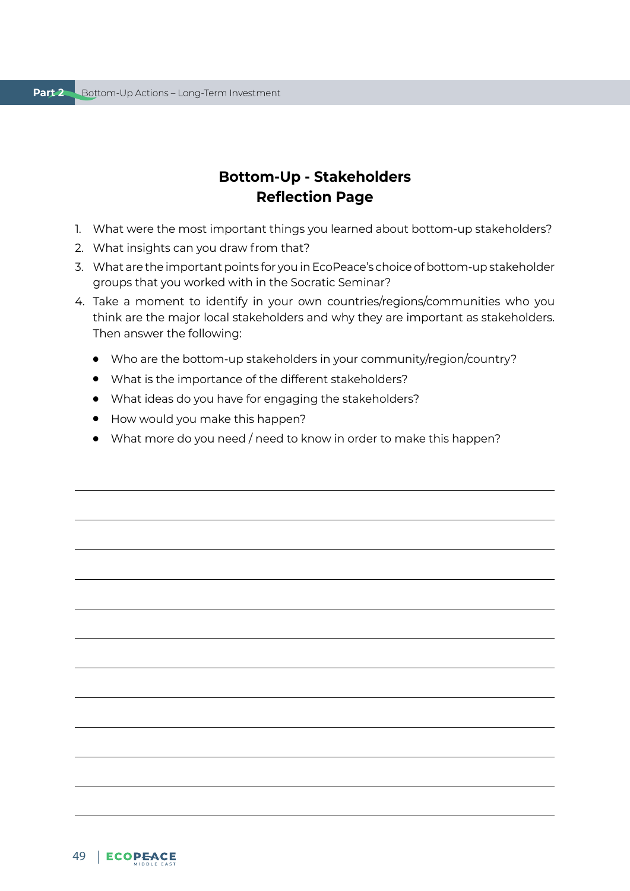# Bottom-Up - Stakeholders
# Reflection Page

1. What were the most important things you learned about bottom-up stakeholders?
2. What insights can you draw from that?
3. What are the important points for you in EcoPeace's choice of bottom-up stakeholder groups that you worked with in the Socratic Seminar?
4. Take a moment to identify in your own countries/regions/communities who you think are the major local stakeholders and why they are important as stakeholders. Then answer the following:
   - Who are the bottom-up stakeholders in your community/region/country?
   - What is the importance of the different stakeholders?
   - What ideas do you have for engaging the stakeholders?
   - How would you make this happen?
   - What more do you need / need to know in order to make this happen?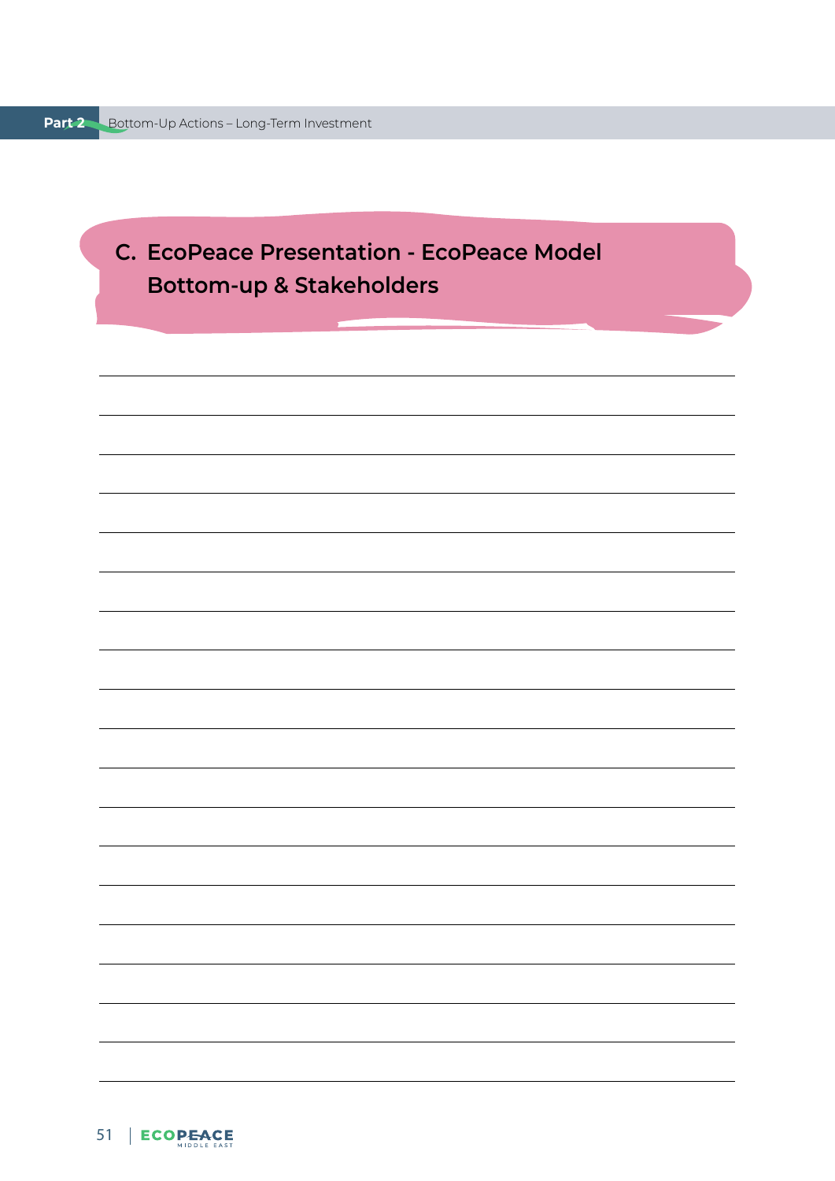## C. EcoPeace Presentation - EcoPeace Model Bottom-up & Stakeholders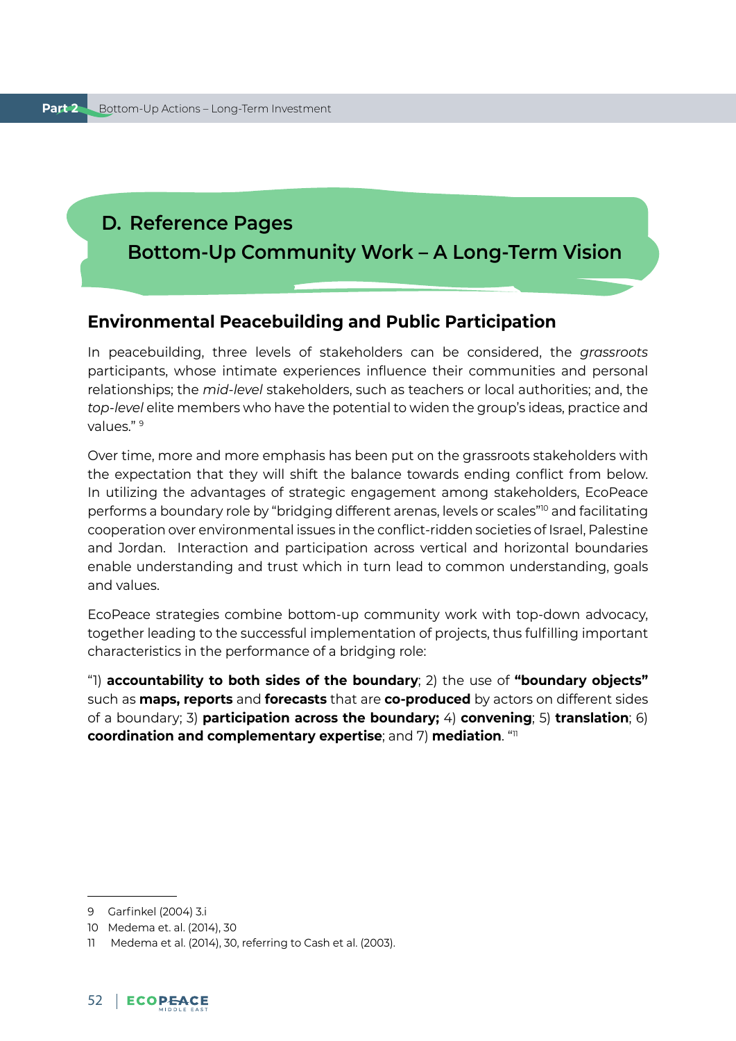## D. Reference Pages
## Bottom-Up Community Work – A Long-Term Vision

### Environmental Peacebuilding and Public Participation

In peacebuilding, three levels of stakeholders can be considered, the *grassroots* participants, whose intimate experiences influence their communities and personal relationships; the *mid-level* stakeholders, such as teachers or local authorities; and, the *top-level* elite members who have the potential to widen the group's ideas, practice and values." [9]

Over time, more and more emphasis has been put on the grassroots stakeholders with the expectation that they will shift the balance towards ending conflict from below. In utilizing the advantages of strategic engagement among stakeholders, EcoPeace performs a boundary role by "bridging different arenas, levels or scales"[10] and facilitating cooperation over environmental issues in the conflict-ridden societies of Israel, Palestine and Jordan. Interaction and participation across vertical and horizontal boundaries enable understanding and trust which in turn lead to common understanding, goals and values.

EcoPeace strategies combine bottom-up community work with top-down advocacy, together leading to the successful implementation of projects, thus fulfilling important characteristics in the performance of a bridging role:

"1) **accountability to both sides of the boundary**; 2) the use of **"boundary objects"** such as **maps, reports** and **forecasts** that are **co-produced** by actors on different sides of a boundary; 3) **participation across the boundary;** 4) **convening**; 5) **translation**; 6) **coordination and complementary expertise**; and 7) **mediation**. "[11]

---

9 Garfinkel (2004) 3.i

10 Medema et. al. (2014), 30

11 Medema et al. (2014), 30, referring to Cash et al. (2003).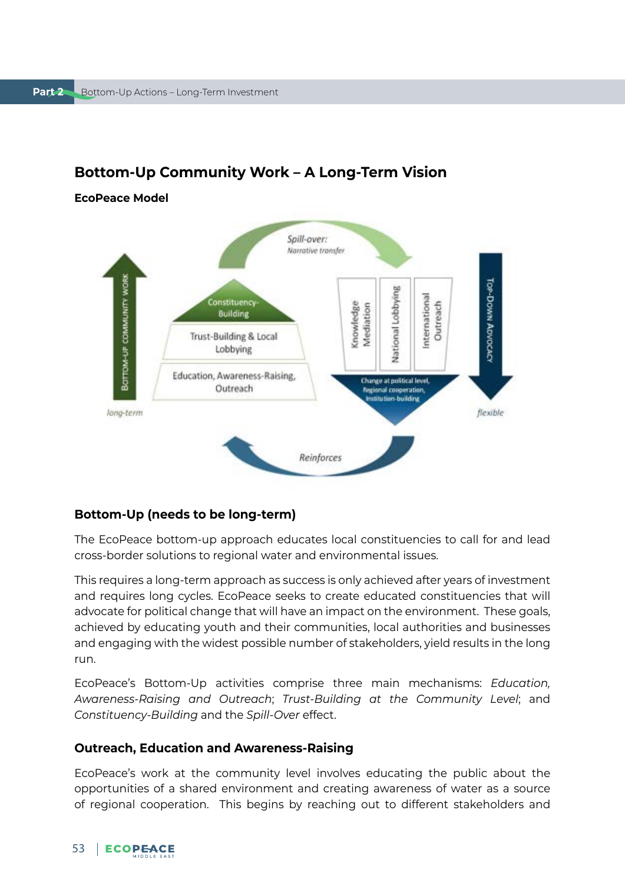## Bottom-Up Community Work – A Long-Term Vision

**EcoPeace Model**

Spill-over: Narrative transfer

Bottom-Up Community Work

Constituency-Building

Trust-Building & Local Lobbying

Education, Awareness-Raising, Outreach

long-term

Knowledge Mediation

National Lobbying

International Outreach

Change at political level, Regional cooperation, Institution-building

Top-Down Advocacy

flexible

Reinforces

### Bottom-Up (needs to be long-term)

The EcoPeace bottom-up approach educates local constituencies to call for and lead cross-border solutions to regional water and environmental issues.

This requires a long-term approach as success is only achieved after years of investment and requires long cycles. EcoPeace seeks to create educated constituencies that will advocate for political change that will have an impact on the environment. These goals, achieved by educating youth and their communities, local authorities and businesses and engaging with the widest possible number of stakeholders, yield results in the long run.

EcoPeace's Bottom-Up activities comprise three main mechanisms: *Education, Awareness-Raising and Outreach*; *Trust-Building at the Community Level*; and *Constituency-Building* and the *Spill-Over* effect.

### Outreach, Education and Awareness-Raising

EcoPeace's work at the community level involves educating the public about the opportunities of a shared environment and creating awareness of water as a source of regional cooperation. This begins by reaching out to different stakeholders and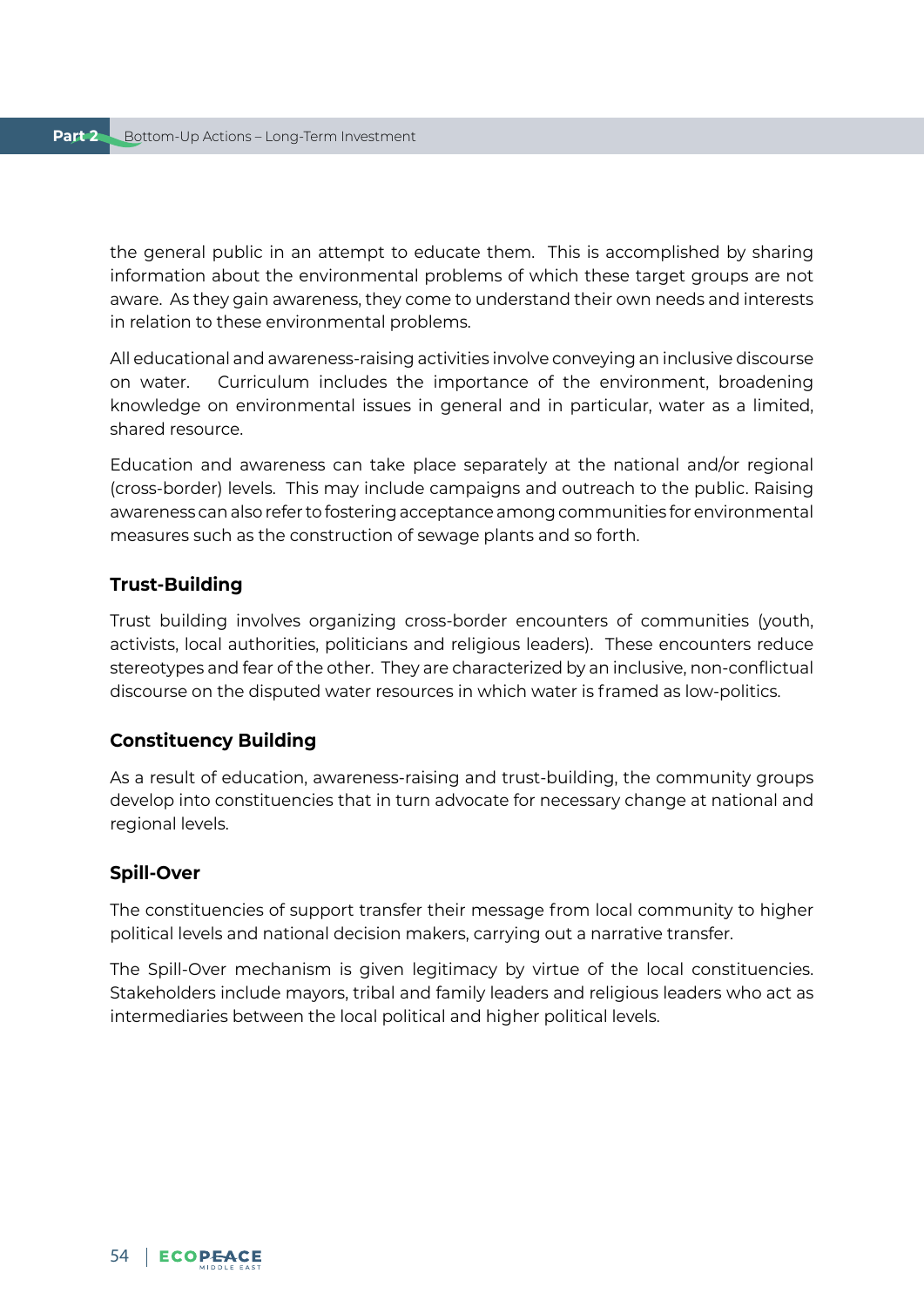the general public in an attempt to educate them. This is accomplished by sharing information about the environmental problems of which these target groups are not aware. As they gain awareness, they come to understand their own needs and interests in relation to these environmental problems.

All educational and awareness-raising activities involve conveying an inclusive discourse on water. Curriculum includes the importance of the environment, broadening knowledge on environmental issues in general and in particular, water as a limited, shared resource.

Education and awareness can take place separately at the national and/or regional (cross-border) levels. This may include campaigns and outreach to the public. Raising awareness can also refer to fostering acceptance among communities for environmental measures such as the construction of sewage plants and so forth.

### Trust-Building

Trust building involves organizing cross-border encounters of communities (youth, activists, local authorities, politicians and religious leaders). These encounters reduce stereotypes and fear of the other. They are characterized by an inclusive, non-conflictual discourse on the disputed water resources in which water is framed as low-politics.

### Constituency Building

As a result of education, awareness-raising and trust-building, the community groups develop into constituencies that in turn advocate for necessary change at national and regional levels.

### Spill-Over

The constituencies of support transfer their message from local community to higher political levels and national decision makers, carrying out a narrative transfer.

The Spill-Over mechanism is given legitimacy by virtue of the local constituencies. Stakeholders include mayors, tribal and family leaders and religious leaders who act as intermediaries between the local political and higher political levels.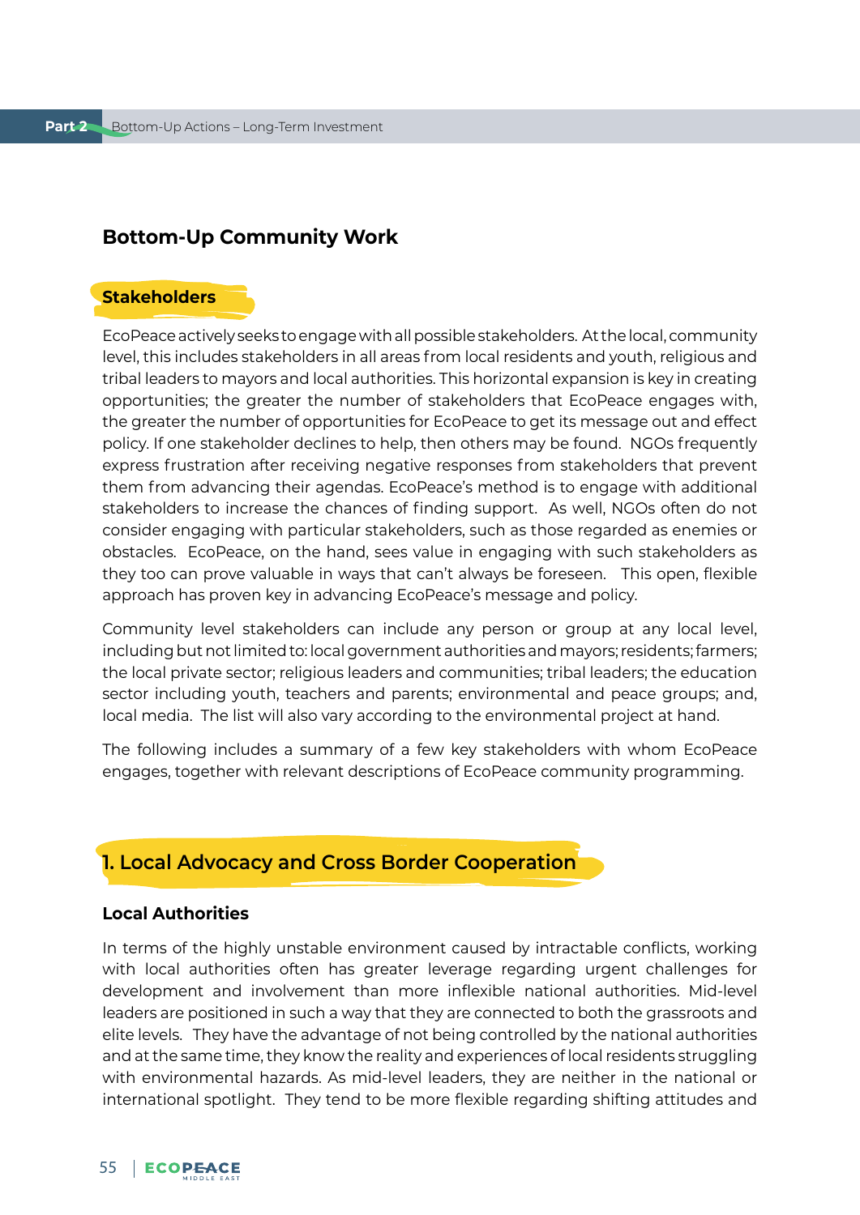## Bottom-Up Community Work

### Stakeholders

EcoPeace actively seeks to engage with all possible stakeholders. At the local, community level, this includes stakeholders in all areas from local residents and youth, religious and tribal leaders to mayors and local authorities. This horizontal expansion is key in creating opportunities; the greater the number of stakeholders that EcoPeace engages with, the greater the number of opportunities for EcoPeace to get its message out and effect policy. If one stakeholder declines to help, then others may be found. NGOs frequently express frustration after receiving negative responses from stakeholders that prevent them from advancing their agendas. EcoPeace's method is to engage with additional stakeholders to increase the chances of finding support. As well, NGOs often do not consider engaging with particular stakeholders, such as those regarded as enemies or obstacles. EcoPeace, on the hand, sees value in engaging with such stakeholders as they too can prove valuable in ways that can't always be foreseen. This open, flexible approach has proven key in advancing EcoPeace's message and policy.

Community level stakeholders can include any person or group at any local level, including but not limited to: local government authorities and mayors; residents; farmers; the local private sector; religious leaders and communities; tribal leaders; the education sector including youth, teachers and parents; environmental and peace groups; and, local media. The list will also vary according to the environmental project at hand.

The following includes a summary of a few key stakeholders with whom EcoPeace engages, together with relevant descriptions of EcoPeace community programming.

### 1. Local Advocacy and Cross Border Cooperation

#### Local Authorities

In terms of the highly unstable environment caused by intractable conflicts, working with local authorities often has greater leverage regarding urgent challenges for development and involvement than more inflexible national authorities. Mid-level leaders are positioned in such a way that they are connected to both the grassroots and elite levels. They have the advantage of not being controlled by the national authorities and at the same time, they know the reality and experiences of local residents struggling with environmental hazards. As mid-level leaders, they are neither in the national or international spotlight. They tend to be more flexible regarding shifting attitudes and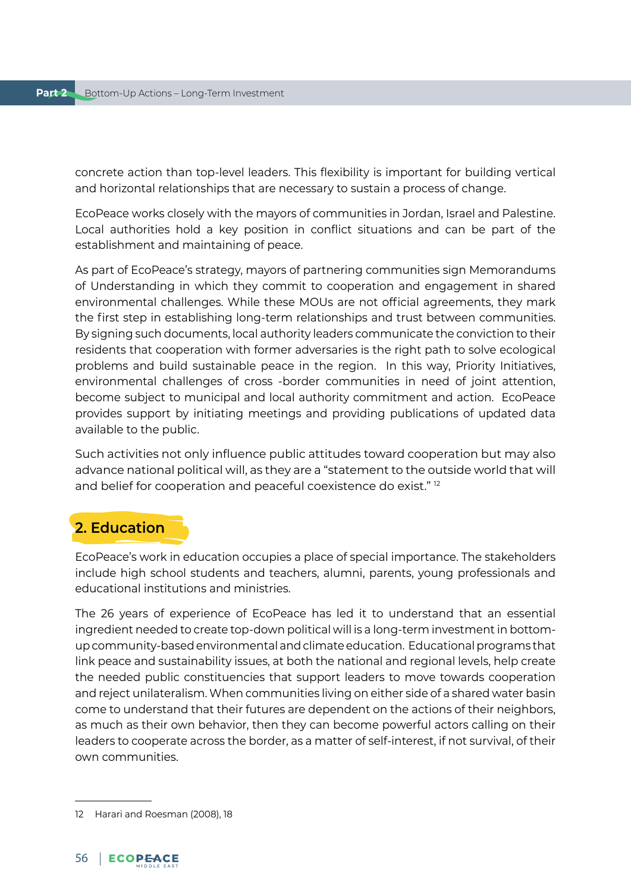concrete action than top-level leaders. This flexibility is important for building vertical and horizontal relationships that are necessary to sustain a process of change.

EcoPeace works closely with the mayors of communities in Jordan, Israel and Palestine. Local authorities hold a key position in conflict situations and can be part of the establishment and maintaining of peace.

As part of EcoPeace's strategy, mayors of partnering communities sign Memorandums of Understanding in which they commit to cooperation and engagement in shared environmental challenges. While these MOUs are not official agreements, they mark the first step in establishing long-term relationships and trust between communities. By signing such documents, local authority leaders communicate the conviction to their residents that cooperation with former adversaries is the right path to solve ecological problems and build sustainable peace in the region. In this way, Priority Initiatives, environmental challenges of cross -border communities in need of joint attention, become subject to municipal and local authority commitment and action. EcoPeace provides support by initiating meetings and providing publications of updated data available to the public.

Such activities not only influence public attitudes toward cooperation but may also advance national political will, as they are a "statement to the outside world that will and belief for cooperation and peaceful coexistence do exist." [12]

## 2. Education

EcoPeace's work in education occupies a place of special importance. The stakeholders include high school students and teachers, alumni, parents, young professionals and educational institutions and ministries.

The 26 years of experience of EcoPeace has led it to understand that an essential ingredient needed to create top-down political will is a long-term investment in bottom-up community-based environmental and climate education. Educational programs that link peace and sustainability issues, at both the national and regional levels, help create the needed public constituencies that support leaders to move towards cooperation and reject unilateralism. When communities living on either side of a shared water basin come to understand that their futures are dependent on the actions of their neighbors, as much as their own behavior, then they can become powerful actors calling on their leaders to cooperate across the border, as a matter of self-interest, if not survival, of their own communities.

---

12 Harari and Roesman (2008), 18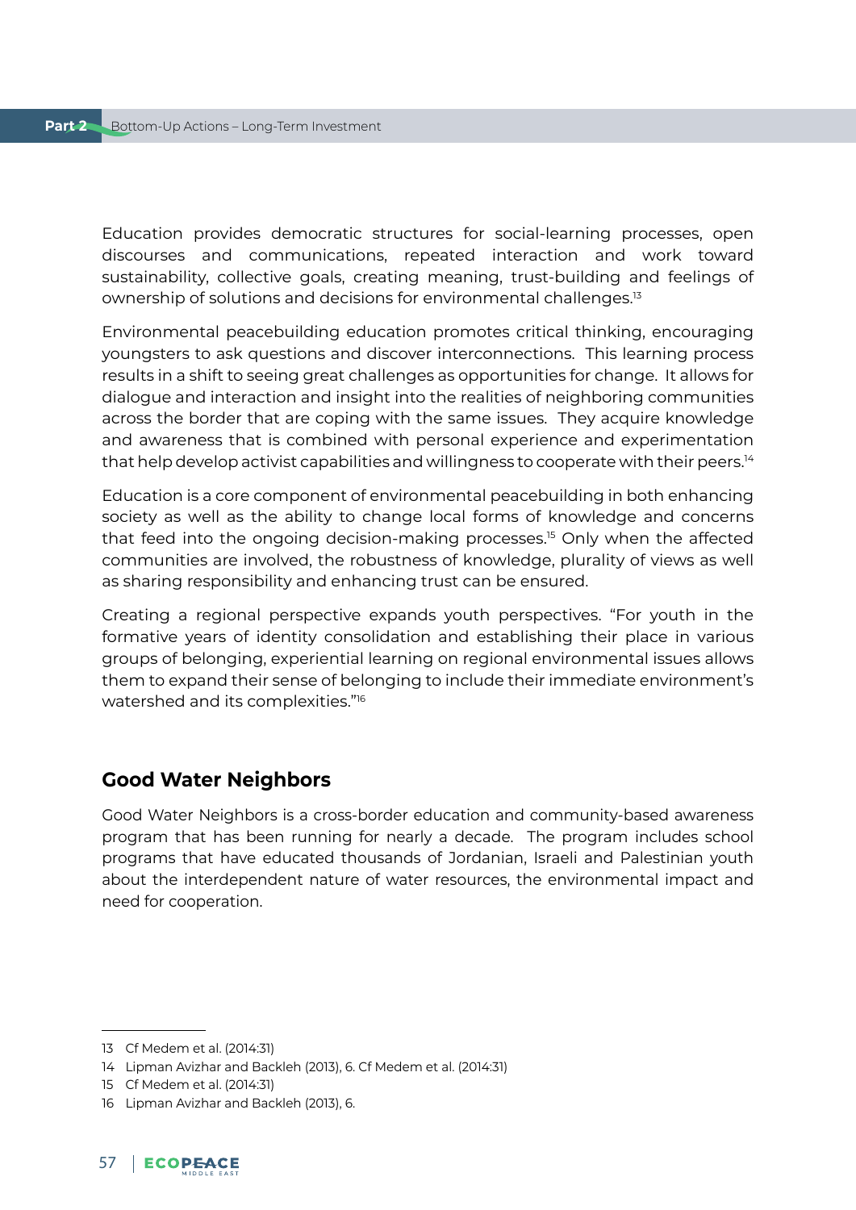Education provides democratic structures for social-learning processes, open discourses and communications, repeated interaction and work toward sustainability, collective goals, creating meaning, trust-building and feelings of ownership of solutions and decisions for environmental challenges.[13]

Environmental peacebuilding education promotes critical thinking, encouraging youngsters to ask questions and discover interconnections. This learning process results in a shift to seeing great challenges as opportunities for change. It allows for dialogue and interaction and insight into the realities of neighboring communities across the border that are coping with the same issues. They acquire knowledge and awareness that is combined with personal experience and experimentation that help develop activist capabilities and willingness to cooperate with their peers.[14]

Education is a core component of environmental peacebuilding in both enhancing society as well as the ability to change local forms of knowledge and concerns that feed into the ongoing decision-making processes.[15] Only when the affected communities are involved, the robustness of knowledge, plurality of views as well as sharing responsibility and enhancing trust can be ensured.

Creating a regional perspective expands youth perspectives. "For youth in the formative years of identity consolidation and establishing their place in various groups of belonging, experiential learning on regional environmental issues allows them to expand their sense of belonging to include their immediate environment's watershed and its complexities."[16]

## Good Water Neighbors

Good Water Neighbors is a cross-border education and community-based awareness program that has been running for nearly a decade. The program includes school programs that have educated thousands of Jordanian, Israeli and Palestinian youth about the interdependent nature of water resources, the environmental impact and need for cooperation.

---

13 Cf Medem et al. (2014:31)

14 Lipman Avizhar and Backleh (2013), 6. Cf Medem et al. (2014:31)

15 Cf Medem et al. (2014:31)

16 Lipman Avizhar and Backleh (2013), 6.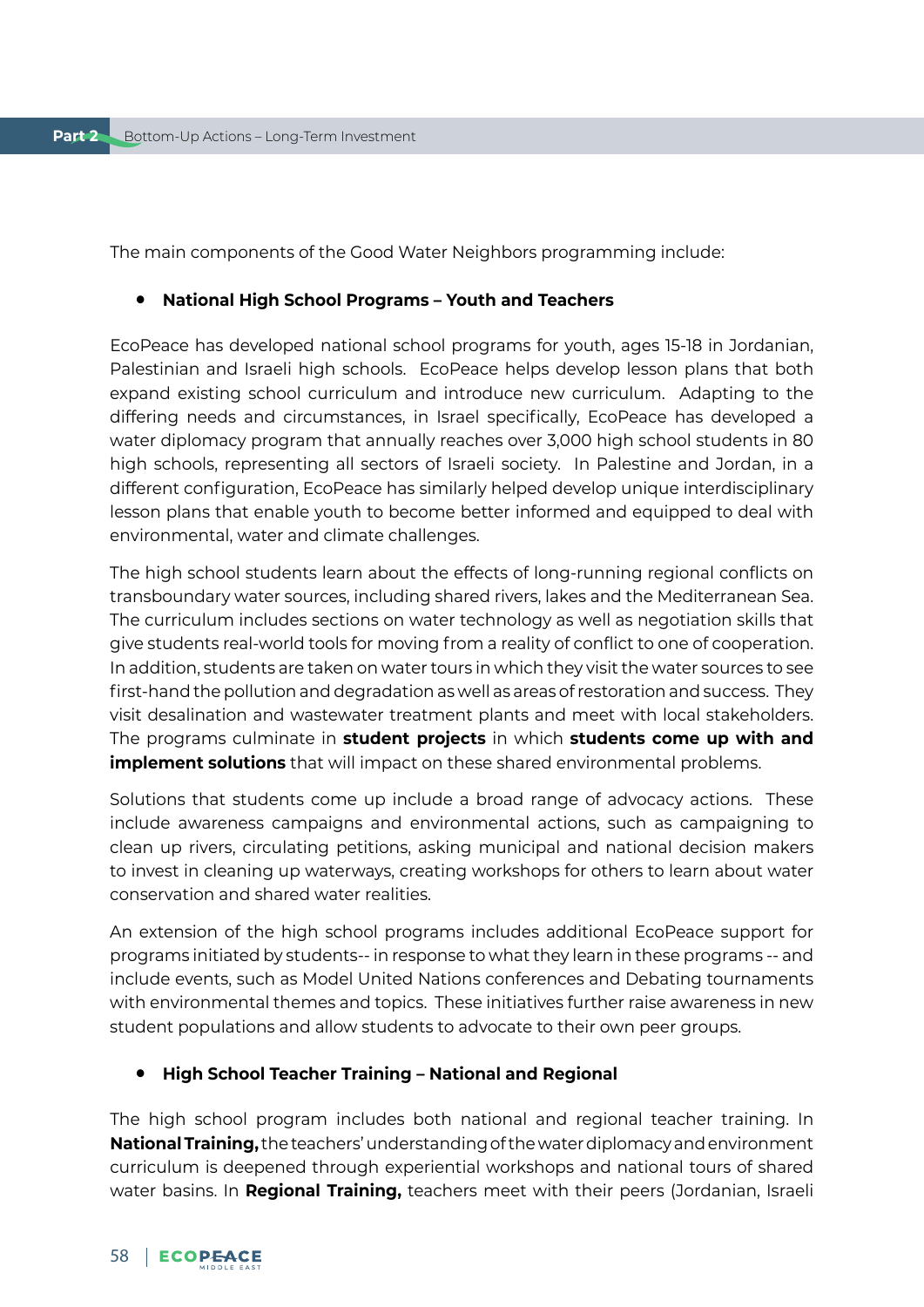The main components of the Good Water Neighbors programming include:

- **National High School Programs – Youth and Teachers**

EcoPeace has developed national school programs for youth, ages 15-18 in Jordanian, Palestinian and Israeli high schools. EcoPeace helps develop lesson plans that both expand existing school curriculum and introduce new curriculum. Adapting to the differing needs and circumstances, in Israel specifically, EcoPeace has developed a water diplomacy program that annually reaches over 3,000 high school students in 80 high schools, representing all sectors of Israeli society. In Palestine and Jordan, in a different configuration, EcoPeace has similarly helped develop unique interdisciplinary lesson plans that enable youth to become better informed and equipped to deal with environmental, water and climate challenges.

The high school students learn about the effects of long-running regional conflicts on transboundary water sources, including shared rivers, lakes and the Mediterranean Sea. The curriculum includes sections on water technology as well as negotiation skills that give students real-world tools for moving from a reality of conflict to one of cooperation. In addition, students are taken on water tours in which they visit the water sources to see first-hand the pollution and degradation as well as areas of restoration and success. They visit desalination and wastewater treatment plants and meet with local stakeholders. The programs culminate in **student projects** in which **students come up with and implement solutions** that will impact on these shared environmental problems.

Solutions that students come up include a broad range of advocacy actions. These include awareness campaigns and environmental actions, such as campaigning to clean up rivers, circulating petitions, asking municipal and national decision makers to invest in cleaning up waterways, creating workshops for others to learn about water conservation and shared water realities.

An extension of the high school programs includes additional EcoPeace support for programs initiated by students-- in response to what they learn in these programs -- and include events, such as Model United Nations conferences and Debating tournaments with environmental themes and topics. These initiatives further raise awareness in new student populations and allow students to advocate to their own peer groups.

- **High School Teacher Training – National and Regional**

The high school program includes both national and regional teacher training. In **National Training,** the teachers' understanding of the water diplomacy and environment curriculum is deepened through experiential workshops and national tours of shared water basins. In **Regional Training,** teachers meet with their peers (Jordanian, Israeli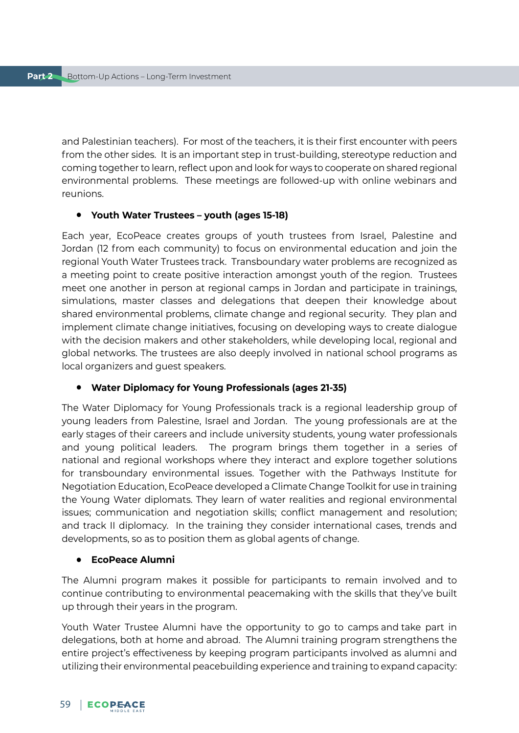and Palestinian teachers). For most of the teachers, it is their first encounter with peers from the other sides. It is an important step in trust-building, stereotype reduction and coming together to learn, reflect upon and look for ways to cooperate on shared regional environmental problems. These meetings are followed-up with online webinars and reunions.

- **Youth Water Trustees – youth (ages 15-18)**

Each year, EcoPeace creates groups of youth trustees from Israel, Palestine and Jordan (12 from each community) to focus on environmental education and join the regional Youth Water Trustees track. Transboundary water problems are recognized as a meeting point to create positive interaction amongst youth of the region. Trustees meet one another in person at regional camps in Jordan and participate in trainings, simulations, master classes and delegations that deepen their knowledge about shared environmental problems, climate change and regional security. They plan and implement climate change initiatives, focusing on developing ways to create dialogue with the decision makers and other stakeholders, while developing local, regional and global networks. The trustees are also deeply involved in national school programs as local organizers and guest speakers.

- **Water Diplomacy for Young Professionals (ages 21-35)**

The Water Diplomacy for Young Professionals track is a regional leadership group of young leaders from Palestine, Israel and Jordan. The young professionals are at the early stages of their careers and include university students, young water professionals and young political leaders. The program brings them together in a series of national and regional workshops where they interact and explore together solutions for transboundary environmental issues. Together with the Pathways Institute for Negotiation Education, EcoPeace developed a Climate Change Toolkit for use in training the Young Water diplomats. They learn of water realities and regional environmental issues; communication and negotiation skills; conflict management and resolution; and track II diplomacy. In the training they consider international cases, trends and developments, so as to position them as global agents of change.

- **EcoPeace Alumni**

The Alumni program makes it possible for participants to remain involved and to continue contributing to environmental peacemaking with the skills that they've built up through their years in the program.

Youth Water Trustee Alumni have the opportunity to go to camps and take part in delegations, both at home and abroad. The Alumni training program strengthens the entire project's effectiveness by keeping program participants involved as alumni and utilizing their environmental peacebuilding experience and training to expand capacity: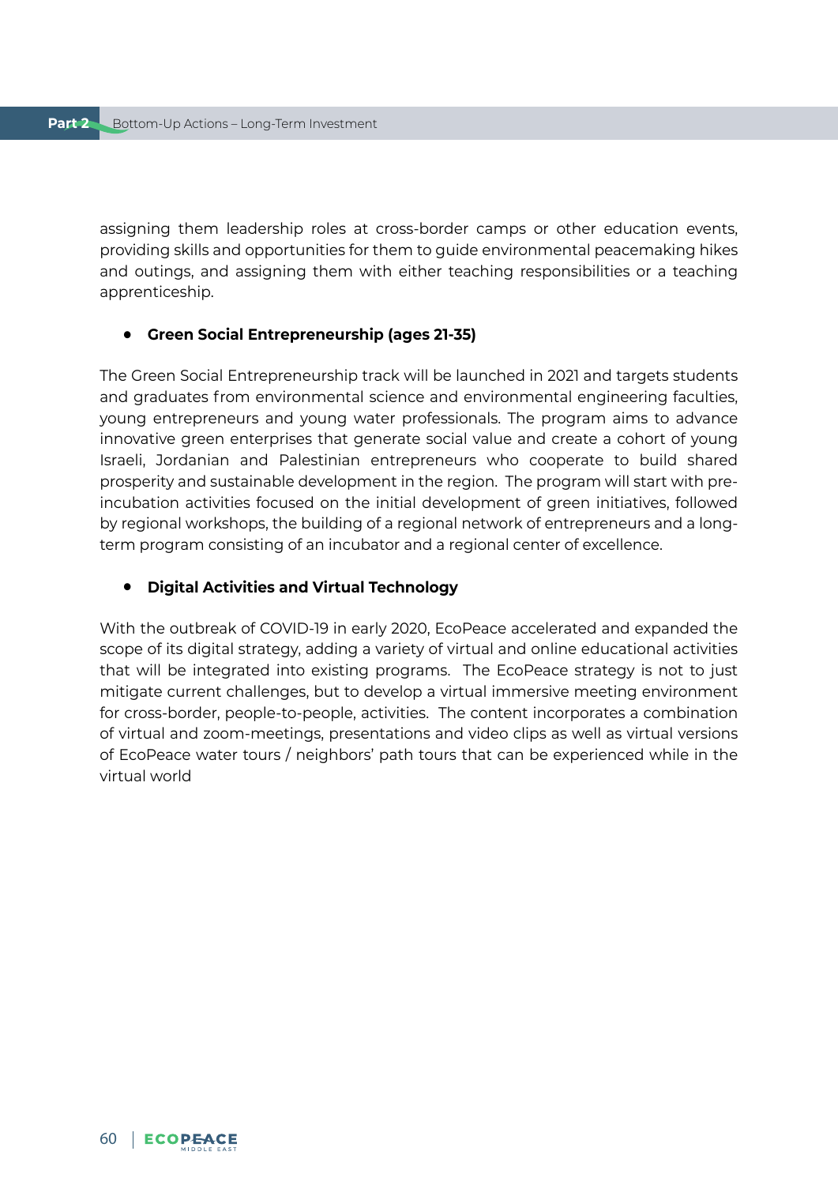assigning them leadership roles at cross-border camps or other education events, providing skills and opportunities for them to guide environmental peacemaking hikes and outings, and assigning them with either teaching responsibilities or a teaching apprenticeship.

- **Green Social Entrepreneurship (ages 21-35)**

The Green Social Entrepreneurship track will be launched in 2021 and targets students and graduates from environmental science and environmental engineering faculties, young entrepreneurs and young water professionals. The program aims to advance innovative green enterprises that generate social value and create a cohort of young Israeli, Jordanian and Palestinian entrepreneurs who cooperate to build shared prosperity and sustainable development in the region. The program will start with pre-incubation activities focused on the initial development of green initiatives, followed by regional workshops, the building of a regional network of entrepreneurs and a long-term program consisting of an incubator and a regional center of excellence.

- **Digital Activities and Virtual Technology**

With the outbreak of COVID-19 in early 2020, EcoPeace accelerated and expanded the scope of its digital strategy, adding a variety of virtual and online educational activities that will be integrated into existing programs. The EcoPeace strategy is not to just mitigate current challenges, but to develop a virtual immersive meeting environment for cross-border, people-to-people, activities. The content incorporates a combination of virtual and zoom-meetings, presentations and video clips as well as virtual versions of EcoPeace water tours / neighbors' path tours that can be experienced while in the virtual world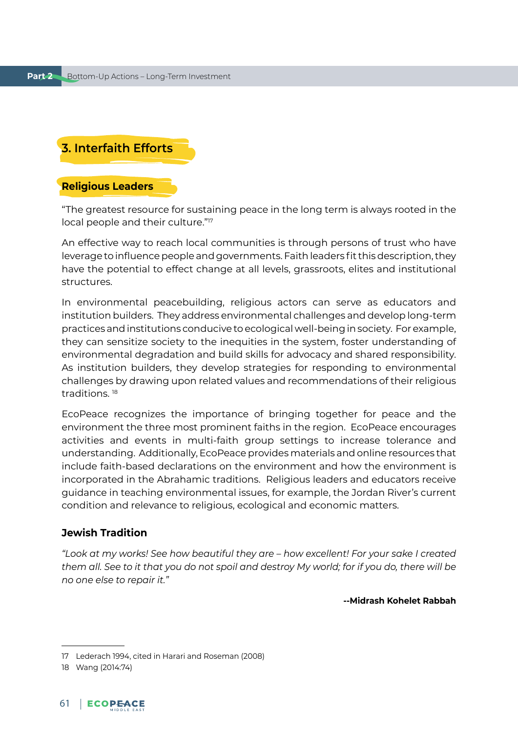## 3. Interfaith Efforts

### Religious Leaders

“The greatest resource for sustaining peace in the long term is always rooted in the local people and their culture.”[17]

An effective way to reach local communities is through persons of trust who have leverage to influence people and governments. Faith leaders fit this description, they have the potential to effect change at all levels, grassroots, elites and institutional structures.

In environmental peacebuilding, religious actors can serve as educators and institution builders. They address environmental challenges and develop long-term practices and institutions conducive to ecological well-being in society. For example, they can sensitize society to the inequities in the system, foster understanding of environmental degradation and build skills for advocacy and shared responsibility. As institution builders, they develop strategies for responding to environmental challenges by drawing upon related values and recommendations of their religious traditions. [18]

EcoPeace recognizes the importance of bringing together for peace and the environment the three most prominent faiths in the region. EcoPeace encourages activities and events in multi-faith group settings to increase tolerance and understanding. Additionally, EcoPeace provides materials and online resources that include faith-based declarations on the environment and how the environment is incorporated in the Abrahamic traditions. Religious leaders and educators receive guidance in teaching environmental issues, for example, the Jordan River’s current condition and relevance to religious, ecological and economic matters.

#### Jewish Tradition

*“Look at my works! See how beautiful they are – how excellent! For your sake I created them all. See to it that you do not spoil and destroy My world; for if you do, there will be no one else to repair it.”*

**--Midrash Kohelet Rabbah**

---

17 Lederach 1994, cited in Harari and Roseman (2008)

18 Wang (2014:74)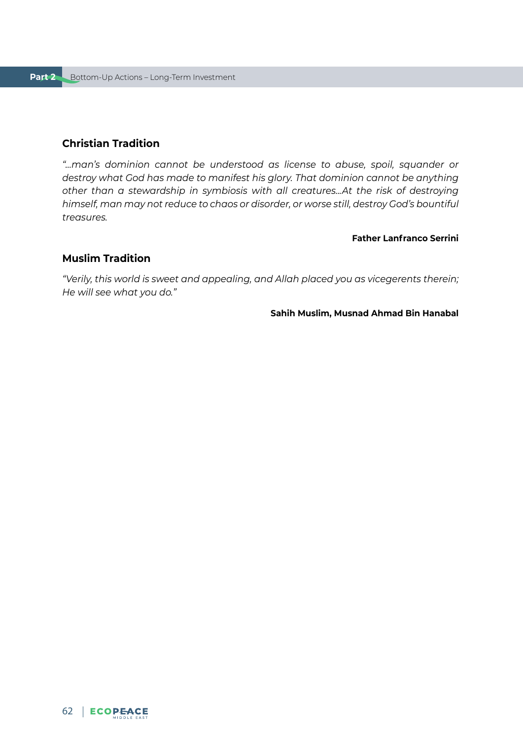## Christian Tradition

*"...man's dominion cannot be understood as license to abuse, spoil, squander or destroy what God has made to manifest his glory. That dominion cannot be anything other than a stewardship in symbiosis with all creatures...At the risk of destroying himself, man may not reduce to chaos or disorder, or worse still, destroy God's bountiful treasures.*

**Father Lanfranco Serrini**

## Muslim Tradition

*"Verily, this world is sweet and appealing, and Allah placed you as vicegerents therein; He will see what you do."*

**Sahih Muslim, Musnad Ahmad Bin Hanabal**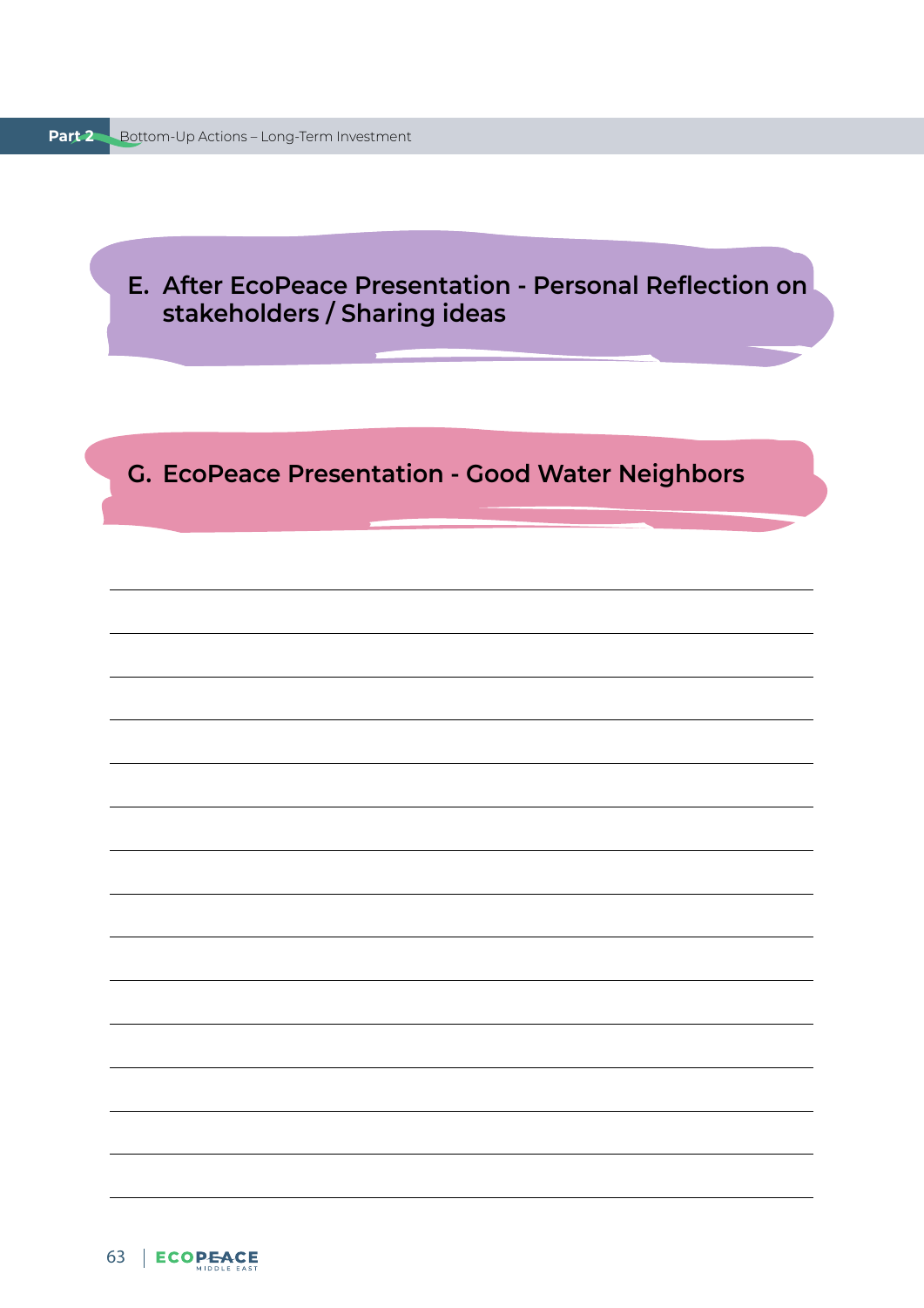## E. After EcoPeace Presentation - Personal Reflection on stakeholders / Sharing ideas

## G. EcoPeace Presentation - Good Water Neighbors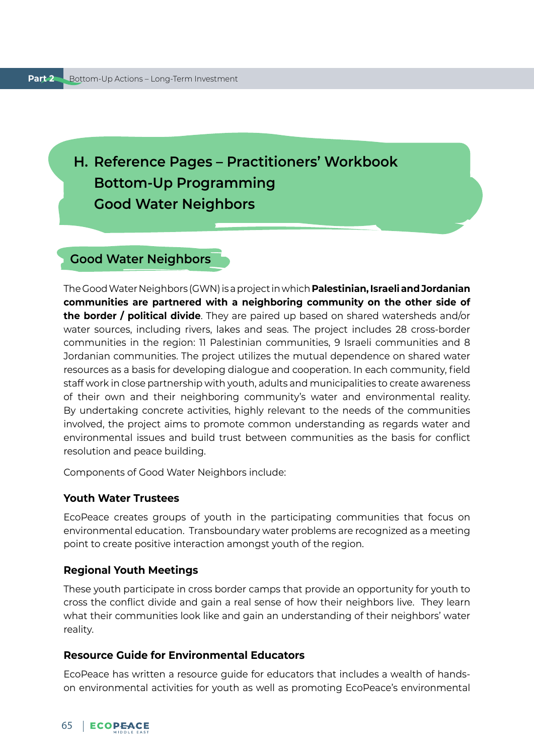## H. Reference Pages – Practitioners' Workbook Bottom-Up Programming Good Water Neighbors

### Good Water Neighbors

The Good Water Neighbors (GWN) is a project in which **Palestinian, Israeli and Jordanian communities are partnered with a neighboring community on the other side of the border / political divide**. They are paired up based on shared watersheds and/or water sources, including rivers, lakes and seas. The project includes 28 cross-border communities in the region: 11 Palestinian communities, 9 Israeli communities and 8 Jordanian communities. The project utilizes the mutual dependence on shared water resources as a basis for developing dialogue and cooperation. In each community, field staff work in close partnership with youth, adults and municipalities to create awareness of their own and their neighboring community's water and environmental reality. By undertaking concrete activities, highly relevant to the needs of the communities involved, the project aims to promote common understanding as regards water and environmental issues and build trust between communities as the basis for conflict resolution and peace building.

Components of Good Water Neighbors include:

#### Youth Water Trustees

EcoPeace creates groups of youth in the participating communities that focus on environmental education. Transboundary water problems are recognized as a meeting point to create positive interaction amongst youth of the region.

#### Regional Youth Meetings

These youth participate in cross border camps that provide an opportunity for youth to cross the conflict divide and gain a real sense of how their neighbors live. They learn what their communities look like and gain an understanding of their neighbors' water reality.

#### Resource Guide for Environmental Educators

EcoPeace has written a resource guide for educators that includes a wealth of hands-on environmental activities for youth as well as promoting EcoPeace's environmental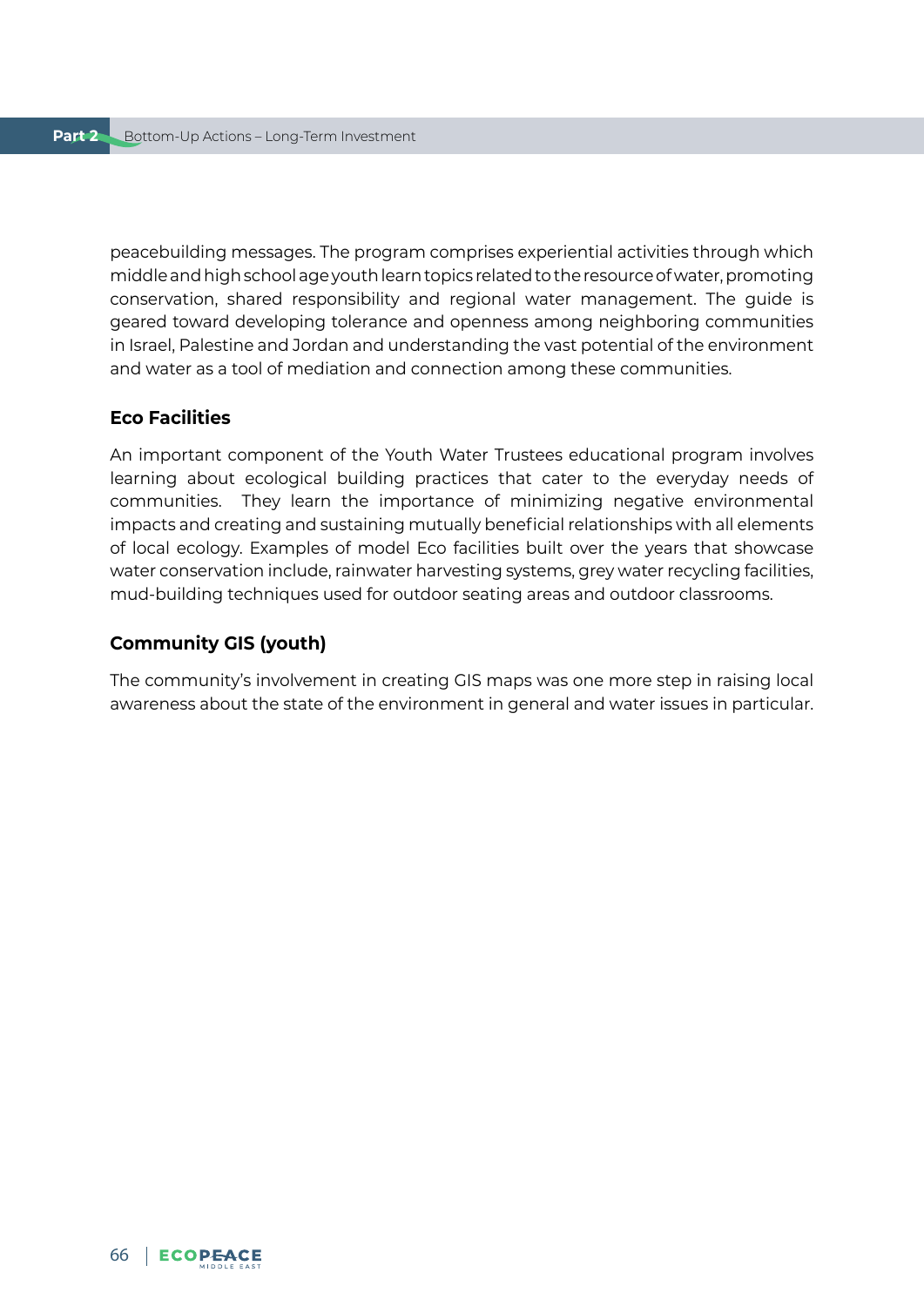peacebuilding messages. The program comprises experiential activities through which middle and high school age youth learn topics related to the resource of water, promoting conservation, shared responsibility and regional water management. The guide is geared toward developing tolerance and openness among neighboring communities in Israel, Palestine and Jordan and understanding the vast potential of the environment and water as a tool of mediation and connection among these communities.

### Eco Facilities

An important component of the Youth Water Trustees educational program involves learning about ecological building practices that cater to the everyday needs of communities. They learn the importance of minimizing negative environmental impacts and creating and sustaining mutually beneficial relationships with all elements of local ecology. Examples of model Eco facilities built over the years that showcase water conservation include, rainwater harvesting systems, grey water recycling facilities, mud-building techniques used for outdoor seating areas and outdoor classrooms.

### Community GIS (youth)

The community's involvement in creating GIS maps was one more step in raising local awareness about the state of the environment in general and water issues in particular.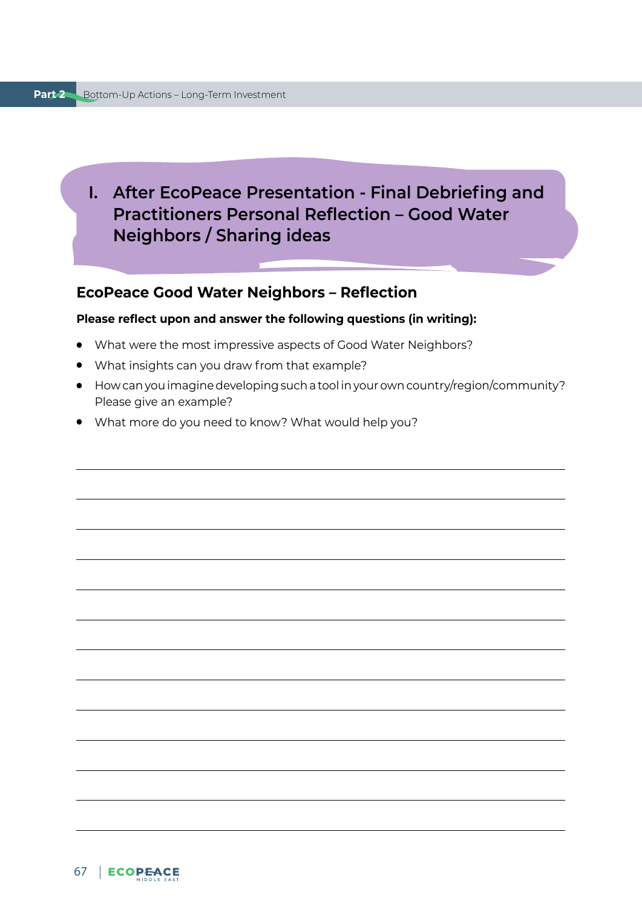## I. After EcoPeace Presentation - Final Debriefing and Practitioners Personal Reflection – Good Water Neighbors / Sharing ideas

### EcoPeace Good Water Neighbors – Reflection

**Please reflect upon and answer the following questions (in writing):**

- What were the most impressive aspects of Good Water Neighbors?
- What insights can you draw from that example?
- How can you imagine developing such a tool in your own country/region/community? Please give an example?
- What more do you need to know? What would help you?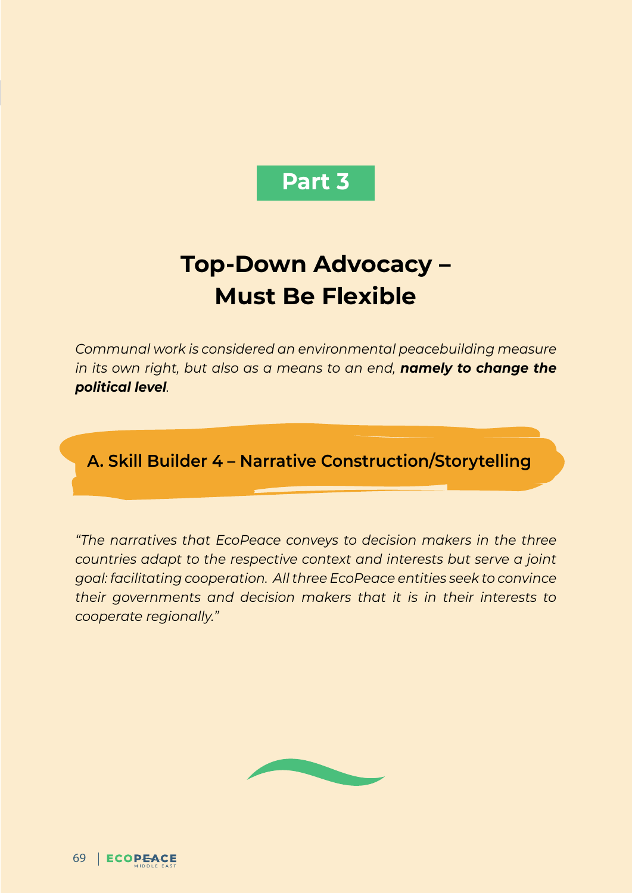**Part 3**

# Top-Down Advocacy – Must Be Flexible

*Communal work is considered an environmental peacebuilding measure in its own right, but also as a means to an end, **namely to change the political level**.*

## A. Skill Builder 4 – Narrative Construction/Storytelling

*"The narratives that EcoPeace conveys to decision makers in the three countries adapt to the respective context and interests but serve a joint goal: facilitating cooperation. All three EcoPeace entities seek to convince their governments and decision makers that it is in their interests to cooperate regionally."*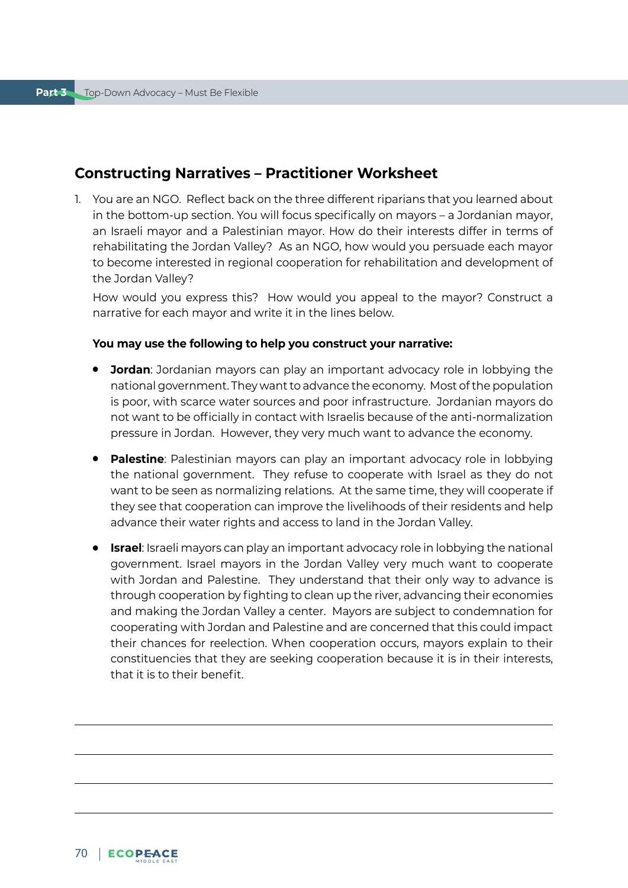## Constructing Narratives – Practitioner Worksheet

1. You are an NGO. Reflect back on the three different riparians that you learned about in the bottom-up section. You will focus specifically on mayors – a Jordanian mayor, an Israeli mayor and a Palestinian mayor. How do their interests differ in terms of rehabilitating the Jordan Valley? As an NGO, how would you persuade each mayor to become interested in regional cooperation for rehabilitation and development of the Jordan Valley?

   How would you express this? How would you appeal to the mayor? Construct a narrative for each mayor and write it in the lines below.

   **You may use the following to help you construct your narrative:**

   - **Jordan**: Jordanian mayors can play an important advocacy role in lobbying the national government. They want to advance the economy. Most of the population is poor, with scarce water sources and poor infrastructure. Jordanian mayors do not want to be officially in contact with Israelis because of the anti-normalization pressure in Jordan. However, they very much want to advance the economy.
   - **Palestine**: Palestinian mayors can play an important advocacy role in lobbying the national government. They refuse to cooperate with Israel as they do not want to be seen as normalizing relations. At the same time, they will cooperate if they see that cooperation can improve the livelihoods of their residents and help advance their water rights and access to land in the Jordan Valley.
   - **Israel**: Israeli mayors can play an important advocacy role in lobbying the national government. Israel mayors in the Jordan Valley very much want to cooperate with Jordan and Palestine. They understand that their only way to advance is through cooperation by fighting to clean up the river, advancing their economies and making the Jordan Valley a center. Mayors are subject to condemnation for cooperating with Jordan and Palestine and are concerned that this could impact their chances for reelection. When cooperation occurs, mayors explain to their constituencies that they are seeking cooperation because it is in their interests, that it is to their benefit.

---

---

---

---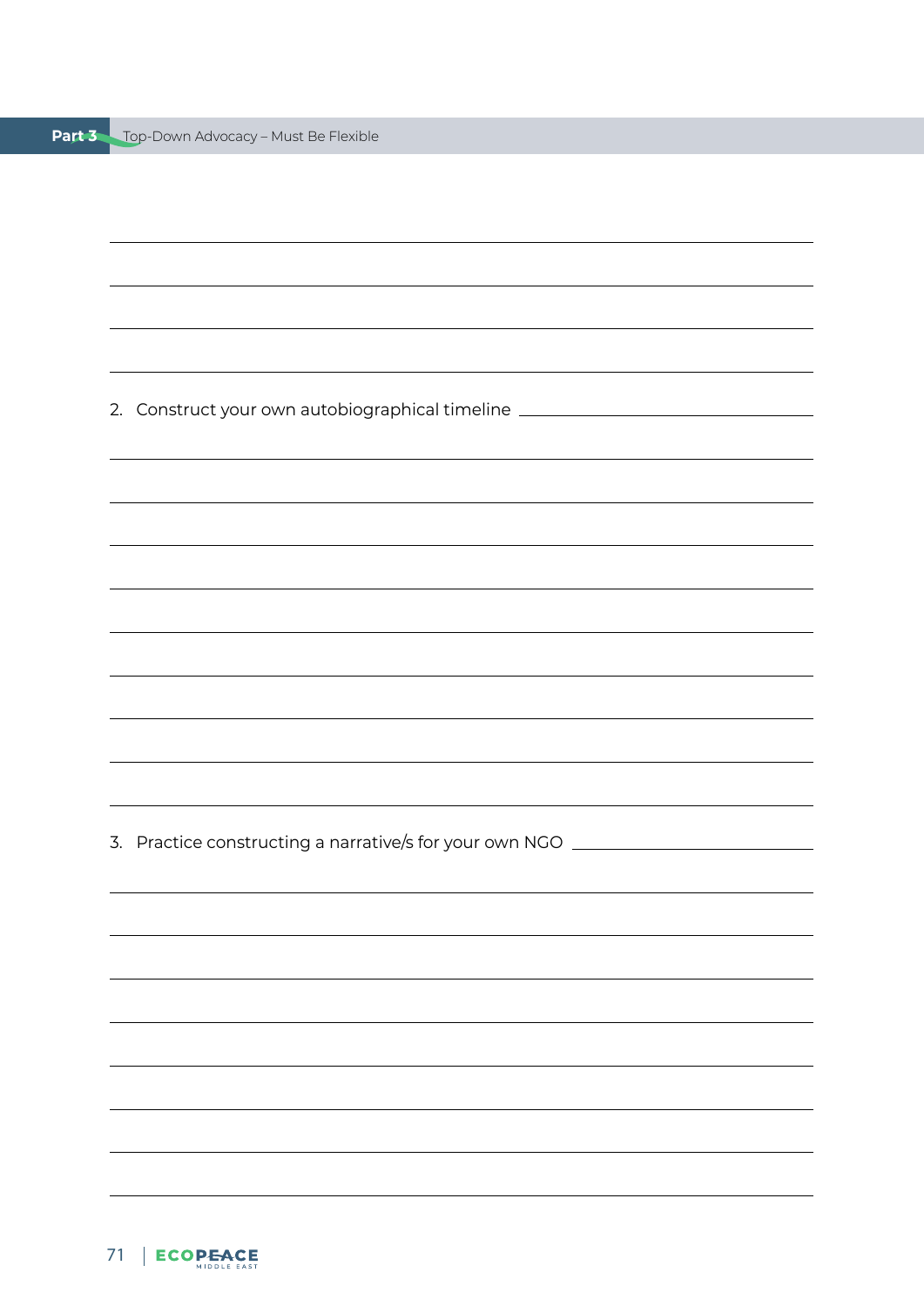2. Construct your own autobiographical timeline

3. Practice constructing a narrative/s for your own NGO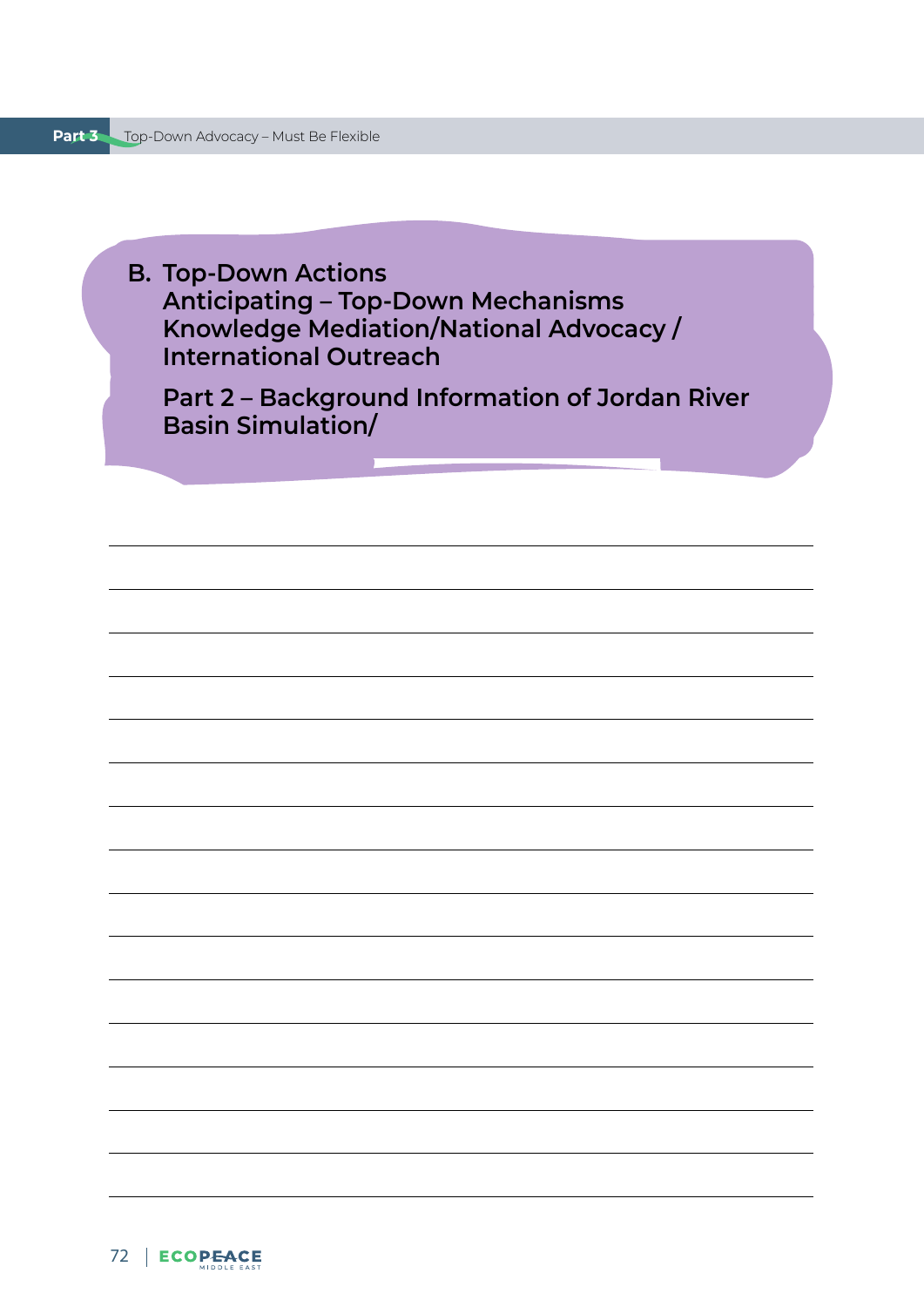## B. Top-Down Actions

**Anticipating – Top-Down Mechanisms**
**Knowledge Mediation/National Advocacy / International Outreach**

**Part 2 – Background Information of Jordan River Basin Simulation/**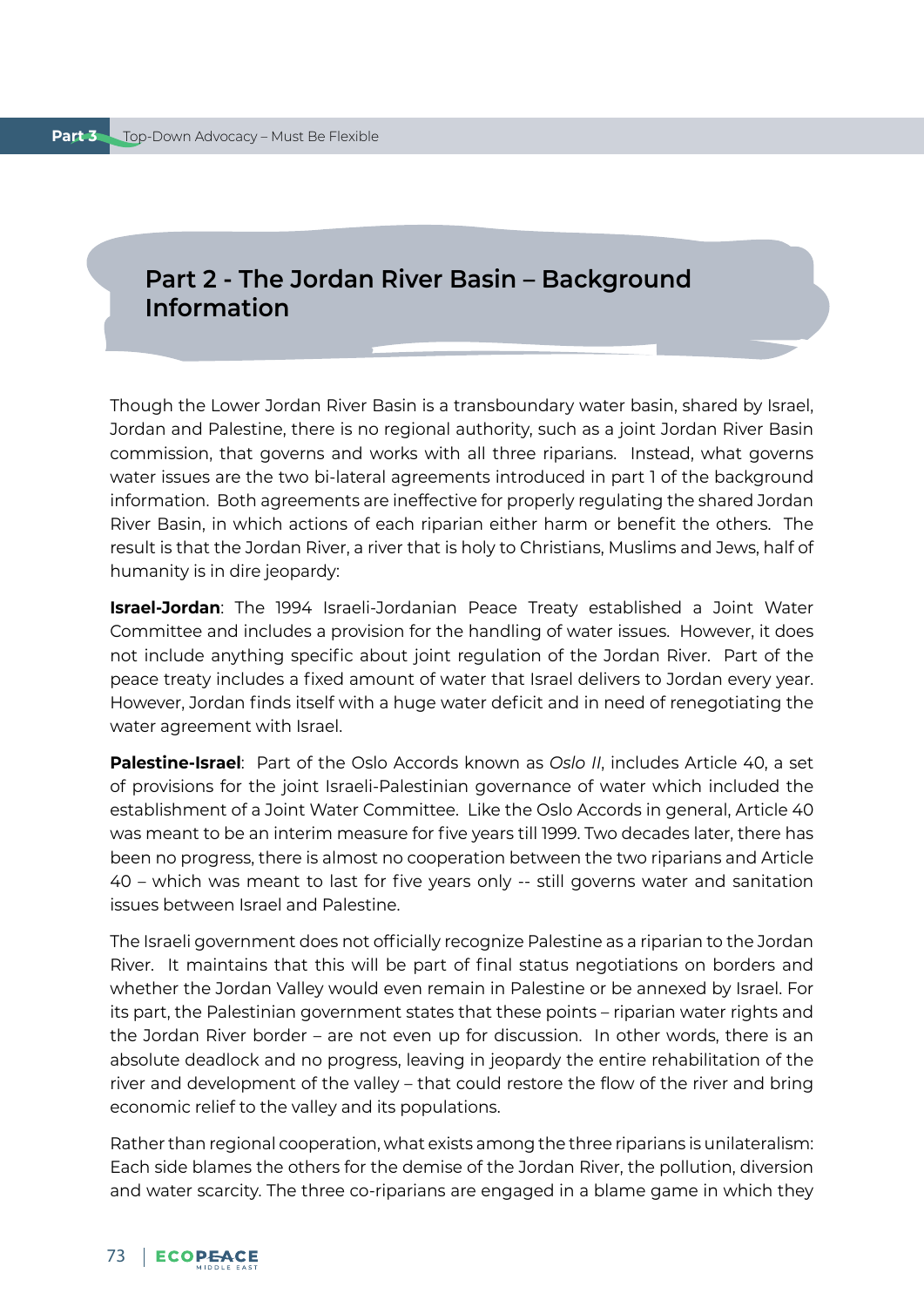## Part 2 - The Jordan River Basin – Background Information

Though the Lower Jordan River Basin is a transboundary water basin, shared by Israel, Jordan and Palestine, there is no regional authority, such as a joint Jordan River Basin commission, that governs and works with all three riparians. Instead, what governs water issues are the two bi-lateral agreements introduced in part 1 of the background information. Both agreements are ineffective for properly regulating the shared Jordan River Basin, in which actions of each riparian either harm or benefit the others. The result is that the Jordan River, a river that is holy to Christians, Muslims and Jews, half of humanity is in dire jeopardy:

**Israel-Jordan**: The 1994 Israeli-Jordanian Peace Treaty established a Joint Water Committee and includes a provision for the handling of water issues. However, it does not include anything specific about joint regulation of the Jordan River. Part of the peace treaty includes a fixed amount of water that Israel delivers to Jordan every year. However, Jordan finds itself with a huge water deficit and in need of renegotiating the water agreement with Israel.

**Palestine-Israel**: Part of the Oslo Accords known as *Oslo II*, includes Article 40, a set of provisions for the joint Israeli-Palestinian governance of water which included the establishment of a Joint Water Committee. Like the Oslo Accords in general, Article 40 was meant to be an interim measure for five years till 1999. Two decades later, there has been no progress, there is almost no cooperation between the two riparians and Article 40 – which was meant to last for five years only -- still governs water and sanitation issues between Israel and Palestine.

The Israeli government does not officially recognize Palestine as a riparian to the Jordan River. It maintains that this will be part of final status negotiations on borders and whether the Jordan Valley would even remain in Palestine or be annexed by Israel. For its part, the Palestinian government states that these points – riparian water rights and the Jordan River border – are not even up for discussion. In other words, there is an absolute deadlock and no progress, leaving in jeopardy the entire rehabilitation of the river and development of the valley – that could restore the flow of the river and bring economic relief to the valley and its populations.

Rather than regional cooperation, what exists among the three riparians is unilateralism: Each side blames the others for the demise of the Jordan River, the pollution, diversion and water scarcity. The three co-riparians are engaged in a blame game in which they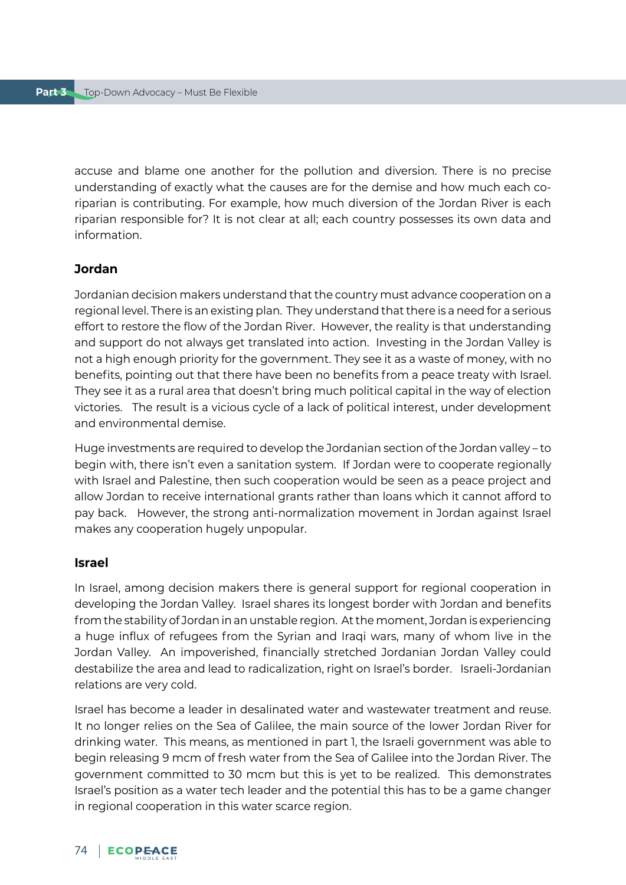accuse and blame one another for the pollution and diversion. There is no precise understanding of exactly what the causes are for the demise and how much each co-riparian is contributing. For example, how much diversion of the Jordan River is each riparian responsible for? It is not clear at all; each country possesses its own data and information.

### Jordan

Jordanian decision makers understand that the country must advance cooperation on a regional level. There is an existing plan. They understand that there is a need for a serious effort to restore the flow of the Jordan River. However, the reality is that understanding and support do not always get translated into action. Investing in the Jordan Valley is not a high enough priority for the government. They see it as a waste of money, with no benefits, pointing out that there have been no benefits from a peace treaty with Israel. They see it as a rural area that doesn't bring much political capital in the way of election victories. The result is a vicious cycle of a lack of political interest, under development and environmental demise.

Huge investments are required to develop the Jordanian section of the Jordan valley – to begin with, there isn't even a sanitation system. If Jordan were to cooperate regionally with Israel and Palestine, then such cooperation would be seen as a peace project and allow Jordan to receive international grants rather than loans which it cannot afford to pay back. However, the strong anti-normalization movement in Jordan against Israel makes any cooperation hugely unpopular.

### Israel

In Israel, among decision makers there is general support for regional cooperation in developing the Jordan Valley. Israel shares its longest border with Jordan and benefits from the stability of Jordan in an unstable region. At the moment, Jordan is experiencing a huge influx of refugees from the Syrian and Iraqi wars, many of whom live in the Jordan Valley. An impoverished, financially stretched Jordanian Jordan Valley could destabilize the area and lead to radicalization, right on Israel's border. Israeli-Jordanian relations are very cold.

Israel has become a leader in desalinated water and wastewater treatment and reuse. It no longer relies on the Sea of Galilee, the main source of the lower Jordan River for drinking water. This means, as mentioned in part 1, the Israeli government was able to begin releasing 9 mcm of fresh water from the Sea of Galilee into the Jordan River. The government committed to 30 mcm but this is yet to be realized. This demonstrates Israel's position as a water tech leader and the potential this has to be a game changer in regional cooperation in this water scarce region.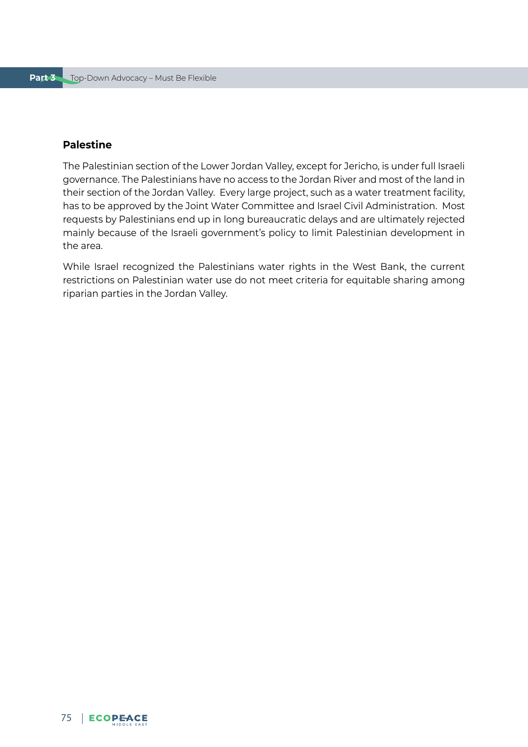### Palestine

The Palestinian section of the Lower Jordan Valley, except for Jericho, is under full Israeli governance. The Palestinians have no access to the Jordan River and most of the land in their section of the Jordan Valley. Every large project, such as a water treatment facility, has to be approved by the Joint Water Committee and Israel Civil Administration. Most requests by Palestinians end up in long bureaucratic delays and are ultimately rejected mainly because of the Israeli government's policy to limit Palestinian development in the area.

While Israel recognized the Palestinians water rights in the West Bank, the current restrictions on Palestinian water use do not meet criteria for equitable sharing among riparian parties in the Jordan Valley.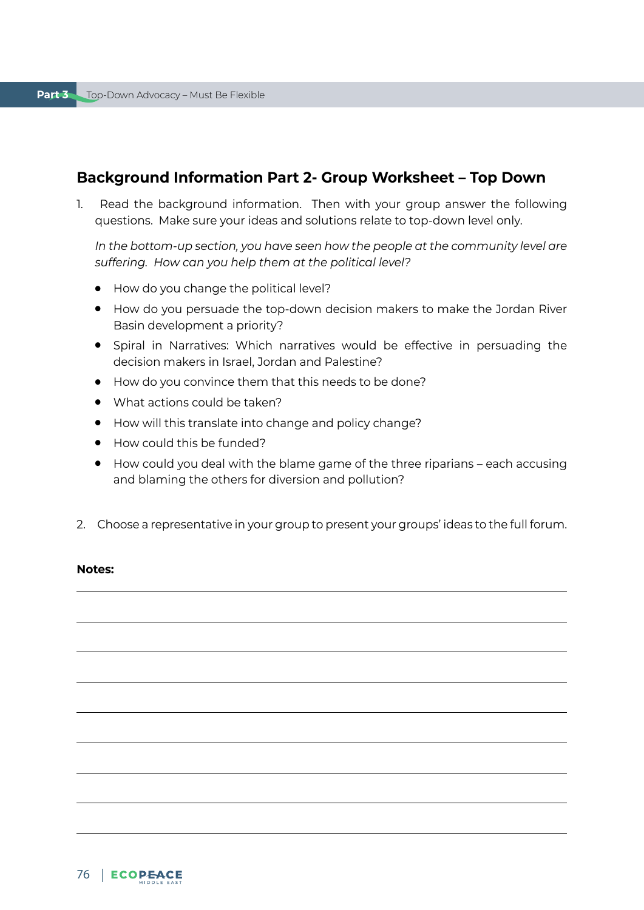## Background Information Part 2- Group Worksheet – Top Down

1. Read the background information. Then with your group answer the following questions. Make sure your ideas and solutions relate to top-down level only.

   *In the bottom-up section, you have seen how the people at the community level are suffering. How can you help them at the political level?*

   - How do you change the political level?
   - How do you persuade the top-down decision makers to make the Jordan River Basin development a priority?
   - Spiral in Narratives: Which narratives would be effective in persuading the decision makers in Israel, Jordan and Palestine?
   - How do you convince them that this needs to be done?
   - What actions could be taken?
   - How will this translate into change and policy change?
   - How could this be funded?
   - How could you deal with the blame game of the three riparians – each accusing and blaming the others for diversion and pollution?

2. Choose a representative in your group to present your groups' ideas to the full forum.

**Notes:**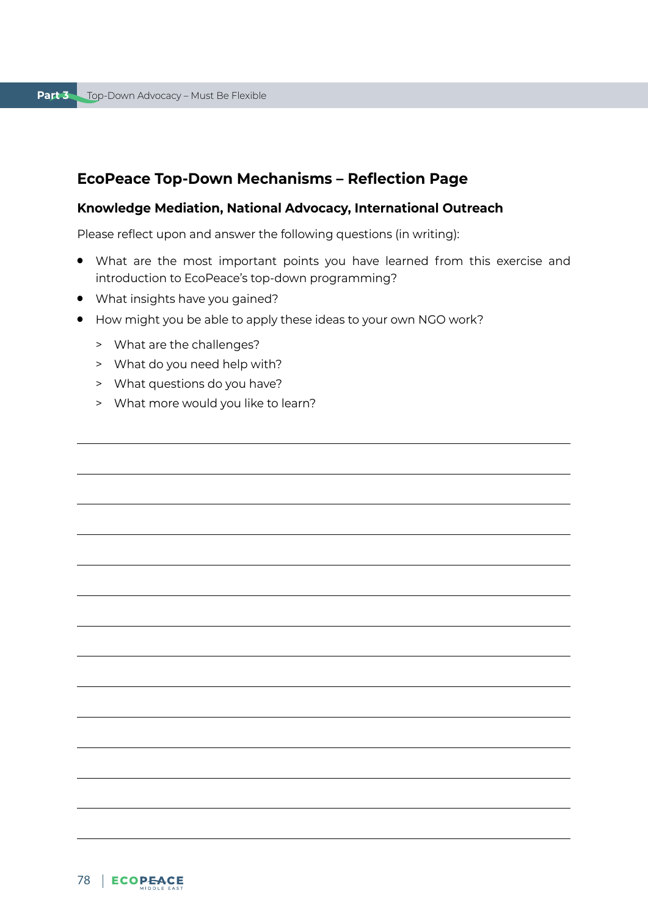## EcoPeace Top-Down Mechanisms – Reflection Page

### Knowledge Mediation, National Advocacy, International Outreach

Please reflect upon and answer the following questions (in writing):

- What are the most important points you have learned from this exercise and introduction to EcoPeace's top-down programming?
- What insights have you gained?
- How might you be able to apply these ideas to your own NGO work?
  - > What are the challenges?
  - > What do you need help with?
  - > What questions do you have?
  - > What more would you like to learn?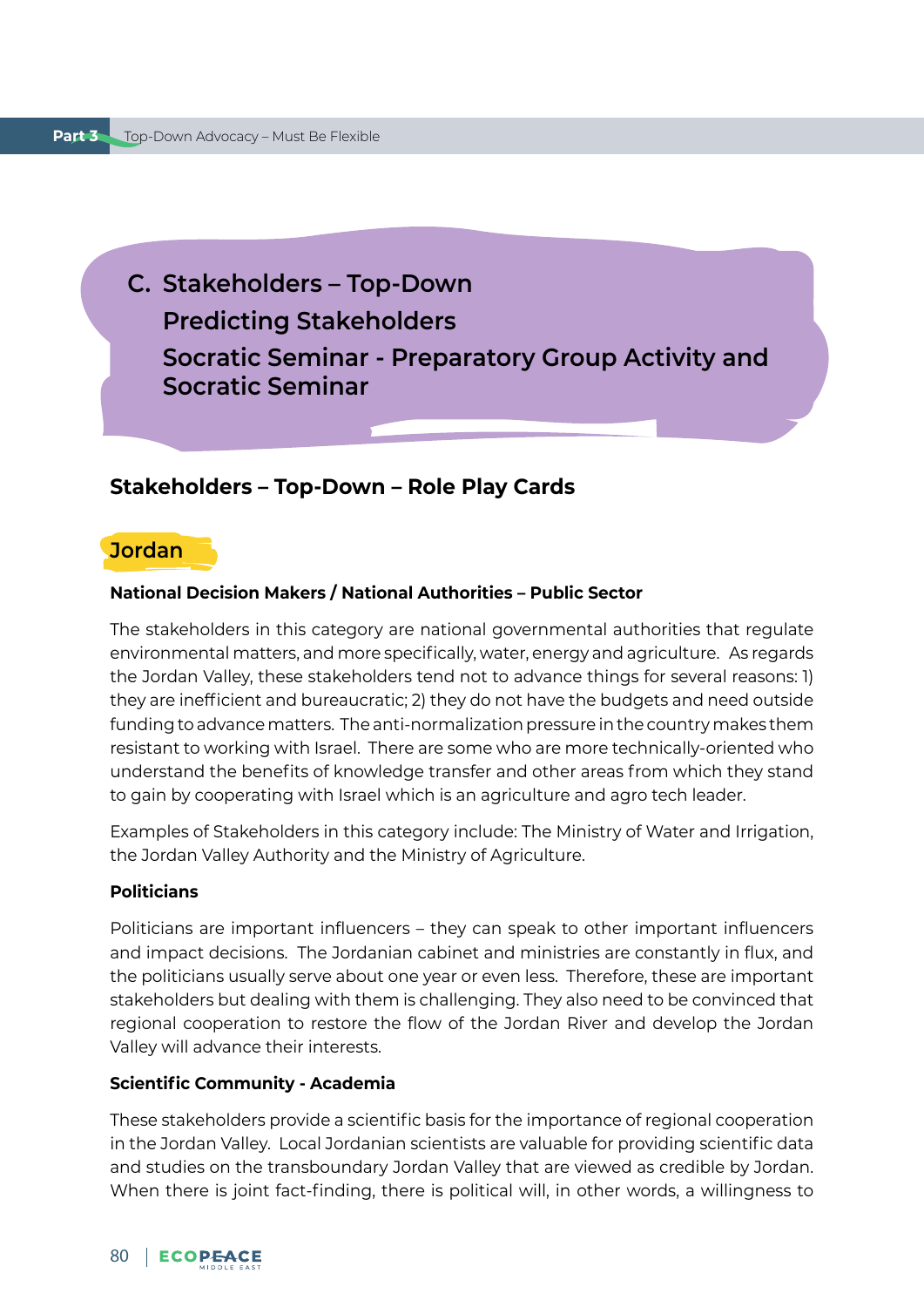## C. Stakeholders – Top-Down

## Predicting Stakeholders

## Socratic Seminar - Preparatory Group Activity and Socratic Seminar

### Stakeholders – Top-Down – Role Play Cards

#### Jordan

**National Decision Makers / National Authorities – Public Sector**

The stakeholders in this category are national governmental authorities that regulate environmental matters, and more specifically, water, energy and agriculture. As regards the Jordan Valley, these stakeholders tend not to advance things for several reasons: 1) they are inefficient and bureaucratic; 2) they do not have the budgets and need outside funding to advance matters. The anti-normalization pressure in the country makes them resistant to working with Israel. There are some who are more technically-oriented who understand the benefits of knowledge transfer and other areas from which they stand to gain by cooperating with Israel which is an agriculture and agro tech leader.

Examples of Stakeholders in this category include: The Ministry of Water and Irrigation, the Jordan Valley Authority and the Ministry of Agriculture.

**Politicians**

Politicians are important influencers – they can speak to other important influencers and impact decisions. The Jordanian cabinet and ministries are constantly in flux, and the politicians usually serve about one year or even less. Therefore, these are important stakeholders but dealing with them is challenging. They also need to be convinced that regional cooperation to restore the flow of the Jordan River and develop the Jordan Valley will advance their interests.

**Scientific Community - Academia**

These stakeholders provide a scientific basis for the importance of regional cooperation in the Jordan Valley. Local Jordanian scientists are valuable for providing scientific data and studies on the transboundary Jordan Valley that are viewed as credible by Jordan. When there is joint fact-finding, there is political will, in other words, a willingness to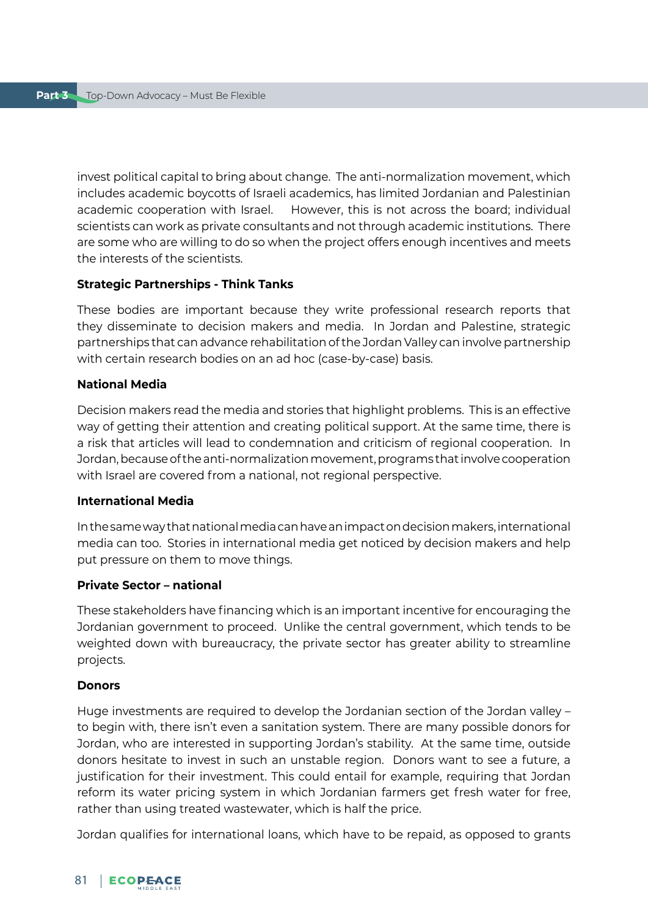invest political capital to bring about change. The anti-normalization movement, which includes academic boycotts of Israeli academics, has limited Jordanian and Palestinian academic cooperation with Israel. However, this is not across the board; individual scientists can work as private consultants and not through academic institutions. There are some who are willing to do so when the project offers enough incentives and meets the interests of the scientists.

**Strategic Partnerships - Think Tanks**

These bodies are important because they write professional research reports that they disseminate to decision makers and media. In Jordan and Palestine, strategic partnerships that can advance rehabilitation of the Jordan Valley can involve partnership with certain research bodies on an ad hoc (case-by-case) basis.

**National Media**

Decision makers read the media and stories that highlight problems. This is an effective way of getting their attention and creating political support. At the same time, there is a risk that articles will lead to condemnation and criticism of regional cooperation. In Jordan, because of the anti-normalization movement, programs that involve cooperation with Israel are covered from a national, not regional perspective.

**International Media**

In the same way that national media can have an impact on decision makers, international media can too. Stories in international media get noticed by decision makers and help put pressure on them to move things.

**Private Sector – national**

These stakeholders have financing which is an important incentive for encouraging the Jordanian government to proceed. Unlike the central government, which tends to be weighted down with bureaucracy, the private sector has greater ability to streamline projects.

**Donors**

Huge investments are required to develop the Jordanian section of the Jordan valley – to begin with, there isn't even a sanitation system. There are many possible donors for Jordan, who are interested in supporting Jordan's stability. At the same time, outside donors hesitate to invest in such an unstable region. Donors want to see a future, a justification for their investment. This could entail for example, requiring that Jordan reform its water pricing system in which Jordanian farmers get fresh water for free, rather than using treated wastewater, which is half the price.

Jordan qualifies for international loans, which have to be repaid, as opposed to grants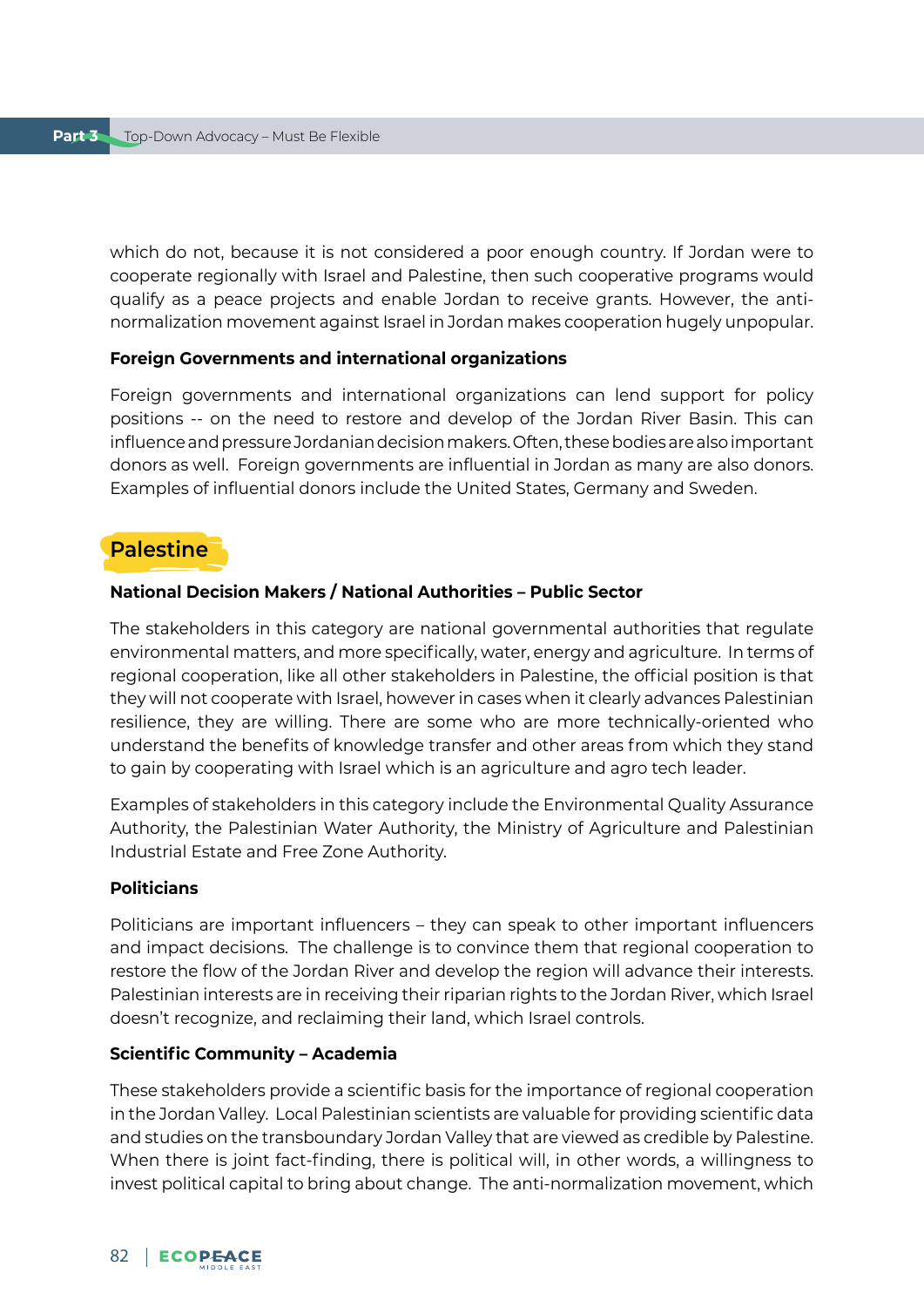which do not, because it is not considered a poor enough country. If Jordan were to cooperate regionally with Israel and Palestine, then such cooperative programs would qualify as a peace projects and enable Jordan to receive grants. However, the anti-normalization movement against Israel in Jordan makes cooperation hugely unpopular.

**Foreign Governments and international organizations**

Foreign governments and international organizations can lend support for policy positions -- on the need to restore and develop of the Jordan River Basin. This can influence and pressure Jordanian decision makers. Often, these bodies are also important donors as well. Foreign governments are influential in Jordan as many are also donors. Examples of influential donors include the United States, Germany and Sweden.

## Palestine

**National Decision Makers / National Authorities – Public Sector**

The stakeholders in this category are national governmental authorities that regulate environmental matters, and more specifically, water, energy and agriculture. In terms of regional cooperation, like all other stakeholders in Palestine, the official position is that they will not cooperate with Israel, however in cases when it clearly advances Palestinian resilience, they are willing. There are some who are more technically-oriented who understand the benefits of knowledge transfer and other areas from which they stand to gain by cooperating with Israel which is an agriculture and agro tech leader.

Examples of stakeholders in this category include the Environmental Quality Assurance Authority, the Palestinian Water Authority, the Ministry of Agriculture and Palestinian Industrial Estate and Free Zone Authority.

**Politicians**

Politicians are important influencers – they can speak to other important influencers and impact decisions. The challenge is to convince them that regional cooperation to restore the flow of the Jordan River and develop the region will advance their interests. Palestinian interests are in receiving their riparian rights to the Jordan River, which Israel doesn't recognize, and reclaiming their land, which Israel controls.

**Scientific Community – Academia**

These stakeholders provide a scientific basis for the importance of regional cooperation in the Jordan Valley. Local Palestinian scientists are valuable for providing scientific data and studies on the transboundary Jordan Valley that are viewed as credible by Palestine. When there is joint fact-finding, there is political will, in other words, a willingness to invest political capital to bring about change. The anti-normalization movement, which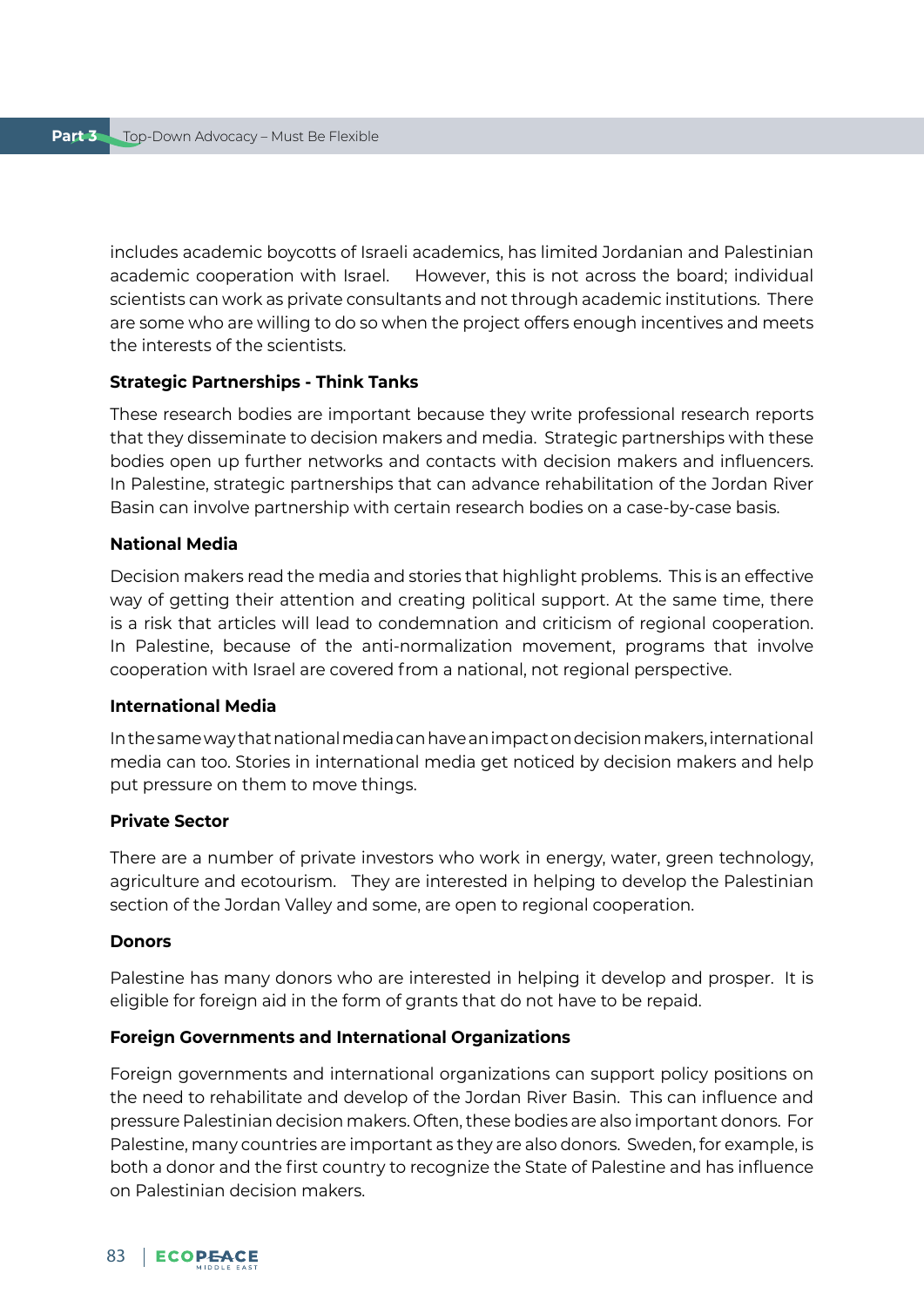includes academic boycotts of Israeli academics, has limited Jordanian and Palestinian academic cooperation with Israel. However, this is not across the board; individual scientists can work as private consultants and not through academic institutions. There are some who are willing to do so when the project offers enough incentives and meets the interests of the scientists.

**Strategic Partnerships - Think Tanks**

These research bodies are important because they write professional research reports that they disseminate to decision makers and media. Strategic partnerships with these bodies open up further networks and contacts with decision makers and influencers. In Palestine, strategic partnerships that can advance rehabilitation of the Jordan River Basin can involve partnership with certain research bodies on a case-by-case basis.

**National Media**

Decision makers read the media and stories that highlight problems. This is an effective way of getting their attention and creating political support. At the same time, there is a risk that articles will lead to condemnation and criticism of regional cooperation. In Palestine, because of the anti-normalization movement, programs that involve cooperation with Israel are covered from a national, not regional perspective.

**International Media**

In the same way that national media can have an impact on decision makers, international media can too. Stories in international media get noticed by decision makers and help put pressure on them to move things.

**Private Sector**

There are a number of private investors who work in energy, water, green technology, agriculture and ecotourism. They are interested in helping to develop the Palestinian section of the Jordan Valley and some, are open to regional cooperation.

**Donors**

Palestine has many donors who are interested in helping it develop and prosper. It is eligible for foreign aid in the form of grants that do not have to be repaid.

**Foreign Governments and International Organizations**

Foreign governments and international organizations can support policy positions on the need to rehabilitate and develop of the Jordan River Basin. This can influence and pressure Palestinian decision makers. Often, these bodies are also important donors. For Palestine, many countries are important as they are also donors. Sweden, for example, is both a donor and the first country to recognize the State of Palestine and has influence on Palestinian decision makers.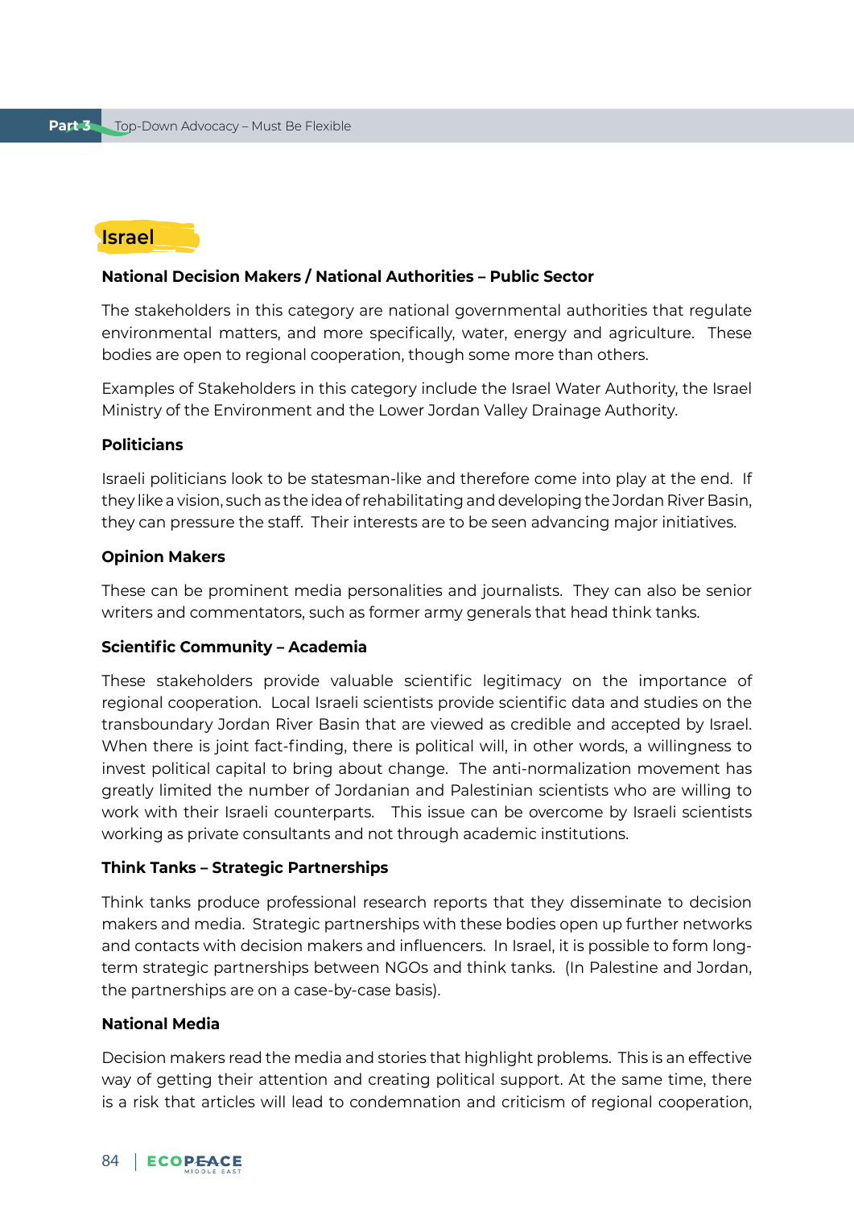## Israel

### National Decision Makers / National Authorities – Public Sector

The stakeholders in this category are national governmental authorities that regulate environmental matters, and more specifically, water, energy and agriculture. These bodies are open to regional cooperation, though some more than others.

Examples of Stakeholders in this category include the Israel Water Authority, the Israel Ministry of the Environment and the Lower Jordan Valley Drainage Authority.

### Politicians

Israeli politicians look to be statesman-like and therefore come into play at the end. If they like a vision, such as the idea of rehabilitating and developing the Jordan River Basin, they can pressure the staff. Their interests are to be seen advancing major initiatives.

### Opinion Makers

These can be prominent media personalities and journalists. They can also be senior writers and commentators, such as former army generals that head think tanks.

### Scientific Community – Academia

These stakeholders provide valuable scientific legitimacy on the importance of regional cooperation. Local Israeli scientists provide scientific data and studies on the transboundary Jordan River Basin that are viewed as credible and accepted by Israel. When there is joint fact-finding, there is political will, in other words, a willingness to invest political capital to bring about change. The anti-normalization movement has greatly limited the number of Jordanian and Palestinian scientists who are willing to work with their Israeli counterparts. This issue can be overcome by Israeli scientists working as private consultants and not through academic institutions.

### Think Tanks – Strategic Partnerships

Think tanks produce professional research reports that they disseminate to decision makers and media. Strategic partnerships with these bodies open up further networks and contacts with decision makers and influencers. In Israel, it is possible to form long-term strategic partnerships between NGOs and think tanks. (In Palestine and Jordan, the partnerships are on a case-by-case basis).

### National Media

Decision makers read the media and stories that highlight problems. This is an effective way of getting their attention and creating political support. At the same time, there is a risk that articles will lead to condemnation and criticism of regional cooperation,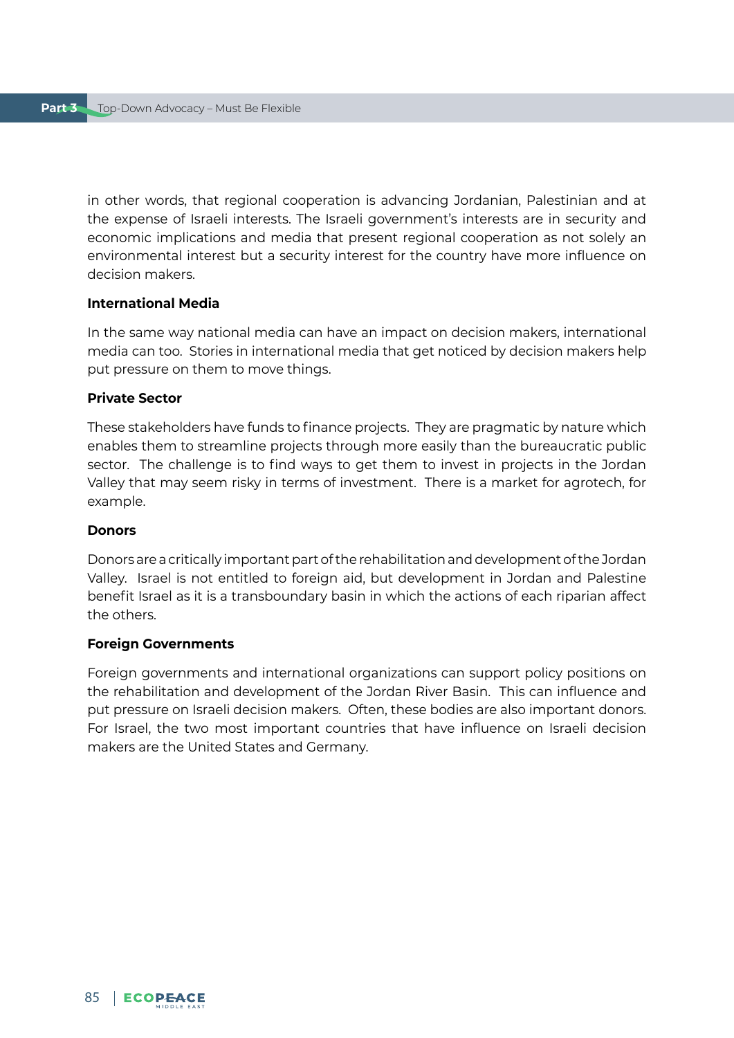in other words, that regional cooperation is advancing Jordanian, Palestinian and at the expense of Israeli interests. The Israeli government's interests are in security and economic implications and media that present regional cooperation as not solely an environmental interest but a security interest for the country have more influence on decision makers.

**International Media**

In the same way national media can have an impact on decision makers, international media can too. Stories in international media that get noticed by decision makers help put pressure on them to move things.

**Private Sector**

These stakeholders have funds to finance projects. They are pragmatic by nature which enables them to streamline projects through more easily than the bureaucratic public sector. The challenge is to find ways to get them to invest in projects in the Jordan Valley that may seem risky in terms of investment. There is a market for agrotech, for example.

**Donors**

Donors are a critically important part of the rehabilitation and development of the Jordan Valley. Israel is not entitled to foreign aid, but development in Jordan and Palestine benefit Israel as it is a transboundary basin in which the actions of each riparian affect the others.

**Foreign Governments**

Foreign governments and international organizations can support policy positions on the rehabilitation and development of the Jordan River Basin. This can influence and put pressure on Israeli decision makers. Often, these bodies are also important donors. For Israel, the two most important countries that have influence on Israeli decision makers are the United States and Germany.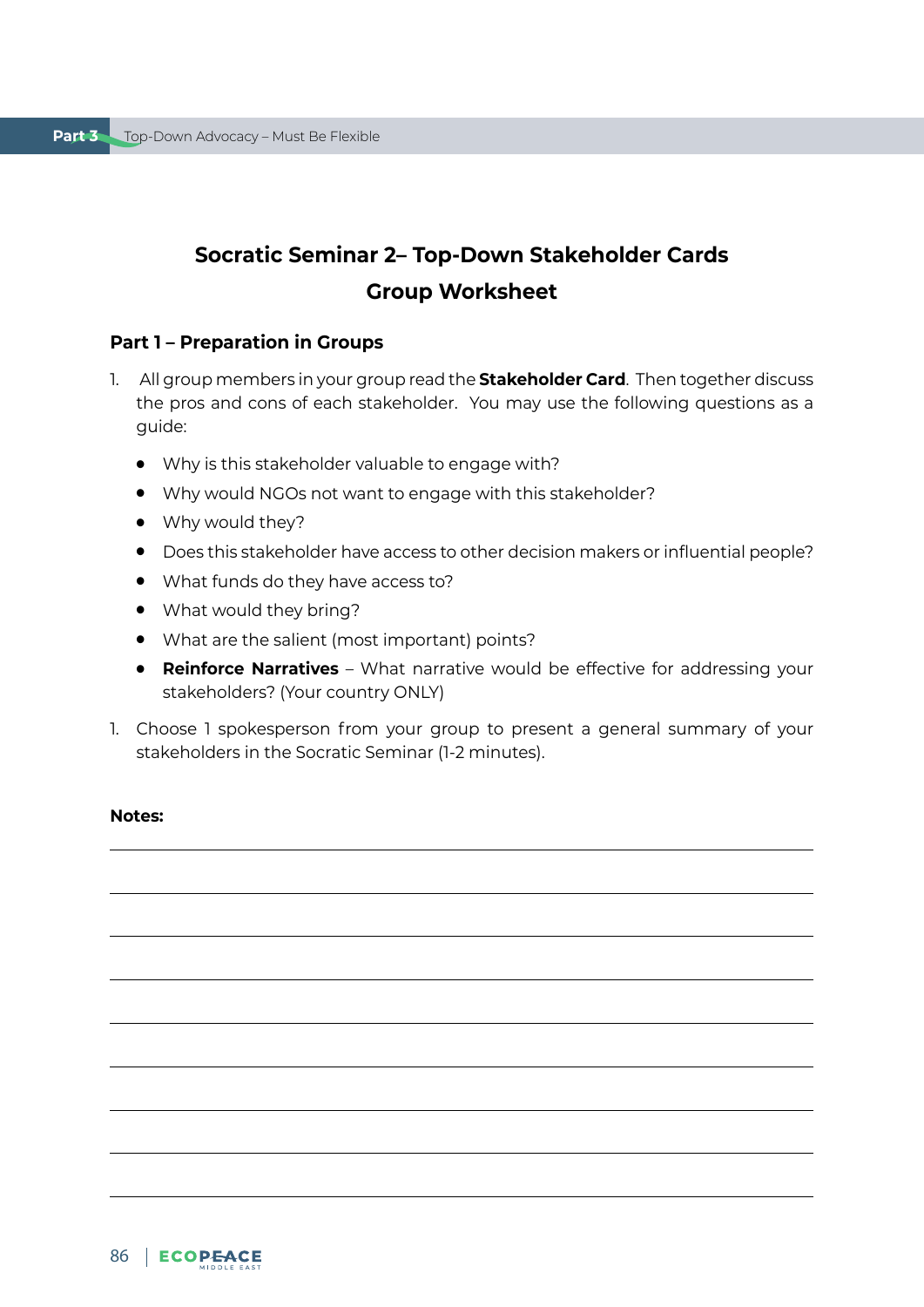## Socratic Seminar 2– Top-Down Stakeholder Cards

## Group Worksheet

### Part 1 – Preparation in Groups

1. All group members in your group read the **Stakeholder Card**. Then together discuss the pros and cons of each stakeholder. You may use the following questions as a guide:

   - Why is this stakeholder valuable to engage with?
   - Why would NGOs not want to engage with this stakeholder?
   - Why would they?
   - Does this stakeholder have access to other decision makers or influential people?
   - What funds do they have access to?
   - What would they bring?
   - What are the salient (most important) points?
   - **Reinforce Narratives** – What narrative would be effective for addressing your stakeholders? (Your country ONLY)

1. Choose 1 spokesperson from your group to present a general summary of your stakeholders in the Socratic Seminar (1-2 minutes).

**Notes:**

______________________________________________________________________________

______________________________________________________________________________

______________________________________________________________________________

______________________________________________________________________________

______________________________________________________________________________

______________________________________________________________________________

______________________________________________________________________________

______________________________________________________________________________

______________________________________________________________________________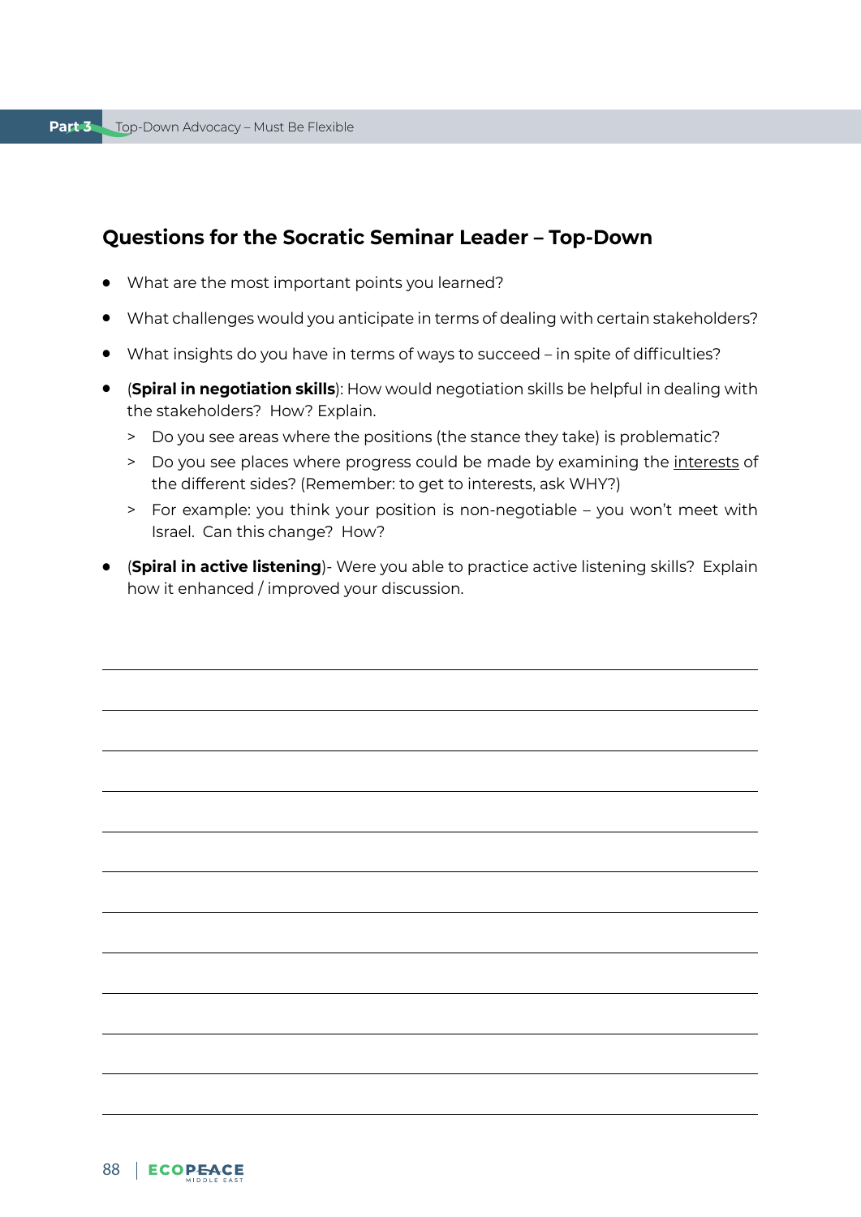## Questions for the Socratic Seminar Leader – Top-Down

- What are the most important points you learned?
- What challenges would you anticipate in terms of dealing with certain stakeholders?
- What insights do you have in terms of ways to succeed – in spite of difficulties?
- (**Spiral in negotiation skills**): How would negotiation skills be helpful in dealing with the stakeholders? How? Explain.
  - Do you see areas where the positions (the stance they take) is problematic?
  - Do you see places where progress could be made by examining the <u>interests</u> of the different sides? (Remember: to get to interests, ask WHY?)
  - For example: you think your position is non-negotiable – you won't meet with Israel. Can this change? How?
- (**Spiral in active listening**)- Were you able to practice active listening skills? Explain how it enhanced / improved your discussion.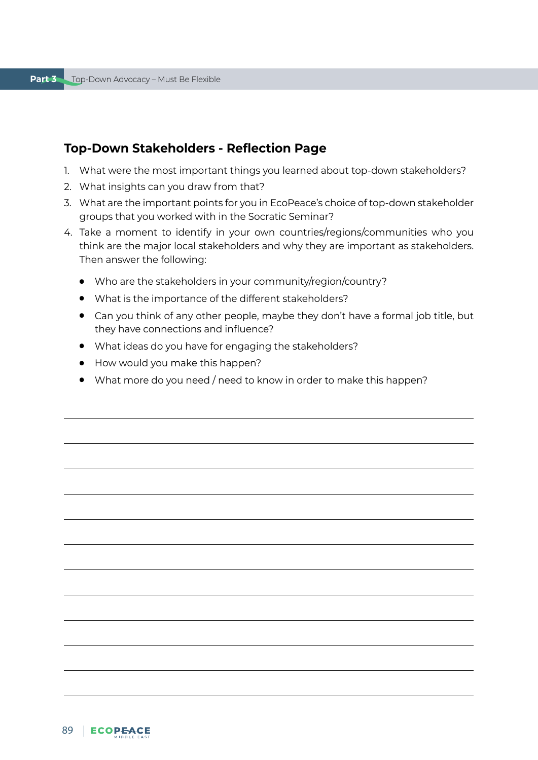## Top-Down Stakeholders - Reflection Page

1. What were the most important things you learned about top-down stakeholders?
2. What insights can you draw from that?
3. What are the important points for you in EcoPeace's choice of top-down stakeholder groups that you worked with in the Socratic Seminar?
4. Take a moment to identify in your own countries/regions/communities who you think are the major local stakeholders and why they are important as stakeholders. Then answer the following:
   - Who are the stakeholders in your community/region/country?
   - What is the importance of the different stakeholders?
   - Can you think of any other people, maybe they don't have a formal job title, but they have connections and influence?
   - What ideas do you have for engaging the stakeholders?
   - How would you make this happen?
   - What more do you need / need to know in order to make this happen?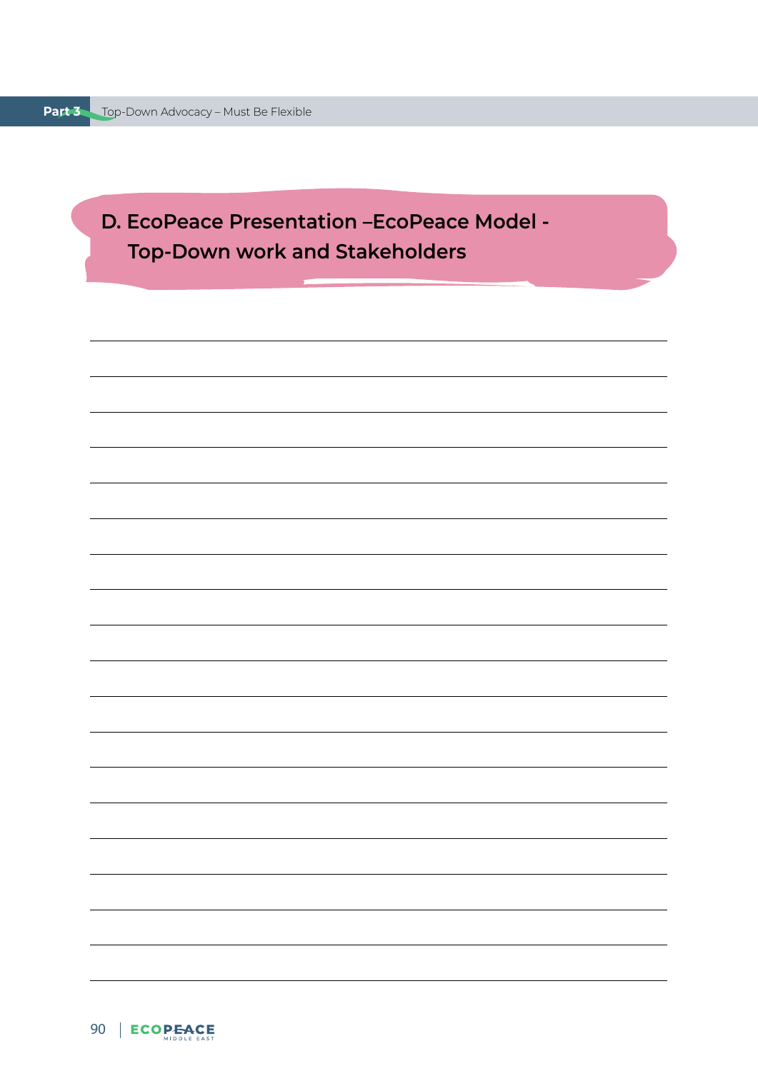## D. EcoPeace Presentation –EcoPeace Model - Top-Down work and Stakeholders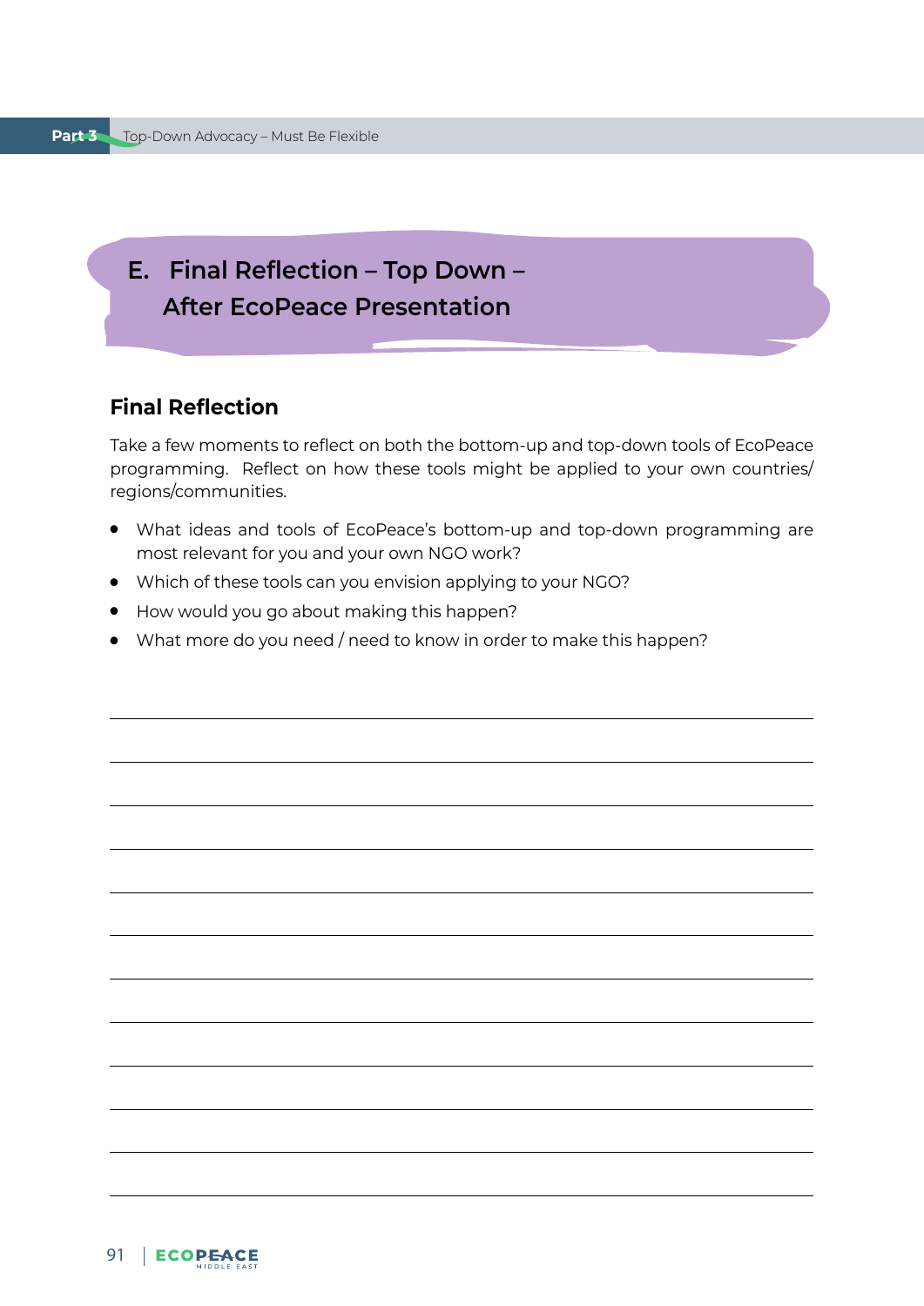## E. Final Reflection – Top Down – After EcoPeace Presentation

### Final Reflection

Take a few moments to reflect on both the bottom-up and top-down tools of EcoPeace programming. Reflect on how these tools might be applied to your own countries/ regions/communities.

- What ideas and tools of EcoPeace's bottom-up and top-down programming are most relevant for you and your own NGO work?
- Which of these tools can you envision applying to your NGO?
- How would you go about making this happen?
- What more do you need / need to know in order to make this happen?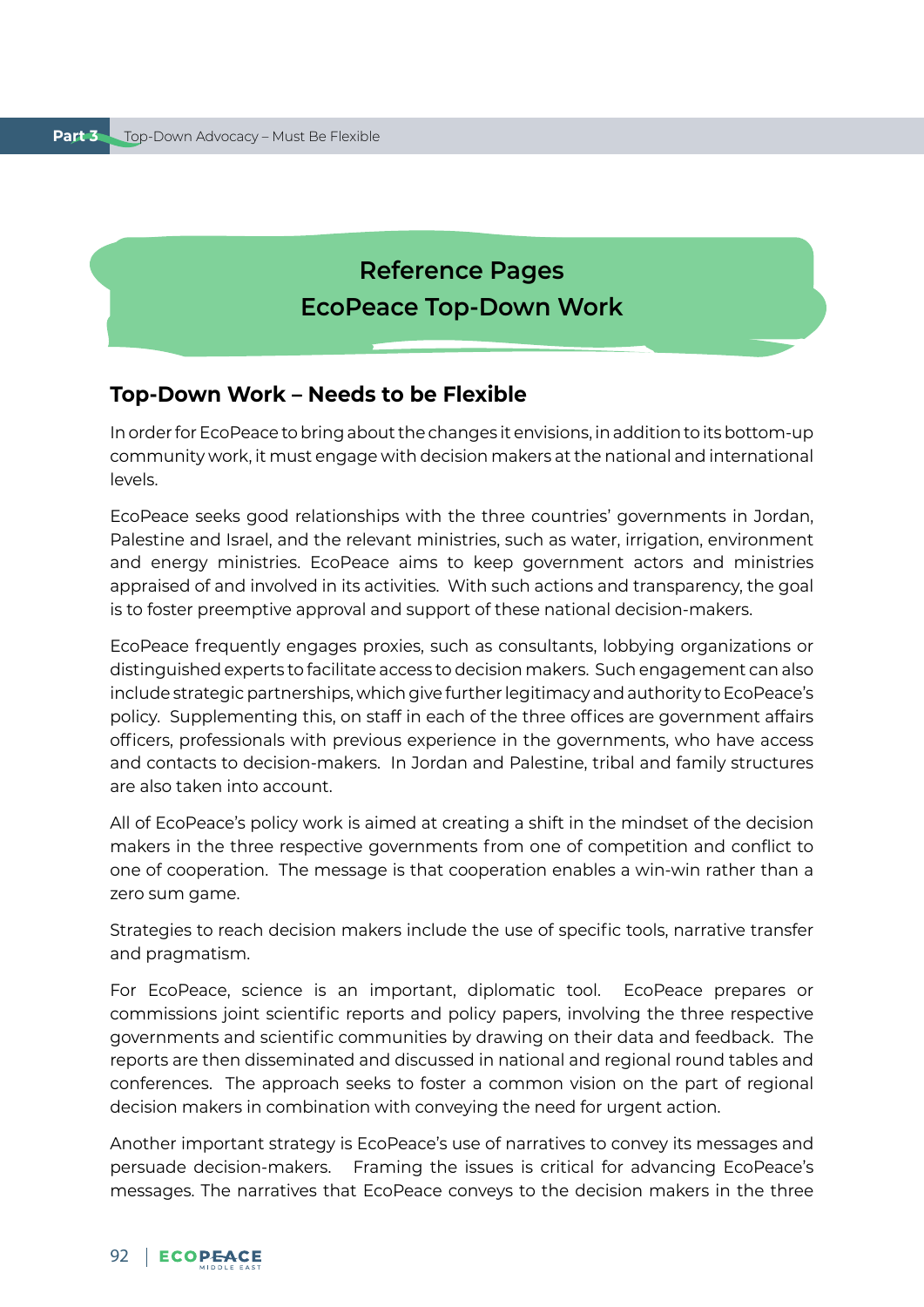# Reference Pages
# EcoPeace Top-Down Work

## Top-Down Work – Needs to be Flexible

In order for EcoPeace to bring about the changes it envisions, in addition to its bottom-up community work, it must engage with decision makers at the national and international levels.

EcoPeace seeks good relationships with the three countries' governments in Jordan, Palestine and Israel, and the relevant ministries, such as water, irrigation, environment and energy ministries. EcoPeace aims to keep government actors and ministries appraised of and involved in its activities. With such actions and transparency, the goal is to foster preemptive approval and support of these national decision-makers.

EcoPeace frequently engages proxies, such as consultants, lobbying organizations or distinguished experts to facilitate access to decision makers. Such engagement can also include strategic partnerships, which give further legitimacy and authority to EcoPeace's policy. Supplementing this, on staff in each of the three offices are government affairs officers, professionals with previous experience in the governments, who have access and contacts to decision-makers. In Jordan and Palestine, tribal and family structures are also taken into account.

All of EcoPeace's policy work is aimed at creating a shift in the mindset of the decision makers in the three respective governments from one of competition and conflict to one of cooperation. The message is that cooperation enables a win-win rather than a zero sum game.

Strategies to reach decision makers include the use of specific tools, narrative transfer and pragmatism.

For EcoPeace, science is an important, diplomatic tool. EcoPeace prepares or commissions joint scientific reports and policy papers, involving the three respective governments and scientific communities by drawing on their data and feedback. The reports are then disseminated and discussed in national and regional round tables and conferences. The approach seeks to foster a common vision on the part of regional decision makers in combination with conveying the need for urgent action.

Another important strategy is EcoPeace's use of narratives to convey its messages and persuade decision-makers. Framing the issues is critical for advancing EcoPeace's messages. The narratives that EcoPeace conveys to the decision makers in the three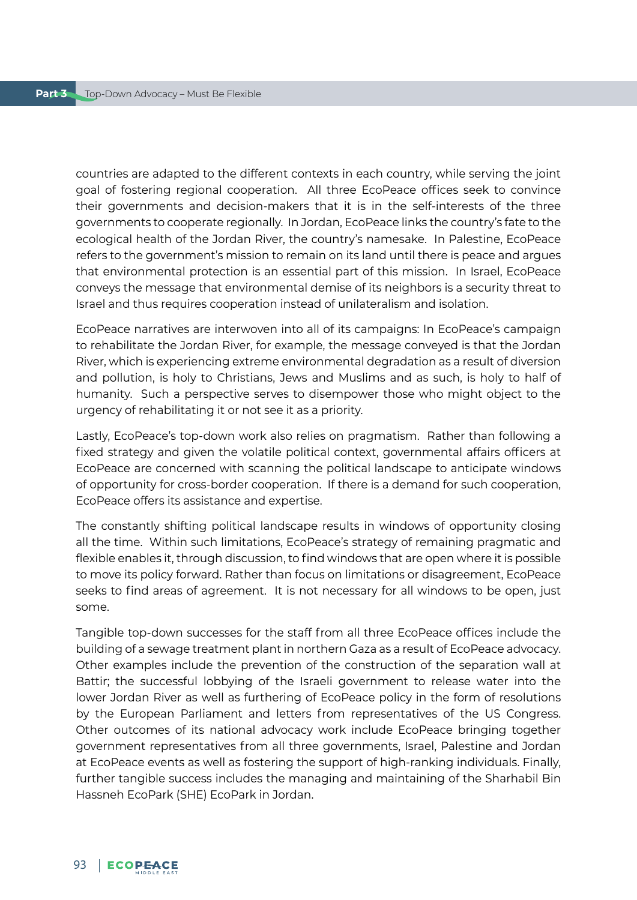countries are adapted to the different contexts in each country, while serving the joint goal of fostering regional cooperation. All three EcoPeace offices seek to convince their governments and decision-makers that it is in the self-interests of the three governments to cooperate regionally. In Jordan, EcoPeace links the country's fate to the ecological health of the Jordan River, the country's namesake. In Palestine, EcoPeace refers to the government's mission to remain on its land until there is peace and argues that environmental protection is an essential part of this mission. In Israel, EcoPeace conveys the message that environmental demise of its neighbors is a security threat to Israel and thus requires cooperation instead of unilateralism and isolation.

EcoPeace narratives are interwoven into all of its campaigns: In EcoPeace's campaign to rehabilitate the Jordan River, for example, the message conveyed is that the Jordan River, which is experiencing extreme environmental degradation as a result of diversion and pollution, is holy to Christians, Jews and Muslims and as such, is holy to half of humanity. Such a perspective serves to disempower those who might object to the urgency of rehabilitating it or not see it as a priority.

Lastly, EcoPeace's top-down work also relies on pragmatism. Rather than following a fixed strategy and given the volatile political context, governmental affairs officers at EcoPeace are concerned with scanning the political landscape to anticipate windows of opportunity for cross-border cooperation. If there is a demand for such cooperation, EcoPeace offers its assistance and expertise.

The constantly shifting political landscape results in windows of opportunity closing all the time. Within such limitations, EcoPeace's strategy of remaining pragmatic and flexible enables it, through discussion, to find windows that are open where it is possible to move its policy forward. Rather than focus on limitations or disagreement, EcoPeace seeks to find areas of agreement. It is not necessary for all windows to be open, just some.

Tangible top-down successes for the staff from all three EcoPeace offices include the building of a sewage treatment plant in northern Gaza as a result of EcoPeace advocacy. Other examples include the prevention of the construction of the separation wall at Battir; the successful lobbying of the Israeli government to release water into the lower Jordan River as well as furthering of EcoPeace policy in the form of resolutions by the European Parliament and letters from representatives of the US Congress. Other outcomes of its national advocacy work include EcoPeace bringing together government representatives from all three governments, Israel, Palestine and Jordan at EcoPeace events as well as fostering the support of high-ranking individuals. Finally, further tangible success includes the managing and maintaining of the Sharhabil Bin Hassneh EcoPark (SHE) EcoPark in Jordan.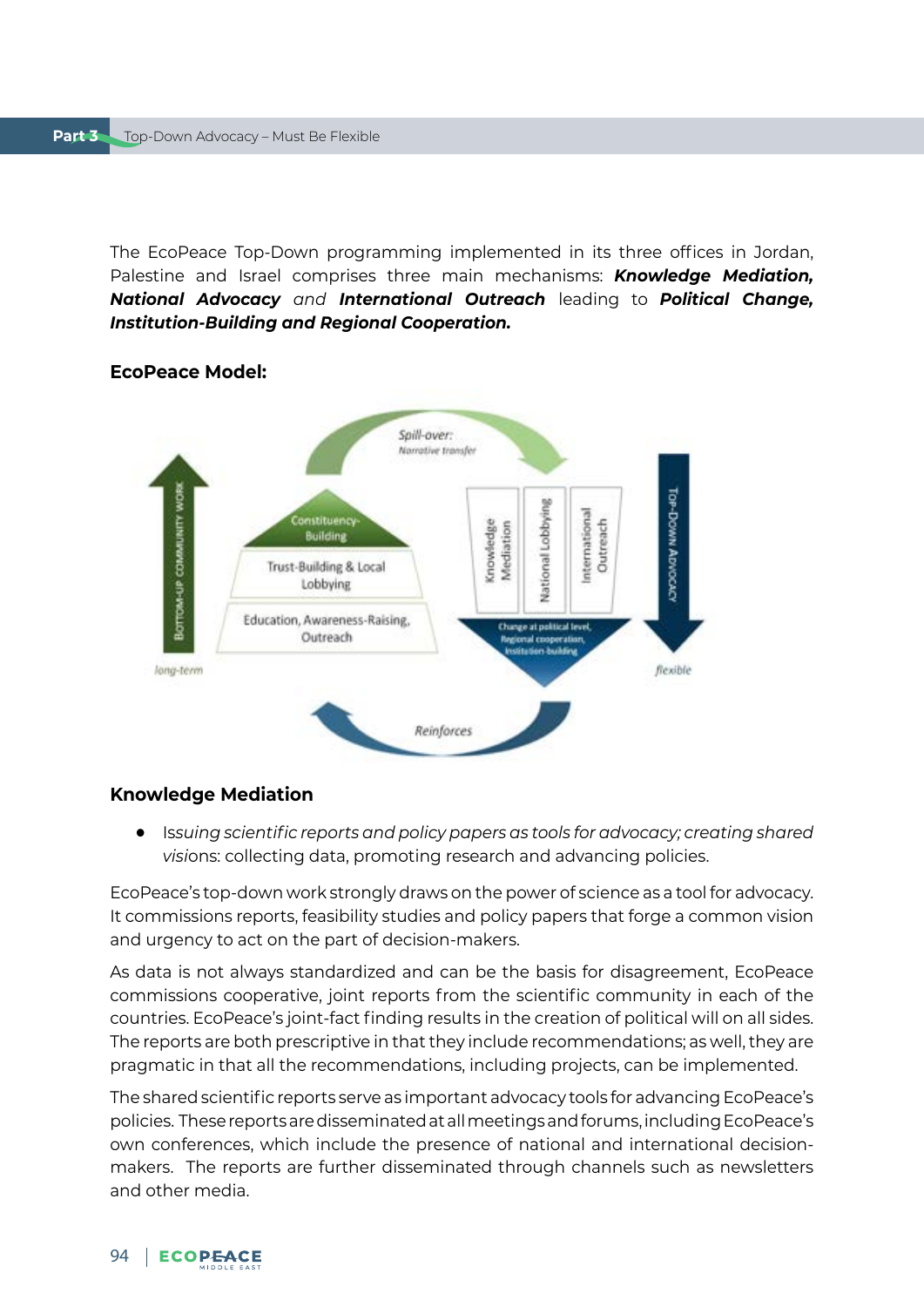The EcoPeace Top-Down programming implemented in its three offices in Jordan, Palestine and Israel comprises three main mechanisms: ***Knowledge Mediation, National Advocacy*** *and* ***International Outreach*** leading to ***Political Change, Institution-Building and Regional Cooperation.***

**EcoPeace Model:**

Spill-over: Narrative transfer

Bottom-Up Community Work — long-term

Constituency-Building

Trust-Building & Local Lobbying

Education, Awareness-Raising, Outreach

Knowledge Mediation | National Lobbying | International Outreach

Change at political level, Regional cooperation, Institution-building

Top-Down Advocacy — flexible

Reinforces

## Knowledge Mediation

- Is*suing scientific reports and policy papers as tools for advocacy; creating shared visi*ons: collecting data, promoting research and advancing policies.

EcoPeace's top-down work strongly draws on the power of science as a tool for advocacy. It commissions reports, feasibility studies and policy papers that forge a common vision and urgency to act on the part of decision-makers.

As data is not always standardized and can be the basis for disagreement, EcoPeace commissions cooperative, joint reports from the scientific community in each of the countries. EcoPeace's joint-fact finding results in the creation of political will on all sides. The reports are both prescriptive in that they include recommendations; as well, they are pragmatic in that all the recommendations, including projects, can be implemented.

The shared scientific reports serve as important advocacy tools for advancing EcoPeace's policies. These reports are disseminated at all meetings and forums, including EcoPeace's own conferences, which include the presence of national and international decision-makers. The reports are further disseminated through channels such as newsletters and other media.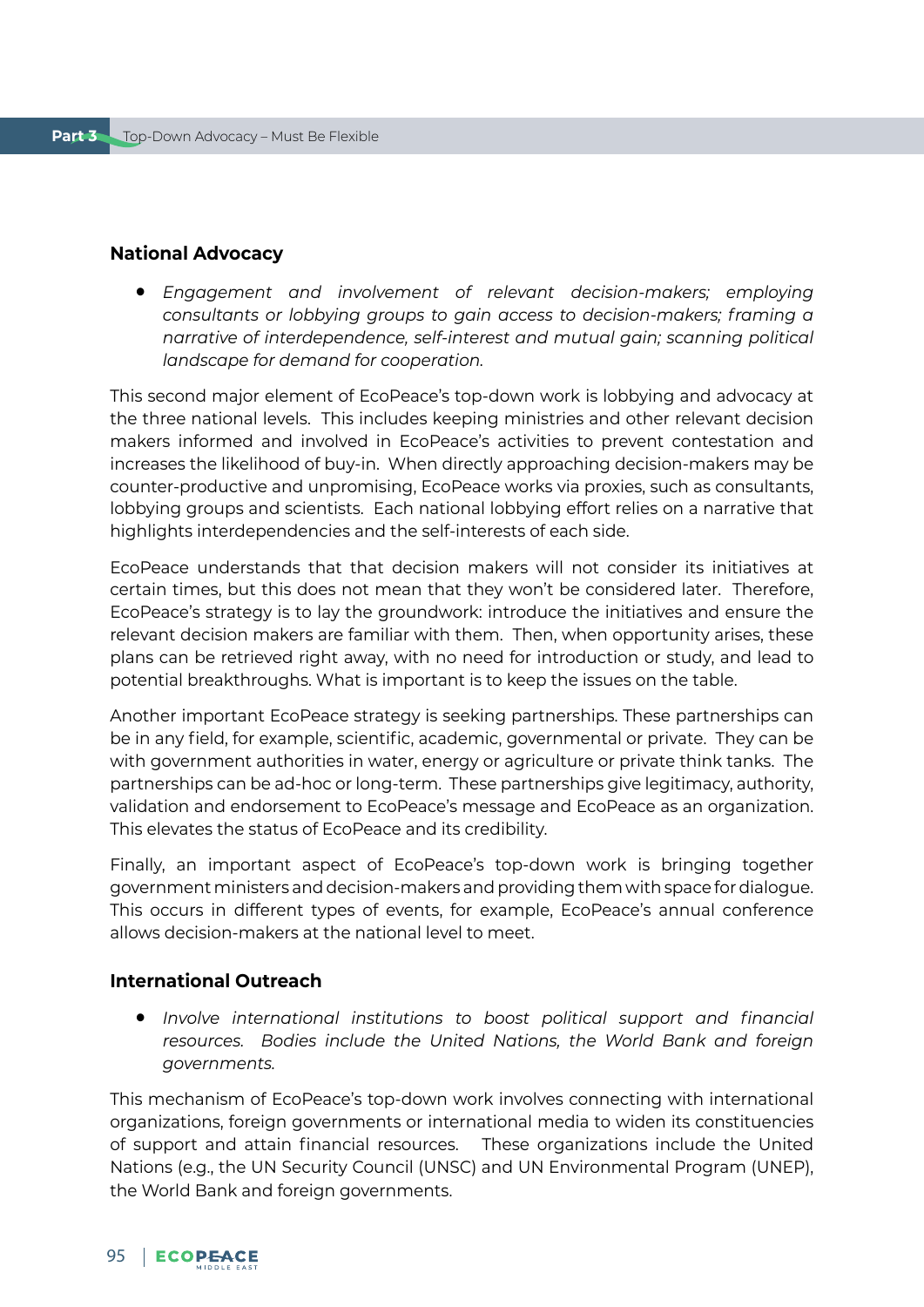### National Advocacy

- *Engagement and involvement of relevant decision-makers; employing consultants or lobbying groups to gain access to decision-makers; framing a narrative of interdependence, self-interest and mutual gain; scanning political landscape for demand for cooperation.*

This second major element of EcoPeace's top-down work is lobbying and advocacy at the three national levels. This includes keeping ministries and other relevant decision makers informed and involved in EcoPeace's activities to prevent contestation and increases the likelihood of buy-in. When directly approaching decision-makers may be counter-productive and unpromising, EcoPeace works via proxies, such as consultants, lobbying groups and scientists. Each national lobbying effort relies on a narrative that highlights interdependencies and the self-interests of each side.

EcoPeace understands that that decision makers will not consider its initiatives at certain times, but this does not mean that they won't be considered later. Therefore, EcoPeace's strategy is to lay the groundwork: introduce the initiatives and ensure the relevant decision makers are familiar with them. Then, when opportunity arises, these plans can be retrieved right away, with no need for introduction or study, and lead to potential breakthroughs. What is important is to keep the issues on the table.

Another important EcoPeace strategy is seeking partnerships. These partnerships can be in any field, for example, scientific, academic, governmental or private. They can be with government authorities in water, energy or agriculture or private think tanks. The partnerships can be ad-hoc or long-term. These partnerships give legitimacy, authority, validation and endorsement to EcoPeace's message and EcoPeace as an organization. This elevates the status of EcoPeace and its credibility.

Finally, an important aspect of EcoPeace's top-down work is bringing together government ministers and decision-makers and providing them with space for dialogue. This occurs in different types of events, for example, EcoPeace's annual conference allows decision-makers at the national level to meet.

### International Outreach

- *Involve international institutions to boost political support and financial resources. Bodies include the United Nations, the World Bank and foreign governments.*

This mechanism of EcoPeace's top-down work involves connecting with international organizations, foreign governments or international media to widen its constituencies of support and attain financial resources. These organizations include the United Nations (e.g., the UN Security Council (UNSC) and UN Environmental Program (UNEP), the World Bank and foreign governments.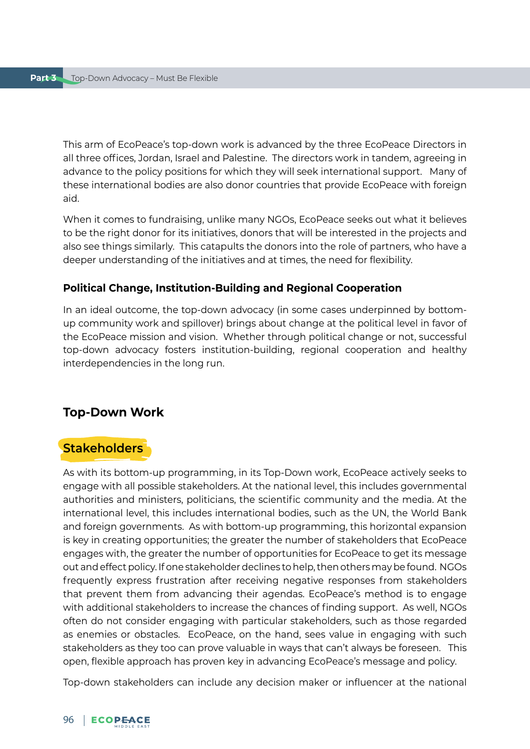This arm of EcoPeace's top-down work is advanced by the three EcoPeace Directors in all three offices, Jordan, Israel and Palestine. The directors work in tandem, agreeing in advance to the policy positions for which they will seek international support. Many of these international bodies are also donor countries that provide EcoPeace with foreign aid.

When it comes to fundraising, unlike many NGOs, EcoPeace seeks out what it believes to be the right donor for its initiatives, donors that will be interested in the projects and also see things similarly. This catapults the donors into the role of partners, who have a deeper understanding of the initiatives and at times, the need for flexibility.

### Political Change, Institution-Building and Regional Cooperation

In an ideal outcome, the top-down advocacy (in some cases underpinned by bottom-up community work and spillover) brings about change at the political level in favor of the EcoPeace mission and vision. Whether through political change or not, successful top-down advocacy fosters institution-building, regional cooperation and healthy interdependencies in the long run.

## Top-Down Work

### Stakeholders

As with its bottom-up programming, in its Top-Down work, EcoPeace actively seeks to engage with all possible stakeholders. At the national level, this includes governmental authorities and ministers, politicians, the scientific community and the media. At the international level, this includes international bodies, such as the UN, the World Bank and foreign governments. As with bottom-up programming, this horizontal expansion is key in creating opportunities; the greater the number of stakeholders that EcoPeace engages with, the greater the number of opportunities for EcoPeace to get its message out and effect policy. If one stakeholder declines to help, then others may be found. NGOs frequently express frustration after receiving negative responses from stakeholders that prevent them from advancing their agendas. EcoPeace's method is to engage with additional stakeholders to increase the chances of finding support. As well, NGOs often do not consider engaging with particular stakeholders, such as those regarded as enemies or obstacles. EcoPeace, on the hand, sees value in engaging with such stakeholders as they too can prove valuable in ways that can't always be foreseen. This open, flexible approach has proven key in advancing EcoPeace's message and policy.

Top-down stakeholders can include any decision maker or influencer at the national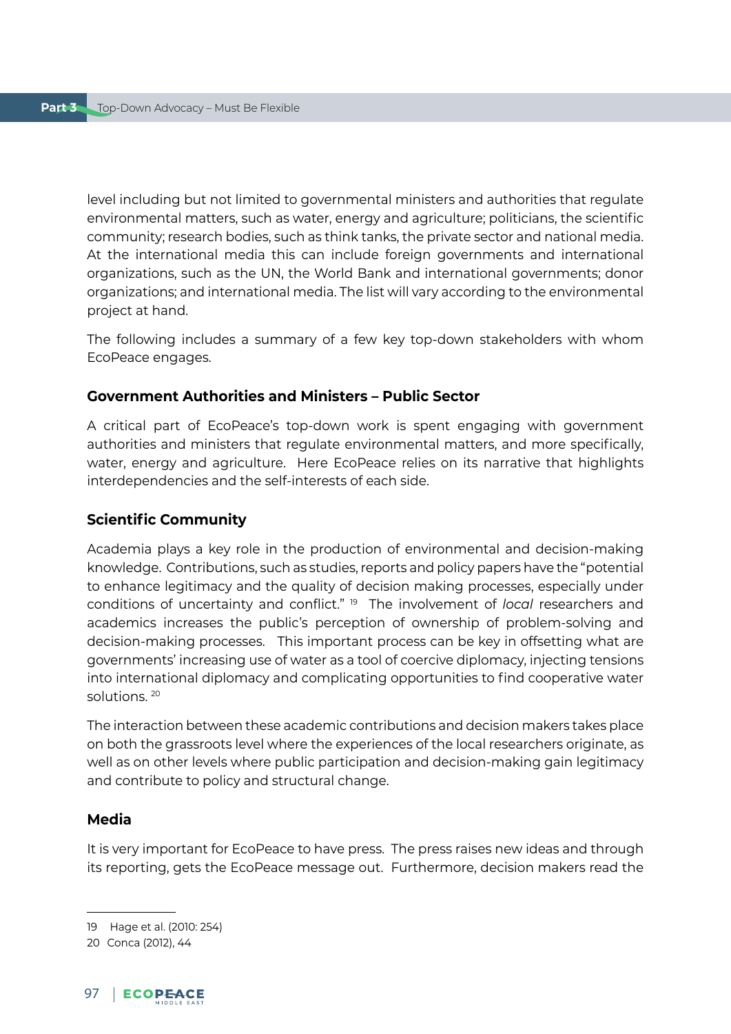level including but not limited to governmental ministers and authorities that regulate environmental matters, such as water, energy and agriculture; politicians, the scientific community; research bodies, such as think tanks, the private sector and national media. At the international media this can include foreign governments and international organizations, such as the UN, the World Bank and international governments; donor organizations; and international media. The list will vary according to the environmental project at hand.

The following includes a summary of a few key top-down stakeholders with whom EcoPeace engages.

### Government Authorities and Ministers – Public Sector

A critical part of EcoPeace's top-down work is spent engaging with government authorities and ministers that regulate environmental matters, and more specifically, water, energy and agriculture. Here EcoPeace relies on its narrative that highlights interdependencies and the self-interests of each side.

### Scientific Community

Academia plays a key role in the production of environmental and decision-making knowledge. Contributions, such as studies, reports and policy papers have the "potential to enhance legitimacy and the quality of decision making processes, especially under conditions of uncertainty and conflict." [19] The involvement of *local* researchers and academics increases the public's perception of ownership of problem-solving and decision-making processes. This important process can be key in offsetting what are governments' increasing use of water as a tool of coercive diplomacy, injecting tensions into international diplomacy and complicating opportunities to find cooperative water solutions. [20]

The interaction between these academic contributions and decision makers takes place on both the grassroots level where the experiences of the local researchers originate, as well as on other levels where public participation and decision-making gain legitimacy and contribute to policy and structural change.

### Media

It is very important for EcoPeace to have press. The press raises new ideas and through its reporting, gets the EcoPeace message out. Furthermore, decision makers read the

---

19 Hage et al. (2010: 254)

20 Conca (2012), 44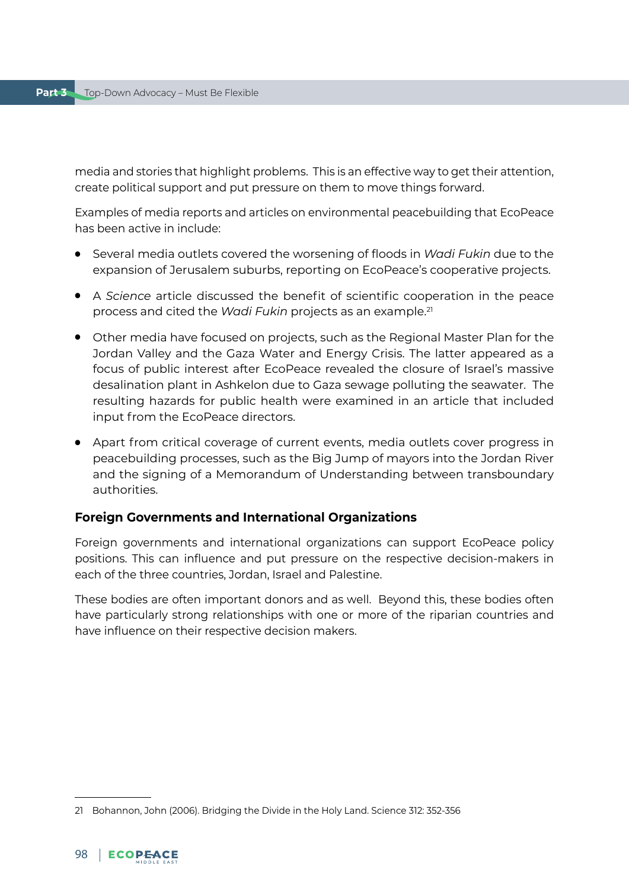media and stories that highlight problems. This is an effective way to get their attention, create political support and put pressure on them to move things forward.

Examples of media reports and articles on environmental peacebuilding that EcoPeace has been active in include:

- Several media outlets covered the worsening of floods in *Wadi Fukin* due to the expansion of Jerusalem suburbs, reporting on EcoPeace's cooperative projects.
- A *Science* article discussed the benefit of scientific cooperation in the peace process and cited the *Wadi Fukin* projects as an example.[21]
- Other media have focused on projects, such as the Regional Master Plan for the Jordan Valley and the Gaza Water and Energy Crisis. The latter appeared as a focus of public interest after EcoPeace revealed the closure of Israel's massive desalination plant in Ashkelon due to Gaza sewage polluting the seawater. The resulting hazards for public health were examined in an article that included input from the EcoPeace directors.
- Apart from critical coverage of current events, media outlets cover progress in peacebuilding processes, such as the Big Jump of mayors into the Jordan River and the signing of a Memorandum of Understanding between transboundary authorities.

### Foreign Governments and International Organizations

Foreign governments and international organizations can support EcoPeace policy positions. This can influence and put pressure on the respective decision-makers in each of the three countries, Jordan, Israel and Palestine.

These bodies are often important donors and as well. Beyond this, these bodies often have particularly strong relationships with one or more of the riparian countries and have influence on their respective decision makers.

---

21 Bohannon, John (2006). Bridging the Divide in the Holy Land. Science 312: 352-356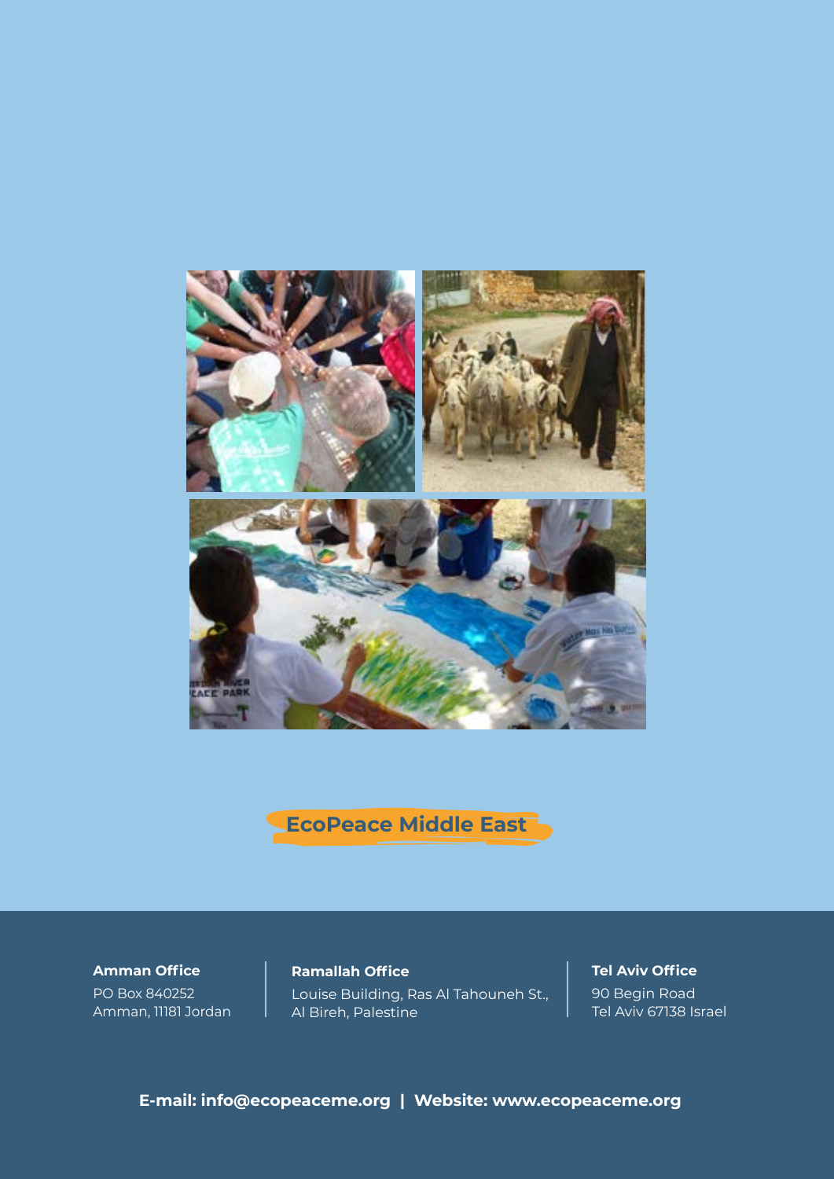**EcoPeace Middle East**

**Amman Office**
PO Box 840252
Amman, 11181 Jordan

**Ramallah Office**
Louise Building, Ras Al Tahouneh St.,
Al Bireh, Palestine

**Tel Aviv Office**
90 Begin Road
Tel Aviv 67138 Israel

**E-mail: info@ecopeaceme.org | Website: www.ecopeaceme.org**